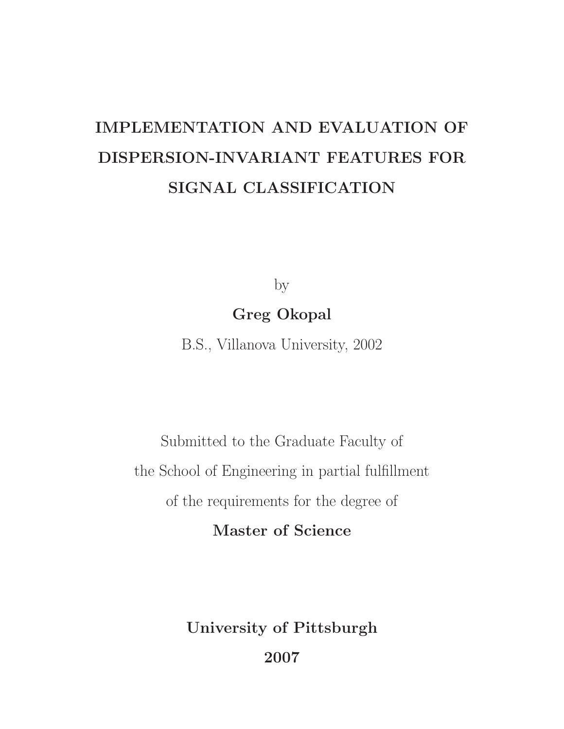# IMPLEMENTATION AND EVALUATION OF DISPERSION-INVARIANT FEATURES FOR SIGNAL CLASSIFICATION

by

**Greg Okopal**

B.S., Villanova University, 2002

Submitted to the Graduate Faculty of
the School of Engineering in partial fulfillment
of the requirements for the degree of

**Master of Science**

**University of Pittsburgh**

**2007**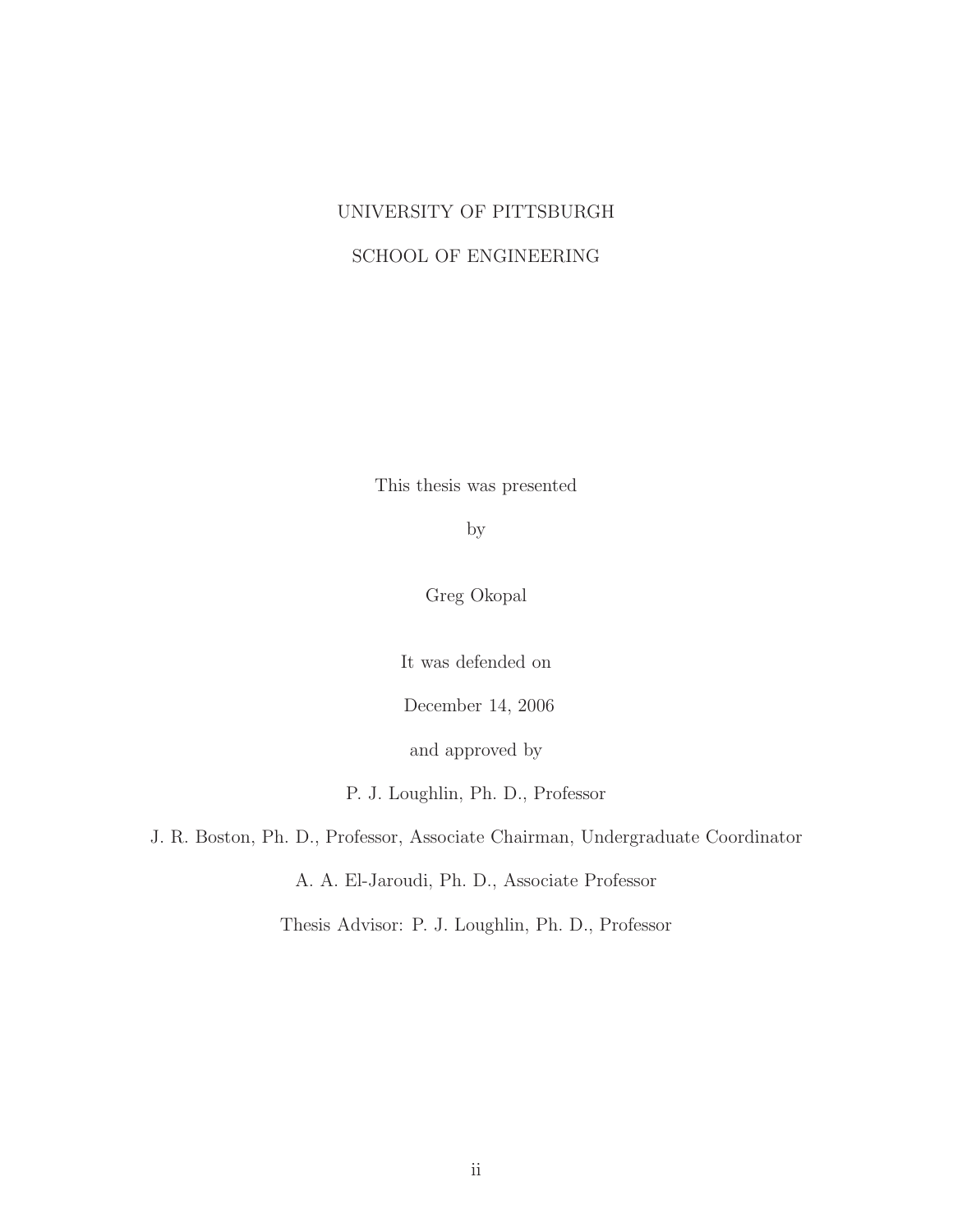UNIVERSITY OF PITTSBURGH

SCHOOL OF ENGINEERING

This thesis was presented

by

Greg Okopal

It was defended on

December 14, 2006

and approved by

P. J. Loughlin, Ph. D., Professor

J. R. Boston, Ph. D., Professor, Associate Chairman, Undergraduate Coordinator

A. A. El-Jaroudi, Ph. D., Associate Professor

Thesis Advisor: P. J. Loughlin, Ph. D., Professor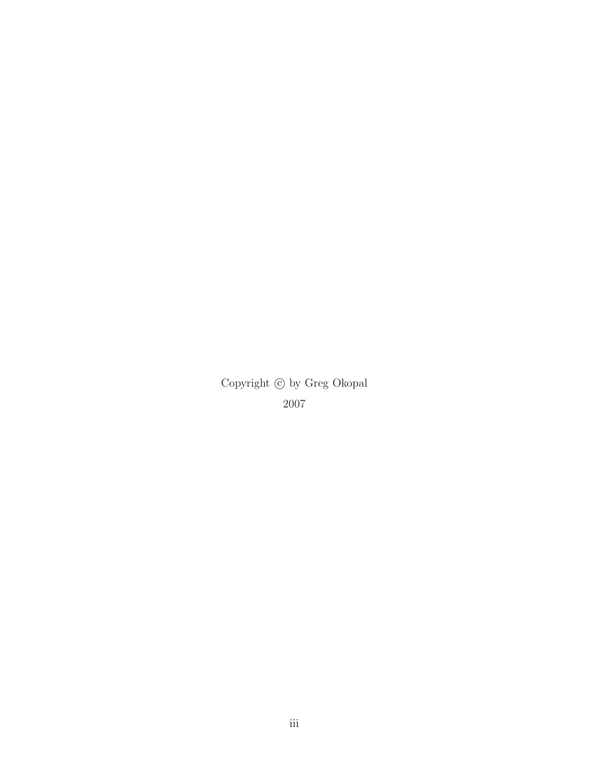Copyright © by Greg Okopal

2007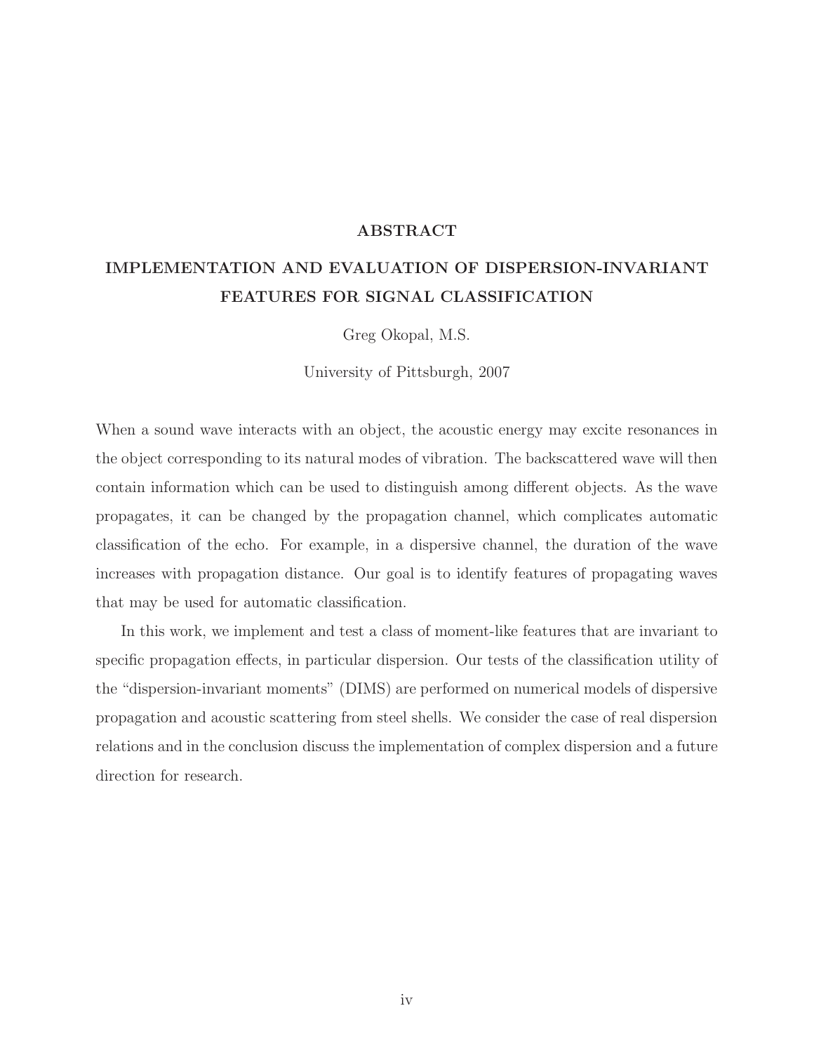## ABSTRACT

## IMPLEMENTATION AND EVALUATION OF DISPERSION-INVARIANT FEATURES FOR SIGNAL CLASSIFICATION

Greg Okopal, M.S.

University of Pittsburgh, 2007

When a sound wave interacts with an object, the acoustic energy may excite resonances in the object corresponding to its natural modes of vibration. The backscattered wave will then contain information which can be used to distinguish among different objects. As the wave propagates, it can be changed by the propagation channel, which complicates automatic classification of the echo. For example, in a dispersive channel, the duration of the wave increases with propagation distance. Our goal is to identify features of propagating waves that may be used for automatic classification.

In this work, we implement and test a class of moment-like features that are invariant to specific propagation effects, in particular dispersion. Our tests of the classification utility of the "dispersion-invariant moments" (DIMS) are performed on numerical models of dispersive propagation and acoustic scattering from steel shells. We consider the case of real dispersion relations and in the conclusion discuss the implementation of complex dispersion and a future direction for research.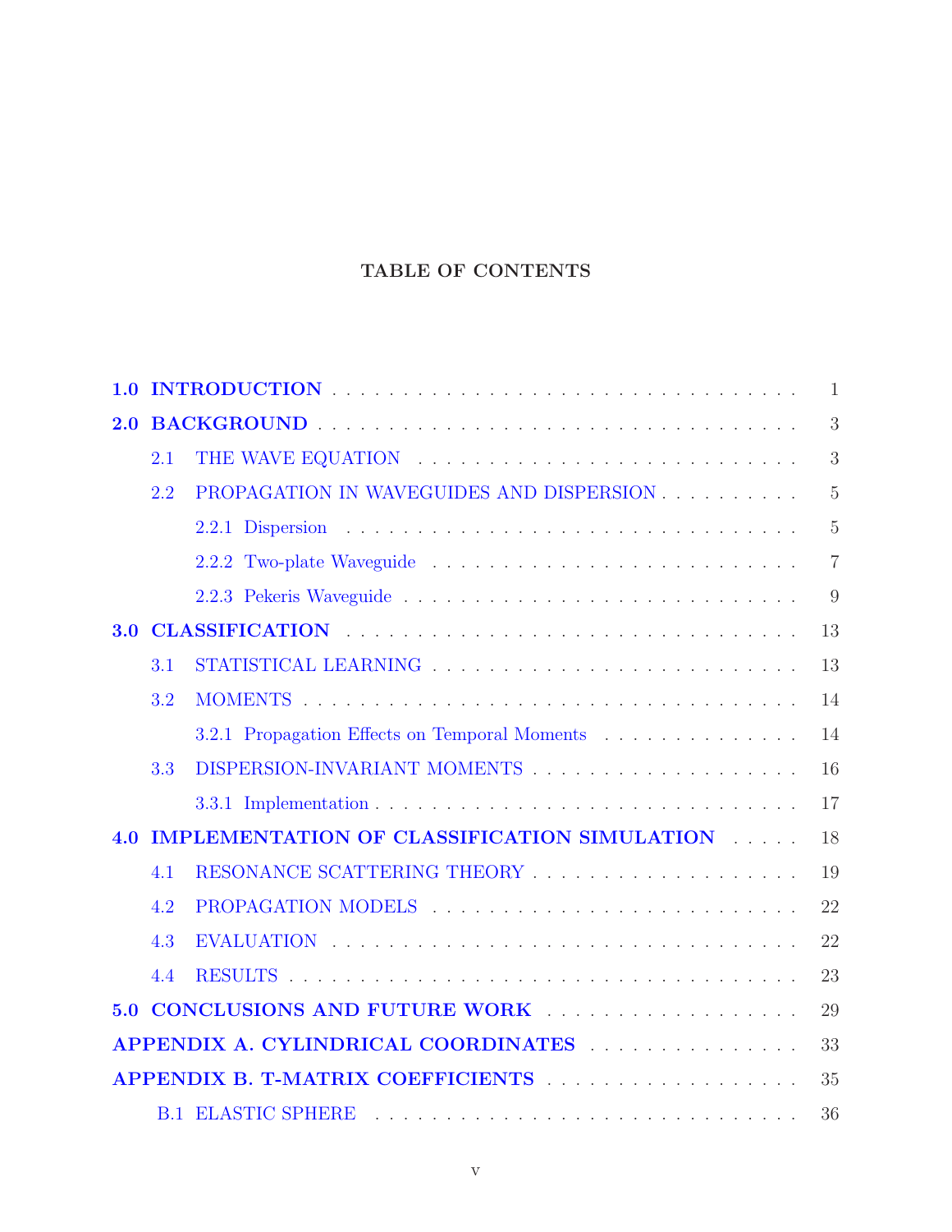## TABLE OF CONTENTS

**1.0 INTRODUCTION** . . . . . . . . . . . . . . . . . . . . . . . . . . . . . . . . . . . 1

**2.0 BACKGROUND** . . . . . . . . . . . . . . . . . . . . . . . . . . . . . . . . . . . 3

- 2.1 THE WAVE EQUATION . . . . . . . . . . . . . . . . . . . . . . . . . . . 3
- 2.2 PROPAGATION IN WAVEGUIDES AND DISPERSION . . . . . . . . . . 5
  - 2.2.1 Dispersion . . . . . . . . . . . . . . . . . . . . . . . . . . . . . . . . 5
  - 2.2.2 Two-plate Waveguide . . . . . . . . . . . . . . . . . . . . . . . . . 7
  - 2.2.3 Pekeris Waveguide . . . . . . . . . . . . . . . . . . . . . . . . . . 9

**3.0 CLASSIFICATION** . . . . . . . . . . . . . . . . . . . . . . . . . . . . . . . . 13

- 3.1 STATISTICAL LEARNING . . . . . . . . . . . . . . . . . . . . . . . . . . 13
- 3.2 MOMENTS . . . . . . . . . . . . . . . . . . . . . . . . . . . . . . . . . . 14
  - 3.2.1 Propagation Effects on Temporal Moments . . . . . . . . . . . . . 14
- 3.3 DISPERSION-INVARIANT MOMENTS . . . . . . . . . . . . . . . . . . . 16
  - 3.3.1 Implementation . . . . . . . . . . . . . . . . . . . . . . . . . . . . . 17

**4.0 IMPLEMENTATION OF CLASSIFICATION SIMULATION** . . . . . 18

- 4.1 RESONANCE SCATTERING THEORY . . . . . . . . . . . . . . . . . . . 19
- 4.2 PROPAGATION MODELS . . . . . . . . . . . . . . . . . . . . . . . . . . 22
- 4.3 EVALUATION . . . . . . . . . . . . . . . . . . . . . . . . . . . . . . . . 22
- 4.4 RESULTS . . . . . . . . . . . . . . . . . . . . . . . . . . . . . . . . . . 23

**5.0 CONCLUSIONS AND FUTURE WORK** . . . . . . . . . . . . . . . . . . 29

**APPENDIX A. CYLINDRICAL COORDINATES** . . . . . . . . . . . . . . . 33

**APPENDIX B. T-MATRIX COEFFICIENTS** . . . . . . . . . . . . . . . . 35

- B.1 ELASTIC SPHERE . . . . . . . . . . . . . . . . . . . . . . . . . . . . . . 36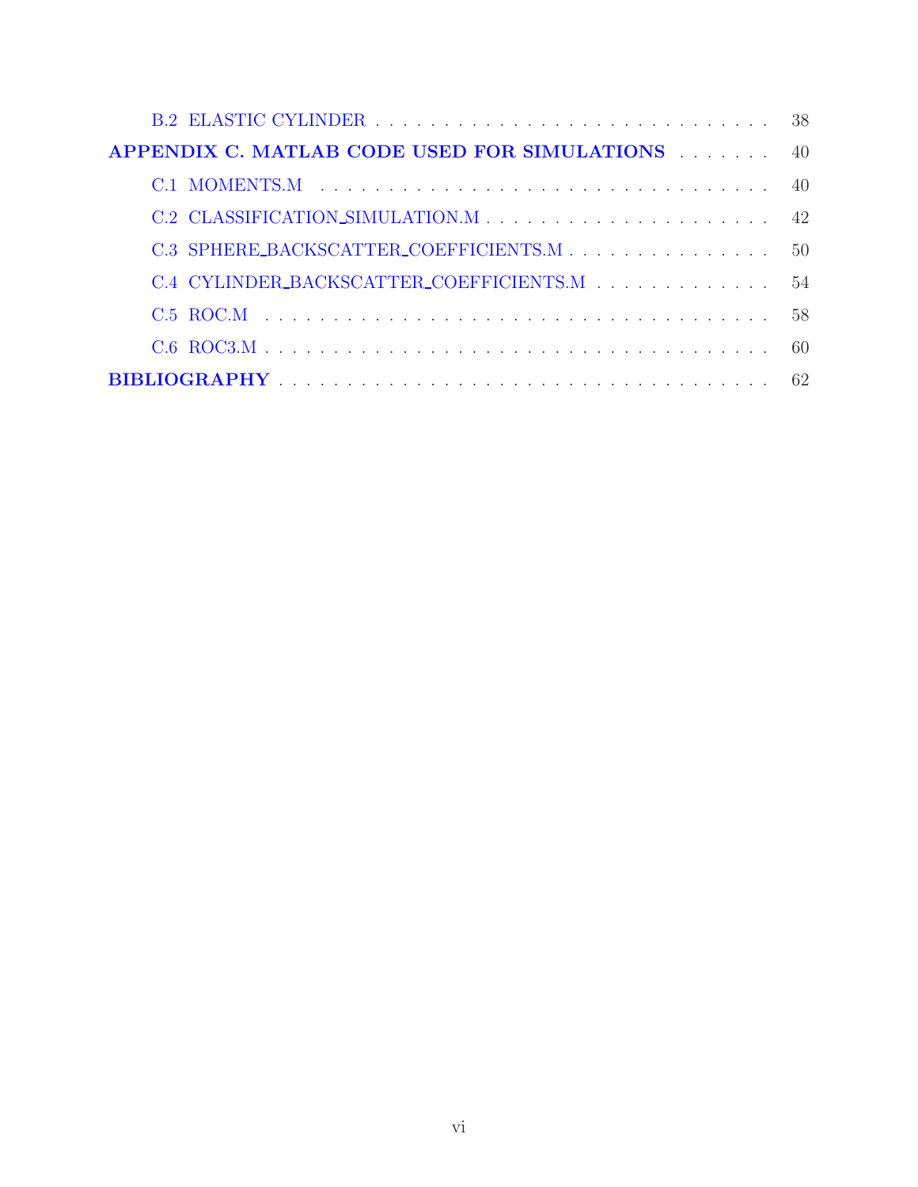- B.2 ELASTIC CYLINDER . . . . . . . . . . 38

**APPENDIX C. MATLAB CODE USED FOR SIMULATIONS** . . . . . . . . 40

- C.1 MOMENTS.M . . . . . . . . . . 40
- C.2 CLASSIFICATION_SIMULATION.M . . . . . . . . . . 42
- C.3 SPHERE_BACKSCATTER_COEFFICIENTS.M . . . . . . . . . . 50
- C.4 CYLINDER_BACKSCATTER_COEFFICIENTS.M . . . . . . . . . . 54
- C.5 ROC.M . . . . . . . . . . 58
- C.6 ROC3.M . . . . . . . . . . 60

**BIBLIOGRAPHY** . . . . . . . . . . 62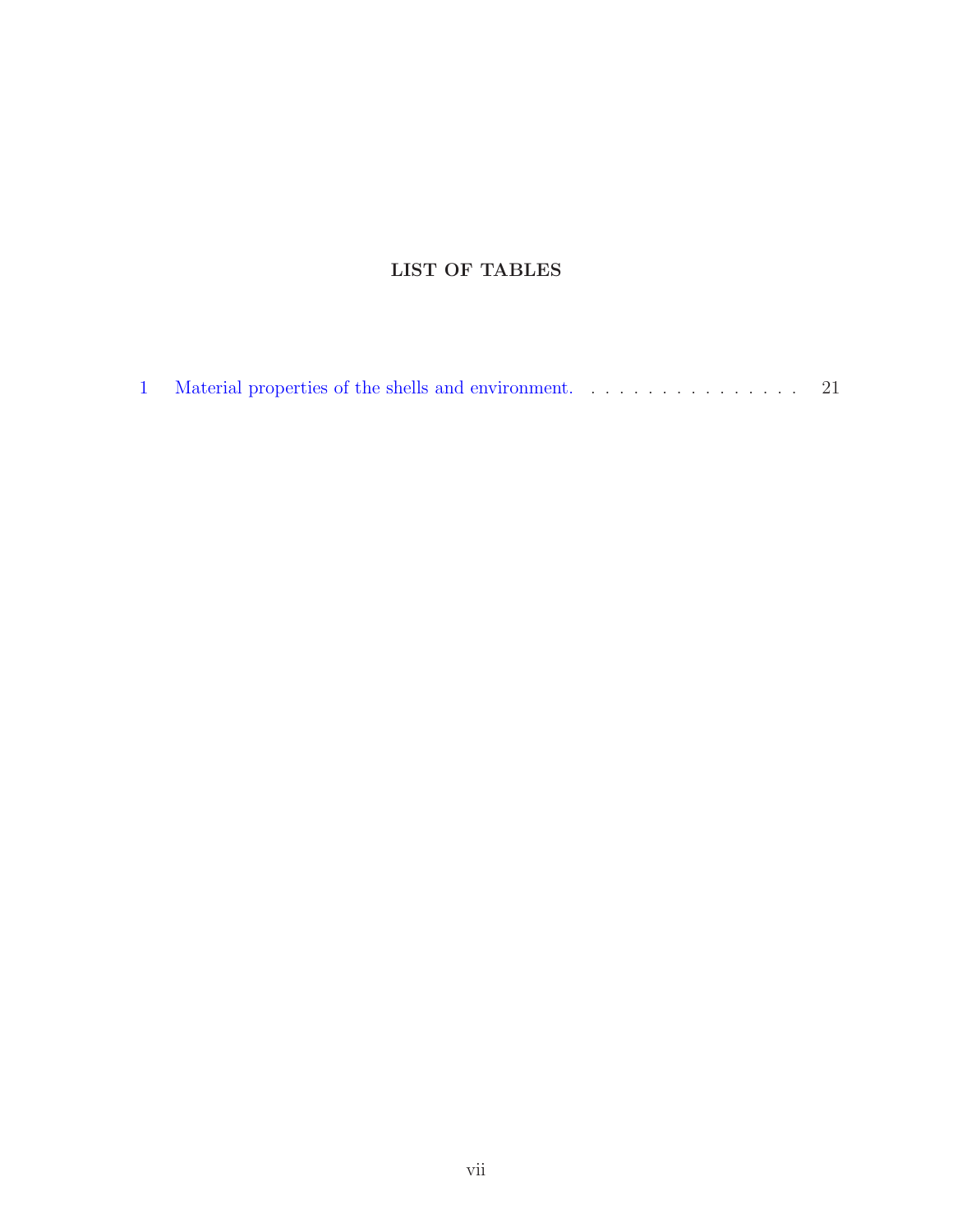# LIST OF TABLES

1 Material properties of the shells and environment. . . . . . . . . . . . . . . . . 21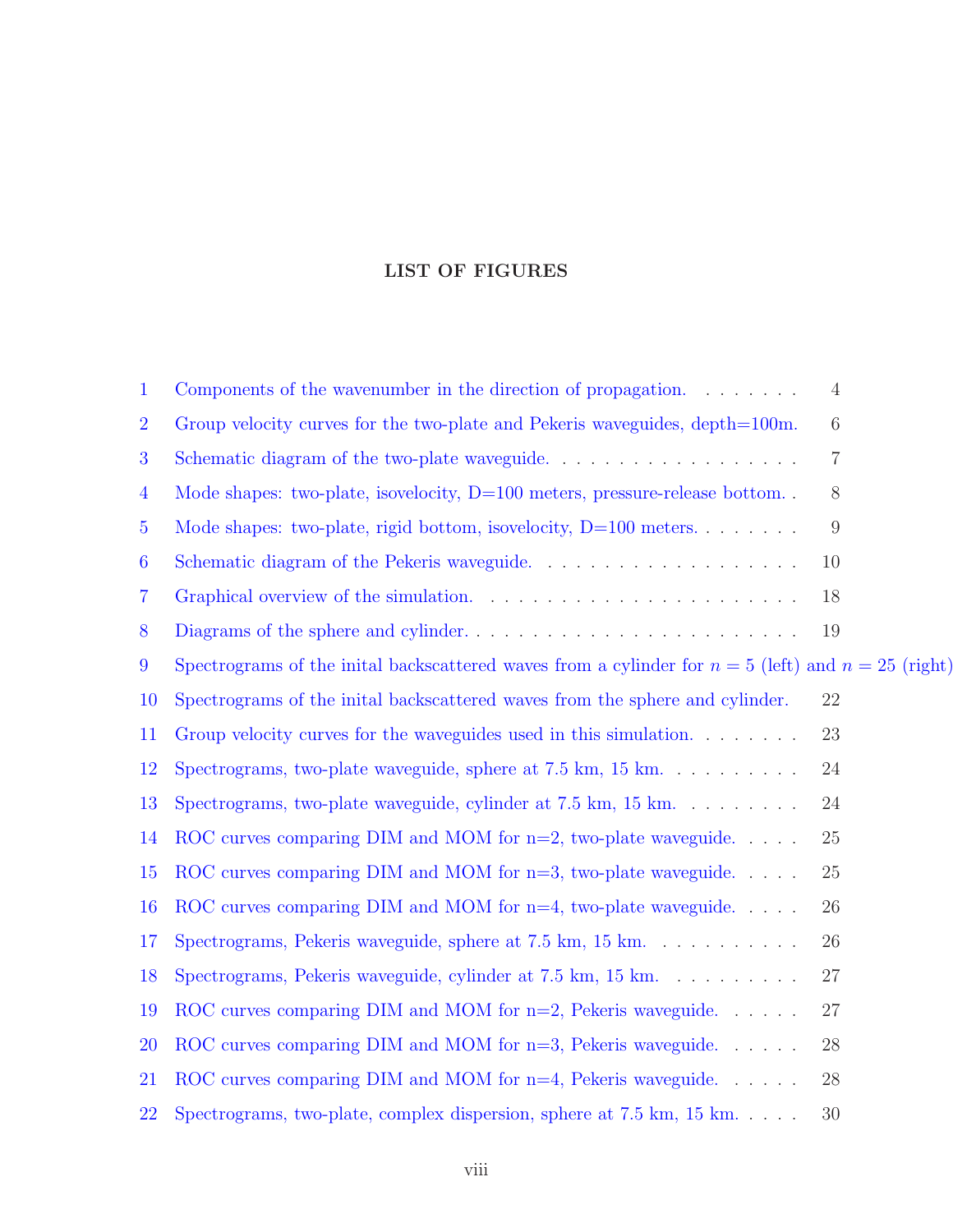# LIST OF FIGURES

1 Components of the wavenumber in the direction of propagation. . . . . . . . 4

2 Group velocity curves for the two-plate and Pekeris waveguides, depth=100m. 6

3 Schematic diagram of the two-plate waveguide. . . . . . . . . . . . . . . . . . 7

4 Mode shapes: two-plate, isovelocity, D=100 meters, pressure-release bottom. . 8

5 Mode shapes: two-plate, rigid bottom, isovelocity, D=100 meters. . . . . . . . 9

6 Schematic diagram of the Pekeris waveguide. . . . . . . . . . . . . . . . . . . 10

7 Graphical overview of the simulation. . . . . . . . . . . . . . . . . . . . . . . 18

8 Diagrams of the sphere and cylinder. . . . . . . . . . . . . . . . . . . . . . . . 19

9 Spectrograms of the inital backscattered waves from a cylinder for $n = 5$ (left) and $n = 25$ (right)

10 Spectrograms of the inital backscattered waves from the sphere and cylinder. 22

11 Group velocity curves for the waveguides used in this simulation. . . . . . . . 23

12 Spectrograms, two-plate waveguide, sphere at 7.5 km, 15 km. . . . . . . . . . 24

13 Spectrograms, two-plate waveguide, cylinder at 7.5 km, 15 km. . . . . . . . . 24

14 ROC curves comparing DIM and MOM for n=2, two-plate waveguide. . . . . 25

15 ROC curves comparing DIM and MOM for n=3, two-plate waveguide. . . . . 25

16 ROC curves comparing DIM and MOM for n=4, two-plate waveguide. . . . . 26

17 Spectrograms, Pekeris waveguide, sphere at 7.5 km, 15 km. . . . . . . . . . . 26

18 Spectrograms, Pekeris waveguide, cylinder at 7.5 km, 15 km. . . . . . . . . . 27

19 ROC curves comparing DIM and MOM for n=2, Pekeris waveguide. . . . . . 27

20 ROC curves comparing DIM and MOM for n=3, Pekeris waveguide. . . . . . 28

21 ROC curves comparing DIM and MOM for n=4, Pekeris waveguide. . . . . . 28

22 Spectrograms, two-plate, complex dispersion, sphere at 7.5 km, 15 km. . . . . 30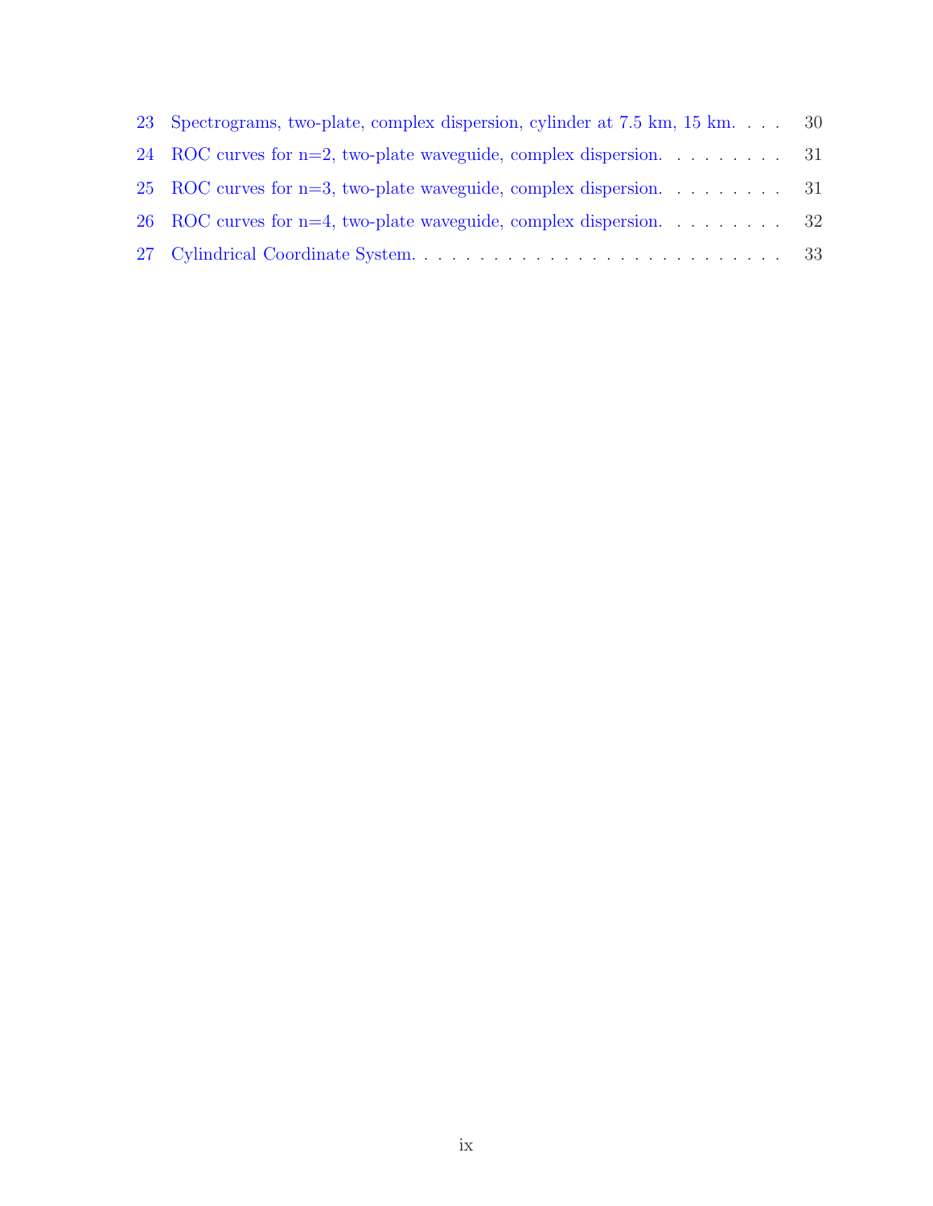23 Spectrograms, two-plate, complex dispersion, cylinder at 7.5 km, 15 km. . . . 30

24 ROC curves for n=2, two-plate waveguide, complex dispersion. . . . . . . . . 31

25 ROC curves for n=3, two-plate waveguide, complex dispersion. . . . . . . . . 31

26 ROC curves for n=4, two-plate waveguide, complex dispersion. . . . . . . . . 32

27 Cylindrical Coordinate System. . . . . . . . . . . . . . . . . . . . . . . . . . . . 33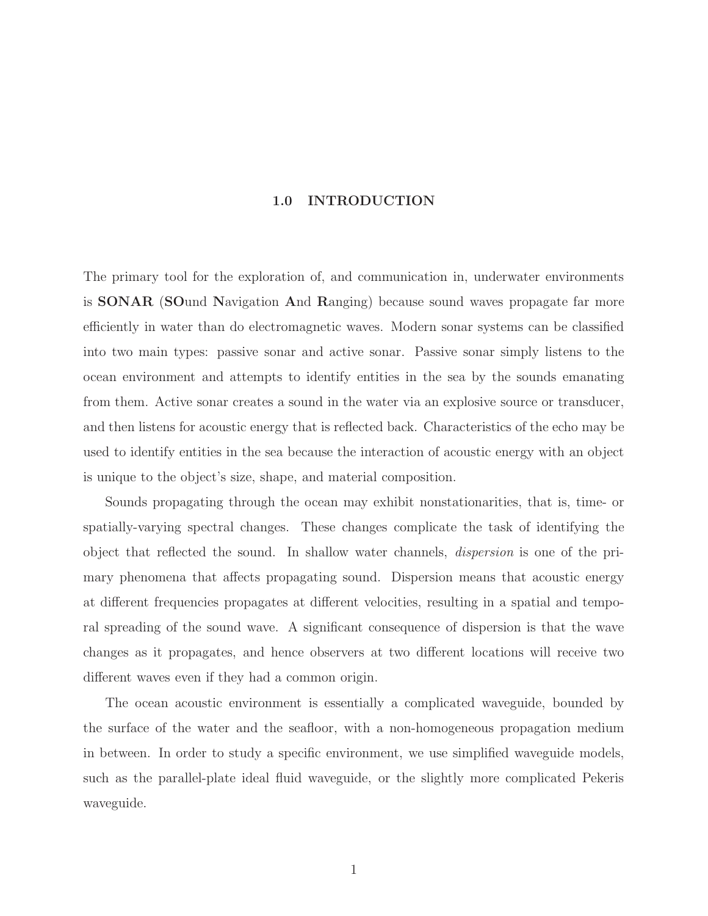# 1.0 INTRODUCTION

The primary tool for the exploration of, and communication in, underwater environments is **SONAR** (**SO**und **N**avigation **A**nd **R**anging) because sound waves propagate far more efficiently in water than do electromagnetic waves. Modern sonar systems can be classified into two main types: passive sonar and active sonar. Passive sonar simply listens to the ocean environment and attempts to identify entities in the sea by the sounds emanating from them. Active sonar creates a sound in the water via an explosive source or transducer, and then listens for acoustic energy that is reflected back. Characteristics of the echo may be used to identify entities in the sea because the interaction of acoustic energy with an object is unique to the object's size, shape, and material composition.

Sounds propagating through the ocean may exhibit nonstationarities, that is, time- or spatially-varying spectral changes. These changes complicate the task of identifying the object that reflected the sound. In shallow water channels, *dispersion* is one of the primary phenomena that affects propagating sound. Dispersion means that acoustic energy at different frequencies propagates at different velocities, resulting in a spatial and temporal spreading of the sound wave. A significant consequence of dispersion is that the wave changes as it propagates, and hence observers at two different locations will receive two different waves even if they had a common origin.

The ocean acoustic environment is essentially a complicated waveguide, bounded by the surface of the water and the seafloor, with a non-homogeneous propagation medium in between. In order to study a specific environment, we use simplified waveguide models, such as the parallel-plate ideal fluid waveguide, or the slightly more complicated Pekeris waveguide.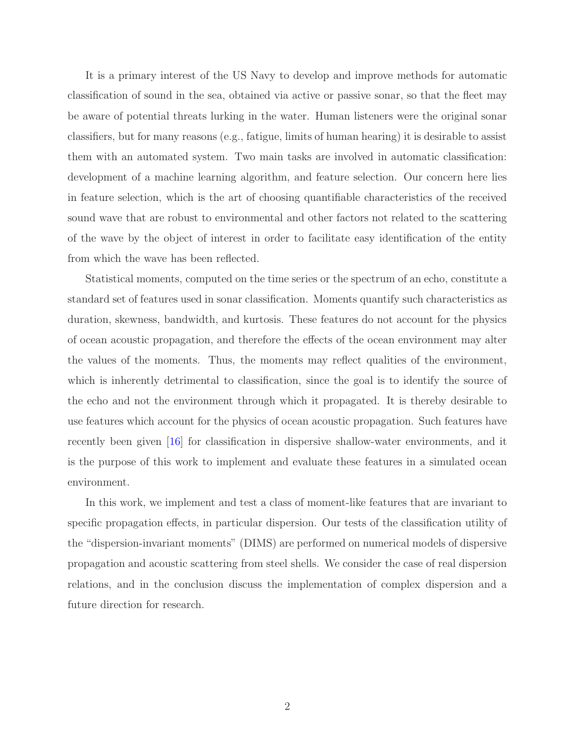It is a primary interest of the US Navy to develop and improve methods for automatic classification of sound in the sea, obtained via active or passive sonar, so that the fleet may be aware of potential threats lurking in the water. Human listeners were the original sonar classifiers, but for many reasons (e.g., fatigue, limits of human hearing) it is desirable to assist them with an automated system. Two main tasks are involved in automatic classification: development of a machine learning algorithm, and feature selection. Our concern here lies in feature selection, which is the art of choosing quantifiable characteristics of the received sound wave that are robust to environmental and other factors not related to the scattering of the wave by the object of interest in order to facilitate easy identification of the entity from which the wave has been reflected.

Statistical moments, computed on the time series or the spectrum of an echo, constitute a standard set of features used in sonar classification. Moments quantify such characteristics as duration, skewness, bandwidth, and kurtosis. These features do not account for the physics of ocean acoustic propagation, and therefore the effects of the ocean environment may alter the values of the moments. Thus, the moments may reflect qualities of the environment, which is inherently detrimental to classification, since the goal is to identify the source of the echo and not the environment through which it propagated. It is thereby desirable to use features which account for the physics of ocean acoustic propagation. Such features have recently been given [16] for classification in dispersive shallow-water environments, and it is the purpose of this work to implement and evaluate these features in a simulated ocean environment.

In this work, we implement and test a class of moment-like features that are invariant to specific propagation effects, in particular dispersion. Our tests of the classification utility of the "dispersion-invariant moments" (DIMS) are performed on numerical models of dispersive propagation and acoustic scattering from steel shells. We consider the case of real dispersion relations, and in the conclusion discuss the implementation of complex dispersion and a future direction for research.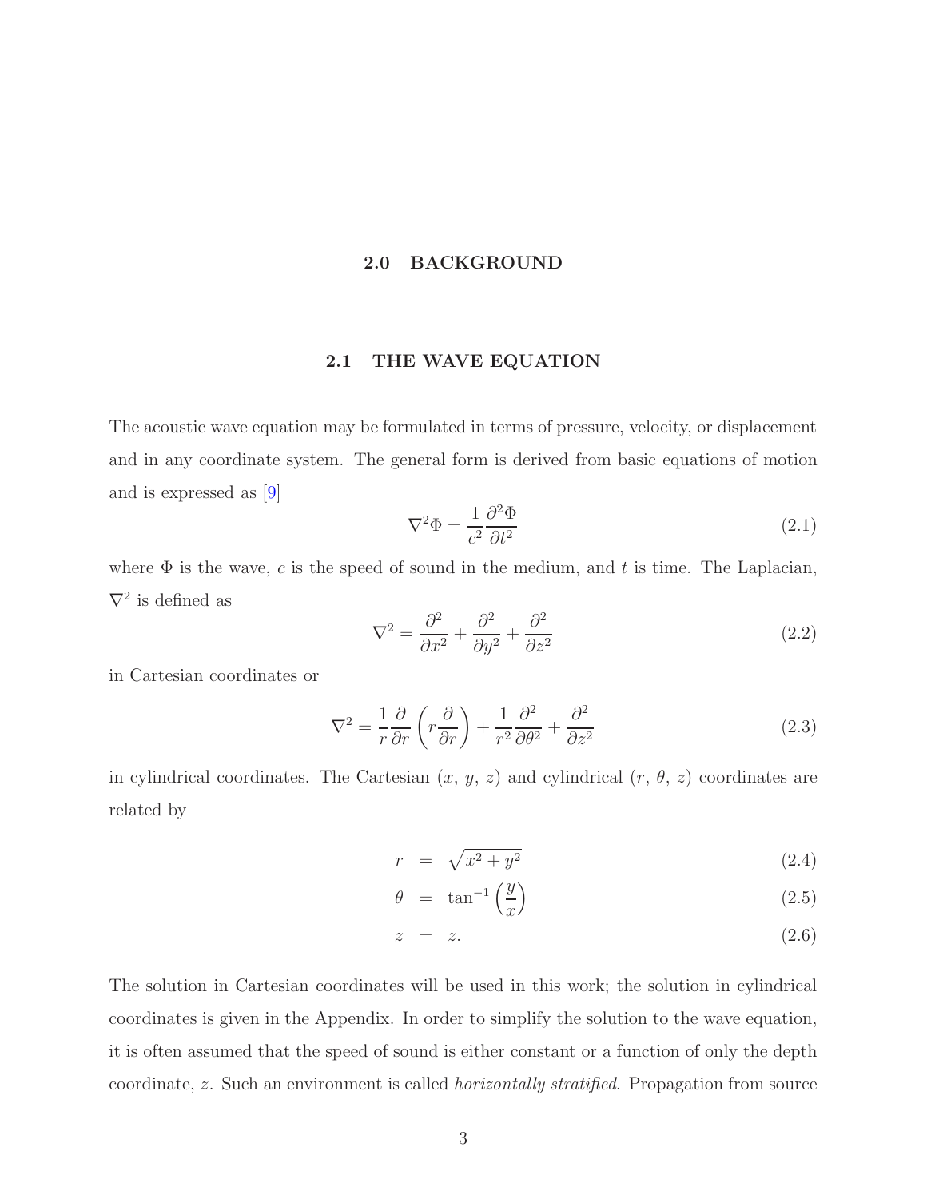# 2.0 BACKGROUND

## 2.1 THE WAVE EQUATION

The acoustic wave equation may be formulated in terms of pressure, velocity, or displacement and in any coordinate system. The general form is derived from basic equations of motion and is expressed as [9]

$$\nabla^2 \Phi = \frac{1}{c^2} \frac{\partial^2 \Phi}{\partial t^2} \tag{2.1}$$

where $\Phi$ is the wave, $c$ is the speed of sound in the medium, and $t$ is time. The Laplacian, $\nabla^2$ is defined as

$$\nabla^2 = \frac{\partial^2}{\partial x^2} + \frac{\partial^2}{\partial y^2} + \frac{\partial^2}{\partial z^2} \tag{2.2}$$

in Cartesian coordinates or

$$\nabla^2 = \frac{1}{r} \frac{\partial}{\partial r} \left( r \frac{\partial}{\partial r} \right) + \frac{1}{r^2} \frac{\partial^2}{\partial \theta^2} + \frac{\partial^2}{\partial z^2} \tag{2.3}$$

in cylindrical coordinates. The Cartesian ($x$, $y$, $z$) and cylindrical ($r$, $\theta$, $z$) coordinates are related by

$$r = \sqrt{x^2 + y^2} \tag{2.4}$$

$$\theta = \tan^{-1} \left( \frac{y}{x} \right) \tag{2.5}$$

$$z = z. \tag{2.6}$$

The solution in Cartesian coordinates will be used in this work; the solution in cylindrical coordinates is given in the Appendix. In order to simplify the solution to the wave equation, it is often assumed that the speed of sound is either constant or a function of only the depth coordinate, $z$. Such an environment is called *horizontally stratified*. Propagation from source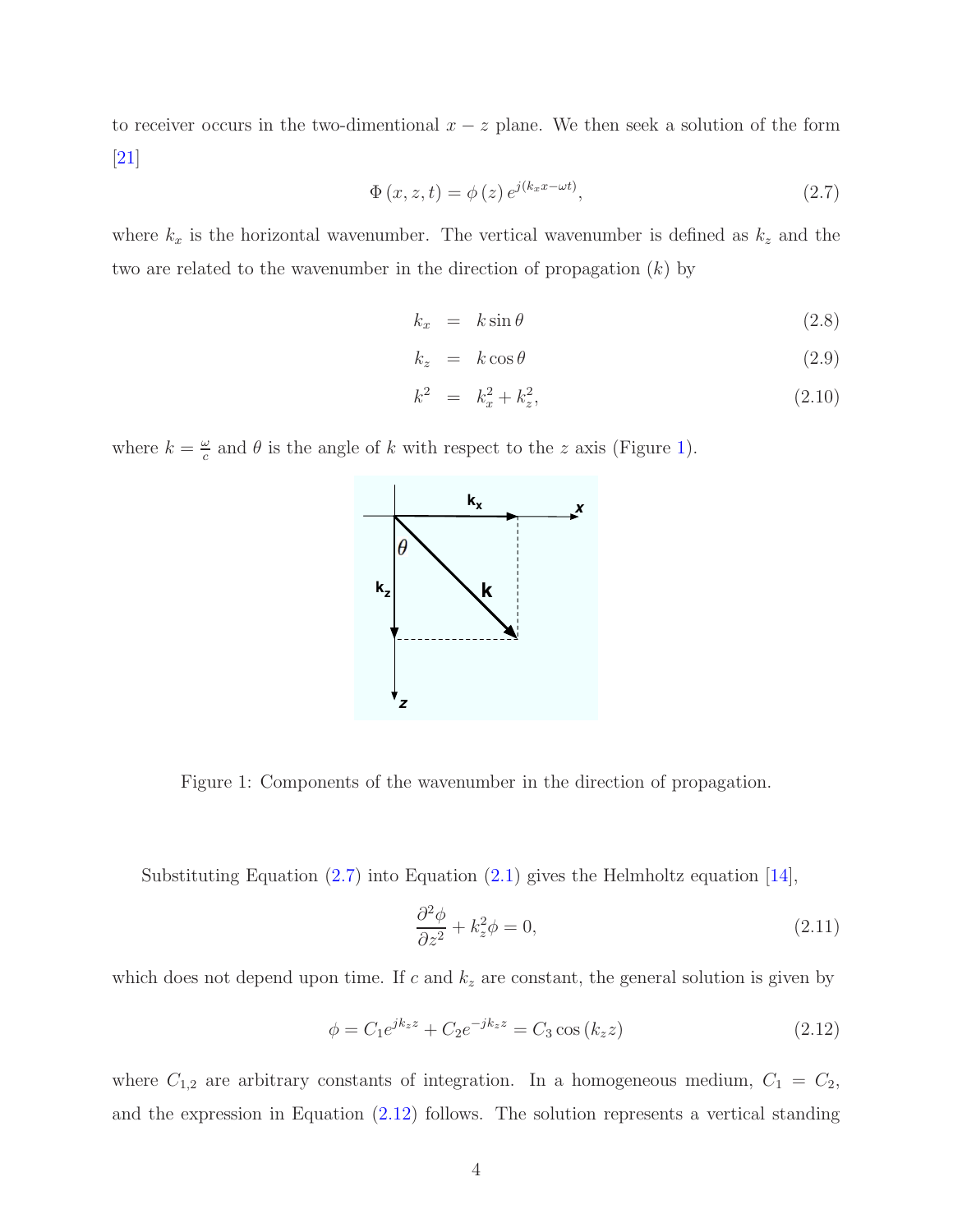to receiver occurs in the two-dimentional $x - z$ plane. We then seek a solution of the form [21]

$$\Phi(x, z, t) = \phi(z) e^{j(k_x x - \omega t)}, \tag{2.7}$$

where $k_x$ is the horizontal wavenumber. The vertical wavenumber is defined as $k_z$ and the two are related to the wavenumber in the direction of propagation ($k$) by

$$k_x = k \sin\theta \tag{2.8}$$

$$k_z = k \cos\theta \tag{2.9}$$

$$k^2 = k_x^2 + k_z^2, \tag{2.10}$$

where $k = \frac{\omega}{c}$ and $\theta$ is the angle of $k$ with respect to the $z$ axis (Figure 1).

Figure 1: Components of the wavenumber in the direction of propagation.

Substituting Equation (2.7) into Equation (2.1) gives the Helmholtz equation [14],

$$\frac{\partial^2 \phi}{\partial z^2} + k_z^2 \phi = 0, \tag{2.11}$$

which does not depend upon time. If $c$ and $k_z$ are constant, the general solution is given by

$$\phi = C_1 e^{jk_z z} + C_2 e^{-jk_z z} = C_3 \cos(k_z z) \tag{2.12}$$

where $C_{1,2}$ are arbitrary constants of integration. In a homogeneous medium, $C_1 = C_2$, and the expression in Equation (2.12) follows. The solution represents a vertical standing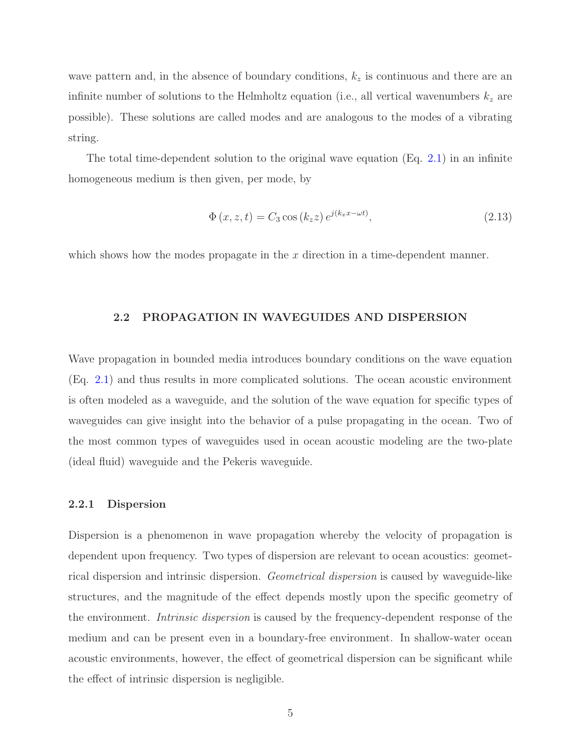wave pattern and, in the absence of boundary conditions, $k_z$ is continuous and there are an infinite number of solutions to the Helmholtz equation (i.e., all vertical wavenumbers $k_z$ are possible). These solutions are called modes and are analogous to the modes of a vibrating string.

The total time-dependent solution to the original wave equation (Eq. 2.1) in an infinite homogeneous medium is then given, per mode, by

$$\Phi(x, z, t) = C_3 \cos(k_z z)\, e^{j(k_x x - \omega t)}, \tag{2.13}$$

which shows how the modes propagate in the $x$ direction in a time-dependent manner.

## 2.2 PROPAGATION IN WAVEGUIDES AND DISPERSION

Wave propagation in bounded media introduces boundary conditions on the wave equation (Eq. 2.1) and thus results in more complicated solutions. The ocean acoustic environment is often modeled as a waveguide, and the solution of the wave equation for specific types of waveguides can give insight into the behavior of a pulse propagating in the ocean. Two of the most common types of waveguides used in ocean acoustic modeling are the two-plate (ideal fluid) waveguide and the Pekeris waveguide.

### 2.2.1 Dispersion

Dispersion is a phenomenon in wave propagation whereby the velocity of propagation is dependent upon frequency. Two types of dispersion are relevant to ocean acoustics: geometrical dispersion and intrinsic dispersion. *Geometrical dispersion* is caused by waveguide-like structures, and the magnitude of the effect depends mostly upon the specific geometry of the environment. *Intrinsic dispersion* is caused by the frequency-dependent response of the medium and can be present even in a boundary-free environment. In shallow-water ocean acoustic environments, however, the effect of geometrical dispersion can be significant while the effect of intrinsic dispersion is negligible.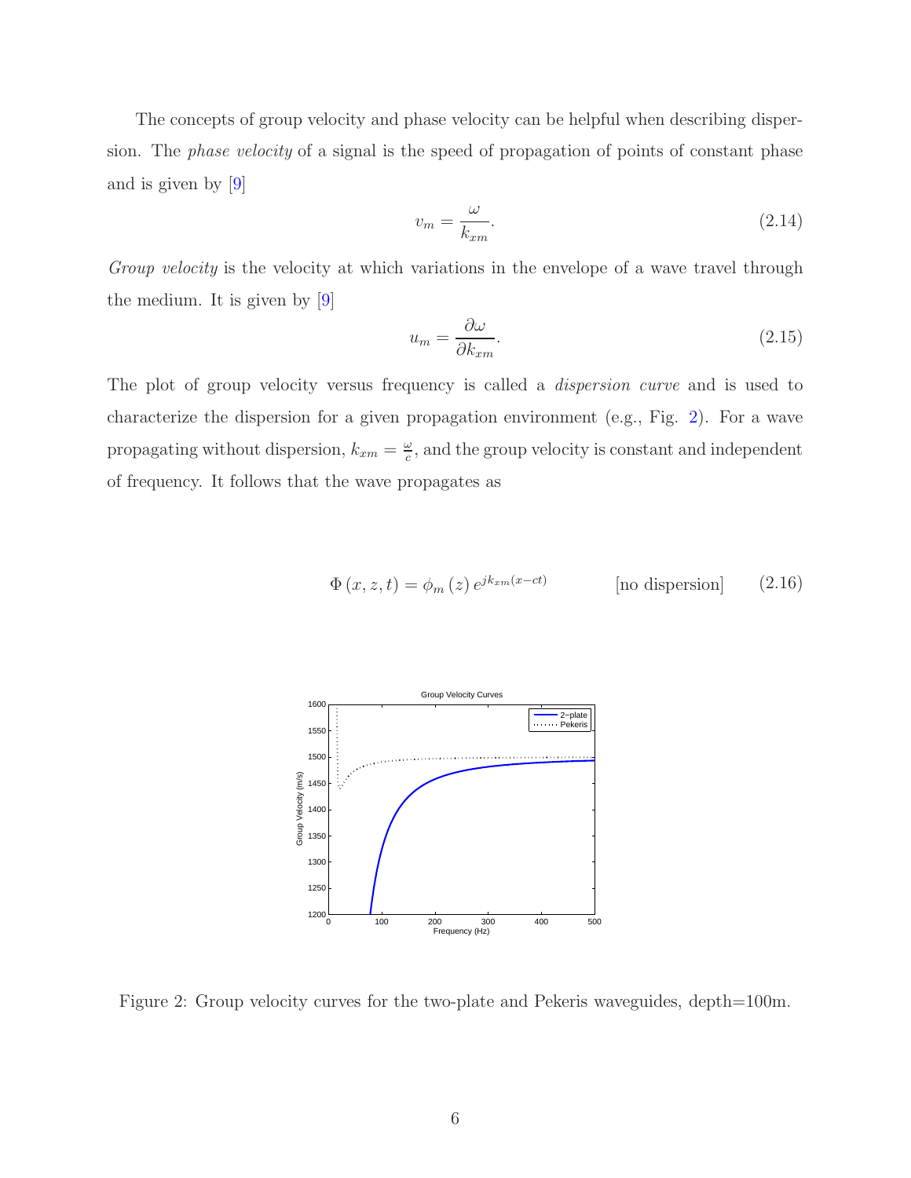The concepts of group velocity and phase velocity can be helpful when describing dispersion. The *phase velocity* of a signal is the speed of propagation of points of constant phase and is given by [9]

$$v_m = \frac{\omega}{k_{xm}}. \tag{2.14}$$

*Group velocity* is the velocity at which variations in the envelope of a wave travel through the medium. It is given by [9]

$$u_m = \frac{\partial \omega}{\partial k_{xm}}. \tag{2.15}$$

The plot of group velocity versus frequency is called a *dispersion curve* and is used to characterize the dispersion for a given propagation environment (e.g., Fig. 2). For a wave propagating without dispersion, $k_{xm} = \frac{\omega}{c}$, and the group velocity is constant and independent of frequency. It follows that the wave propagates as

$$\Phi(x, z, t) = \phi_m(z)\, e^{jk_{xm}(x-ct)} \qquad \text{[no dispersion]} \tag{2.16}$$

Figure 2: Group velocity curves for the two-plate and Pekeris waveguides, depth=100m.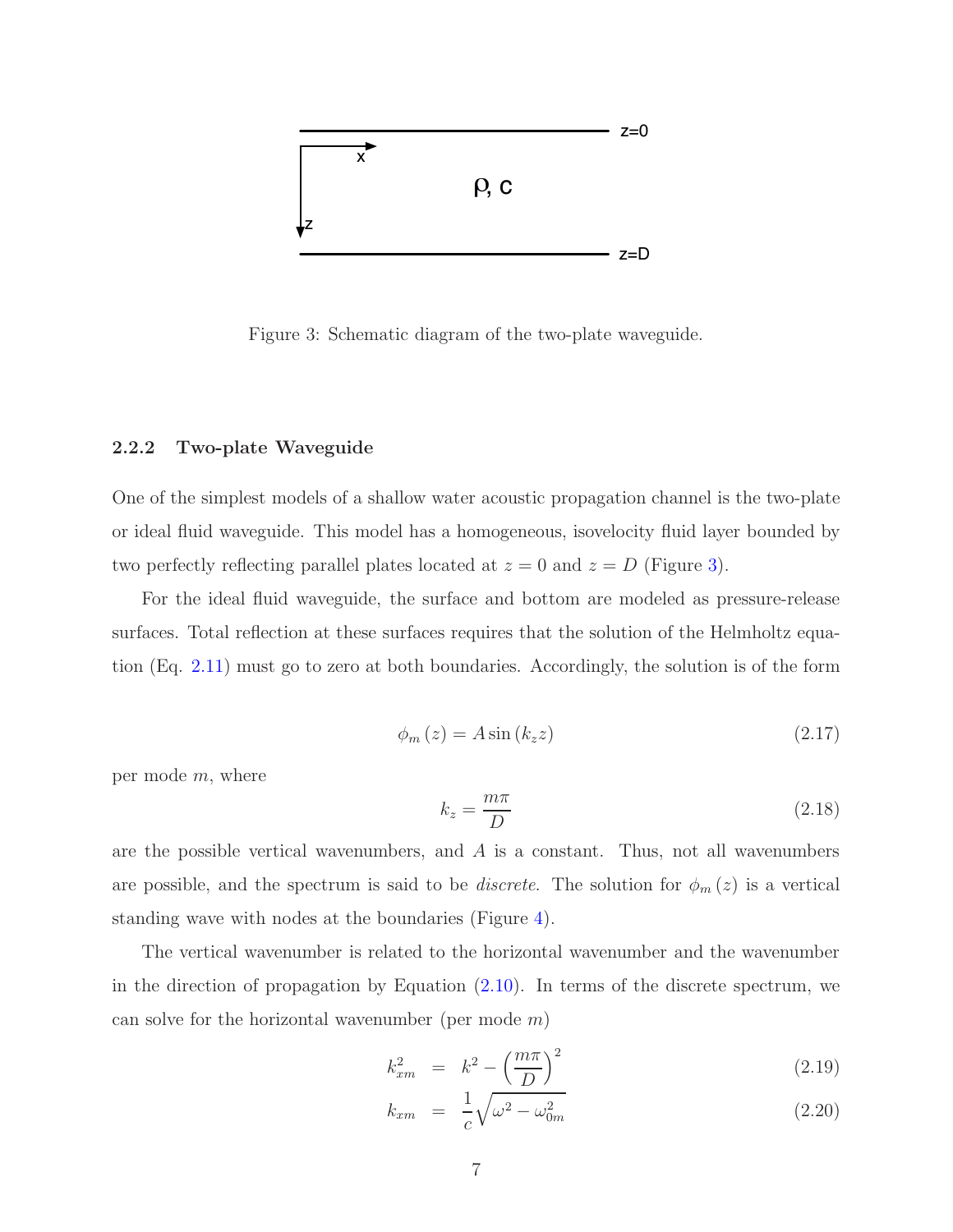Figure 3: Schematic diagram of the two-plate waveguide.

### 2.2.2 Two-plate Waveguide

One of the simplest models of a shallow water acoustic propagation channel is the two-plate or ideal fluid waveguide. This model has a homogeneous, isovelocity fluid layer bounded by two perfectly reflecting parallel plates located at $z = 0$ and $z = D$ (Figure 3).

For the ideal fluid waveguide, the surface and bottom are modeled as pressure-release surfaces. Total reflection at these surfaces requires that the solution of the Helmholtz equation (Eq. 2.11) must go to zero at both boundaries. Accordingly, the solution is of the form

$$\phi_m(z) = A \sin(k_z z) \tag{2.17}$$

per mode $m$, where

$$k_z = \frac{m\pi}{D} \tag{2.18}$$

are the possible vertical wavenumbers, and $A$ is a constant. Thus, not all wavenumbers are possible, and the spectrum is said to be *discrete*. The solution for $\phi_m(z)$ is a vertical standing wave with nodes at the boundaries (Figure 4).

The vertical wavenumber is related to the horizontal wavenumber and the wavenumber in the direction of propagation by Equation (2.10). In terms of the discrete spectrum, we can solve for the horizontal wavenumber (per mode $m$)

$$k_{xm}^2 = k^2 - \left(\frac{m\pi}{D}\right)^2 \tag{2.19}$$

$$k_{xm} = \frac{1}{c}\sqrt{\omega^2 - \omega_{0m}^2} \tag{2.20}$$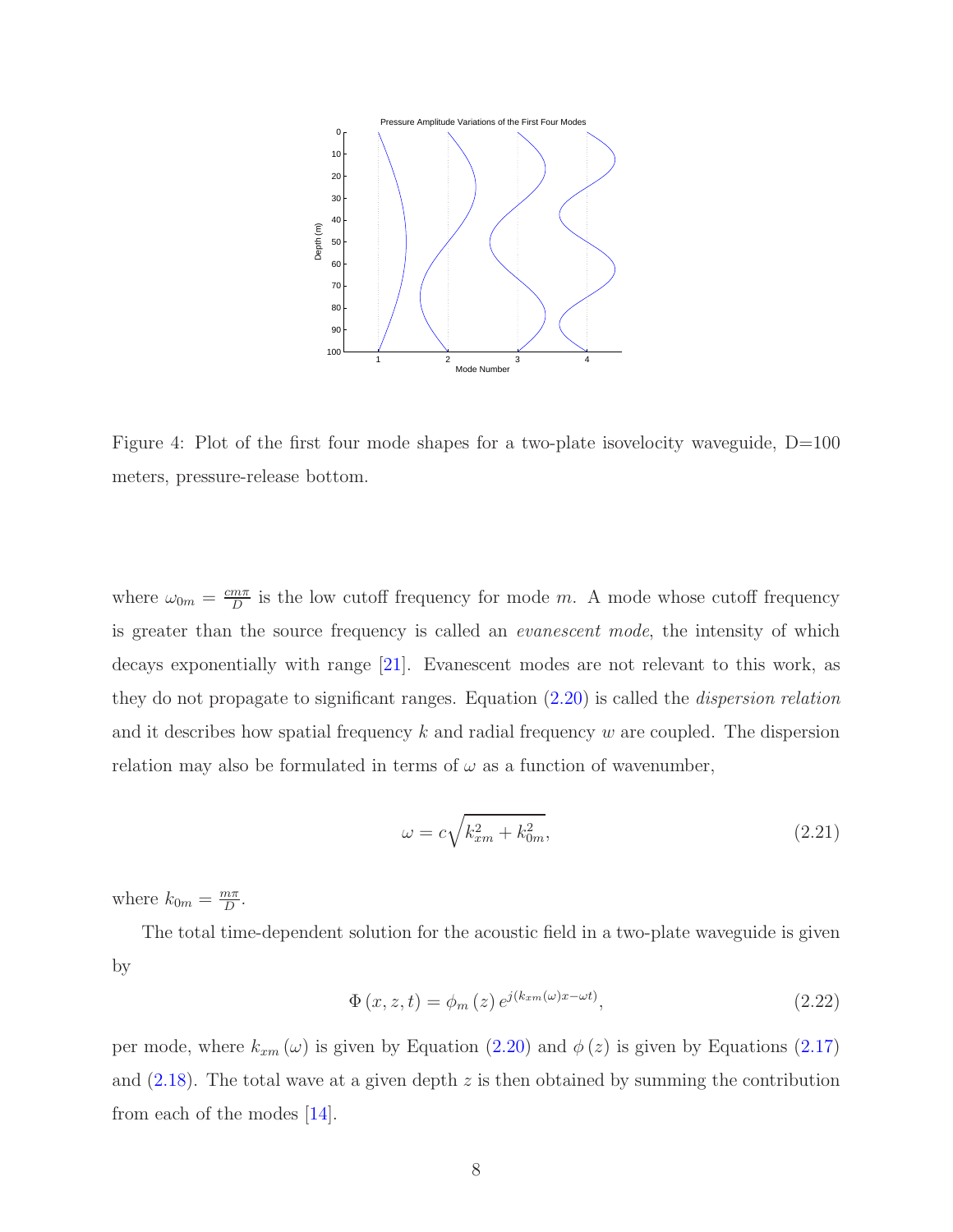Figure 4: Plot of the first four mode shapes for a two-plate isovelocity waveguide, D=100 meters, pressure-release bottom.

where $\omega_{0m} = \frac{cm\pi}{D}$ is the low cutoff frequency for mode $m$. A mode whose cutoff frequency is greater than the source frequency is called an *evanescent mode*, the intensity of which decays exponentially with range [21]. Evanescent modes are not relevant to this work, as they do not propagate to significant ranges. Equation (2.20) is called the *dispersion relation* and it describes how spatial frequency $k$ and radial frequency $w$ are coupled. The dispersion relation may also be formulated in terms of $\omega$ as a function of wavenumber,

$$\omega = c\sqrt{k_{xm}^2 + k_{0m}^2}, \tag{2.21}$$

where $k_{0m} = \frac{m\pi}{D}$.

The total time-dependent solution for the acoustic field in a two-plate waveguide is given by

$$\Phi(x, z, t) = \phi_m(z)\, e^{j(k_{xm}(\omega)x - \omega t)}, \tag{2.22}$$

per mode, where $k_{xm}(\omega)$ is given by Equation (2.20) and $\phi(z)$ is given by Equations (2.17) and (2.18). The total wave at a given depth $z$ is then obtained by summing the contribution from each of the modes [14].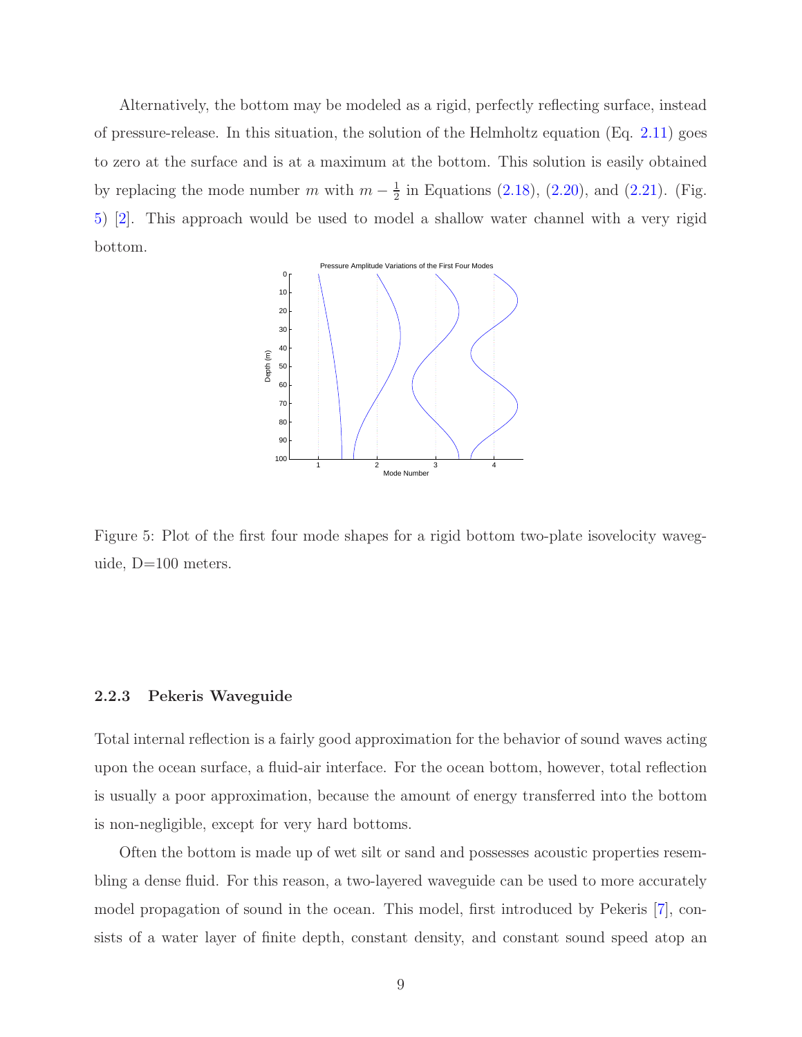Alternatively, the bottom may be modeled as a rigid, perfectly reflecting surface, instead of pressure-release. In this situation, the solution of the Helmholtz equation (Eq. 2.11) goes to zero at the surface and is at a maximum at the bottom. This solution is easily obtained by replacing the mode number $m$ with $m - \frac{1}{2}$ in Equations (2.18), (2.20), and (2.21). (Fig. 5) [2]. This approach would be used to model a shallow water channel with a very rigid bottom.

Figure 5: Plot of the first four mode shapes for a rigid bottom two-plate isovelocity waveguide, D=100 meters.

### 2.2.3 Pekeris Waveguide

Total internal reflection is a fairly good approximation for the behavior of sound waves acting upon the ocean surface, a fluid-air interface. For the ocean bottom, however, total reflection is usually a poor approximation, because the amount of energy transferred into the bottom is non-negligible, except for very hard bottoms.

Often the bottom is made up of wet silt or sand and possesses acoustic properties resembling a dense fluid. For this reason, a two-layered waveguide can be used to more accurately model propagation of sound in the ocean. This model, first introduced by Pekeris [7], consists of a water layer of finite depth, constant density, and constant sound speed atop an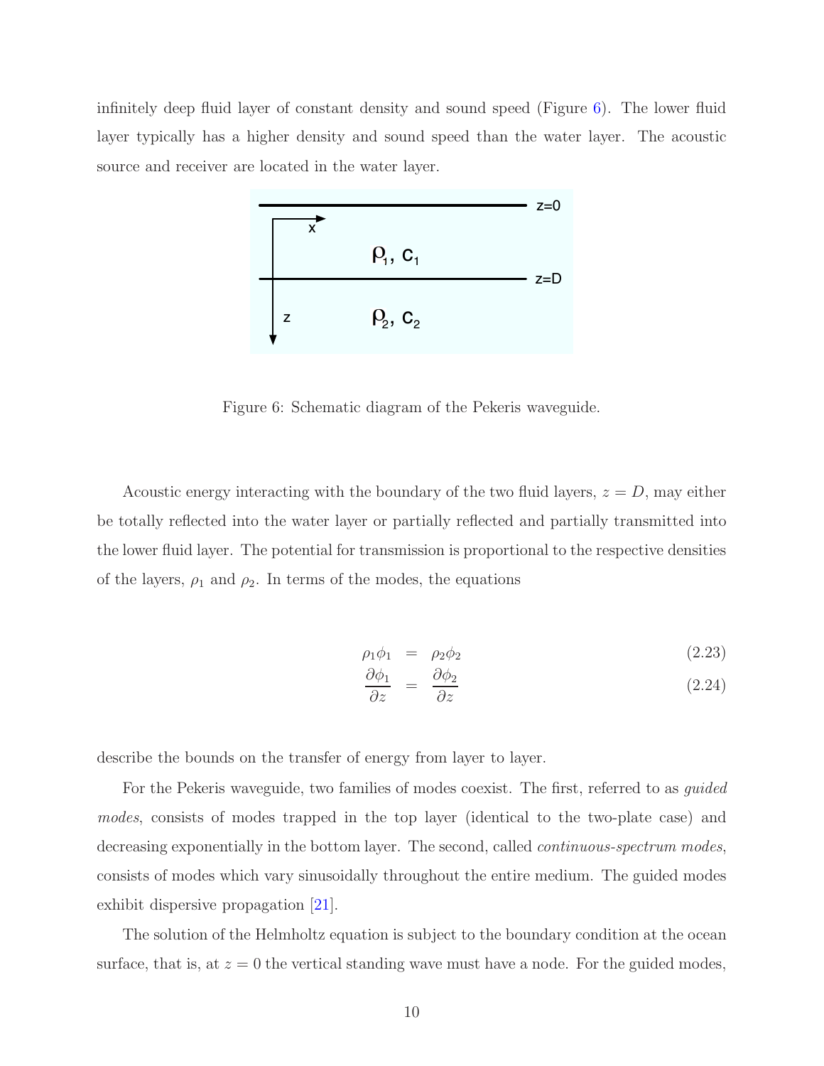infinitely deep fluid layer of constant density and sound speed (Figure 6). The lower fluid layer typically has a higher density and sound speed than the water layer. The acoustic source and receiver are located in the water layer.

Figure 6: Schematic diagram of the Pekeris waveguide.

Acoustic energy interacting with the boundary of the two fluid layers, $z = D$, may either be totally reflected into the water layer or partially reflected and partially transmitted into the lower fluid layer. The potential for transmission is proportional to the respective densities of the layers, $\rho_1$ and $\rho_2$. In terms of the modes, the equations

$$\rho_1 \phi_1 = \rho_2 \phi_2 \tag{2.23}$$

$$\frac{\partial \phi_1}{\partial z} = \frac{\partial \phi_2}{\partial z} \tag{2.24}$$

describe the bounds on the transfer of energy from layer to layer.

For the Pekeris waveguide, two families of modes coexist. The first, referred to as *guided modes*, consists of modes trapped in the top layer (identical to the two-plate case) and decreasing exponentially in the bottom layer. The second, called *continuous-spectrum modes*, consists of modes which vary sinusoidally throughout the entire medium. The guided modes exhibit dispersive propagation [21].

The solution of the Helmholtz equation is subject to the boundary condition at the ocean surface, that is, at $z = 0$ the vertical standing wave must have a node. For the guided modes,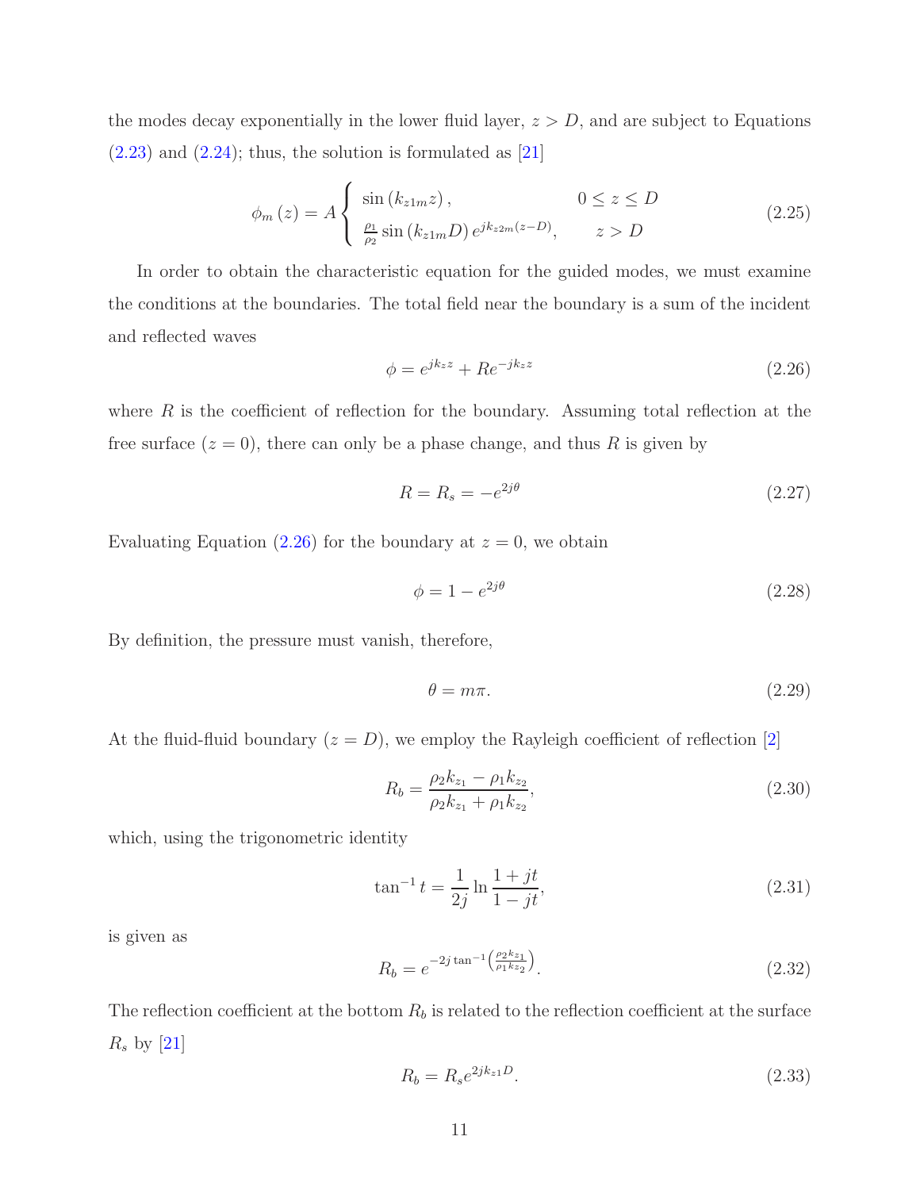the modes decay exponentially in the lower fluid layer, $z > D$, and are subject to Equations (2.23) and (2.24); thus, the solution is formulated as [21]

$$\phi_m(z) = A \begin{cases} \sin(k_{z1m} z), & 0 \leq z \leq D \\ \frac{\rho_1}{\rho_2} \sin(k_{z1m} D)\, e^{jk_{z2m}(z-D)}, & z > D \end{cases} \tag{2.25}$$

In order to obtain the characteristic equation for the guided modes, we must examine the conditions at the boundaries. The total field near the boundary is a sum of the incident and reflected waves

$$\phi = e^{jk_z z} + Re^{-jk_z z} \tag{2.26}$$

where $R$ is the coefficient of reflection for the boundary. Assuming total reflection at the free surface ($z = 0$), there can only be a phase change, and thus $R$ is given by

$$R = R_s = -e^{2j\theta} \tag{2.27}$$

Evaluating Equation (2.26) for the boundary at $z = 0$, we obtain

$$\phi = 1 - e^{2j\theta} \tag{2.28}$$

By definition, the pressure must vanish, therefore,

$$\theta = m\pi. \tag{2.29}$$

At the fluid-fluid boundary ($z = D$), we employ the Rayleigh coefficient of reflection [2]

$$R_b = \frac{\rho_2 k_{z_1} - \rho_1 k_{z_2}}{\rho_2 k_{z_1} + \rho_1 k_{z_2}}, \tag{2.30}$$

which, using the trigonometric identity

$$\tan^{-1} t = \frac{1}{2j} \ln \frac{1 + jt}{1 - jt}, \tag{2.31}$$

is given as

$$R_b = e^{-2j \tan^{-1}\left(\frac{\rho_2 k_{z_1}}{\rho_1 k_{z_2}}\right)}. \tag{2.32}$$

The reflection coefficient at the bottom $R_b$ is related to the reflection coefficient at the surface $R_s$ by [21]

$$R_b = R_s e^{2jk_{z_1} D}. \tag{2.33}$$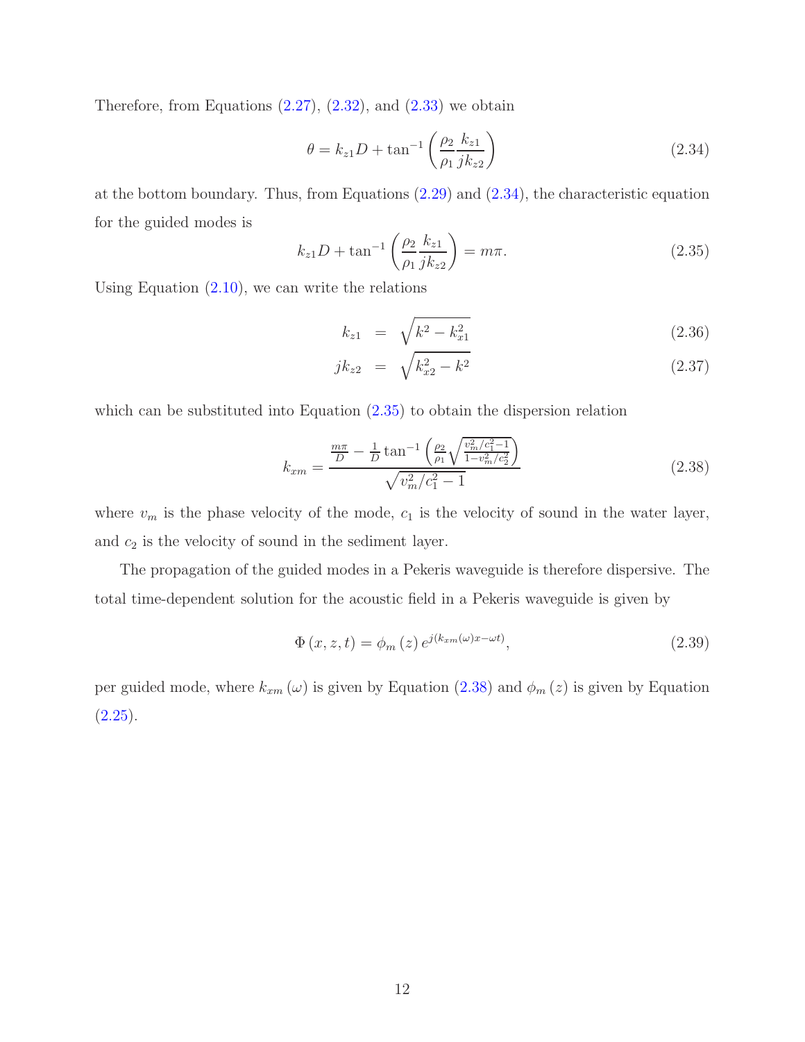Therefore, from Equations (2.27), (2.32), and (2.33) we obtain

$$\theta = k_{z1} D + \tan^{-1}\left(\frac{\rho_2}{\rho_1}\frac{k_{z1}}{jk_{z2}}\right) \tag{2.34}$$

at the bottom boundary. Thus, from Equations (2.29) and (2.34), the characteristic equation for the guided modes is

$$k_{z1} D + \tan^{-1}\left(\frac{\rho_2}{\rho_1}\frac{k_{z1}}{jk_{z2}}\right) = m\pi. \tag{2.35}$$

Using Equation (2.10), we can write the relations

$$k_{z1} = \sqrt{k^2 - k_{x1}^2} \tag{2.36}$$

$$jk_{z2} = \sqrt{k_{x2}^2 - k^2} \tag{2.37}$$

which can be substituted into Equation (2.35) to obtain the dispersion relation

$$k_{xm} = \frac{\frac{m\pi}{D} - \frac{1}{D}\tan^{-1}\left(\frac{\rho_2}{\rho_1}\sqrt{\frac{v_m^2/c_1^2 - 1}{1 - v_m^2/c_2^2}}\right)}{\sqrt{v_m^2/c_1^2 - 1}} \tag{2.38}$$

where $v_m$ is the phase velocity of the mode, $c_1$ is the velocity of sound in the water layer, and $c_2$ is the velocity of sound in the sediment layer.

The propagation of the guided modes in a Pekeris waveguide is therefore dispersive. The total time-dependent solution for the acoustic field in a Pekeris waveguide is given by

$$\Phi(x, z, t) = \phi_m(z)\, e^{j(k_{xm}(\omega)x - \omega t)}, \tag{2.39}$$

per guided mode, where $k_{xm}(\omega)$ is given by Equation (2.38) and $\phi_m(z)$ is given by Equation (2.25).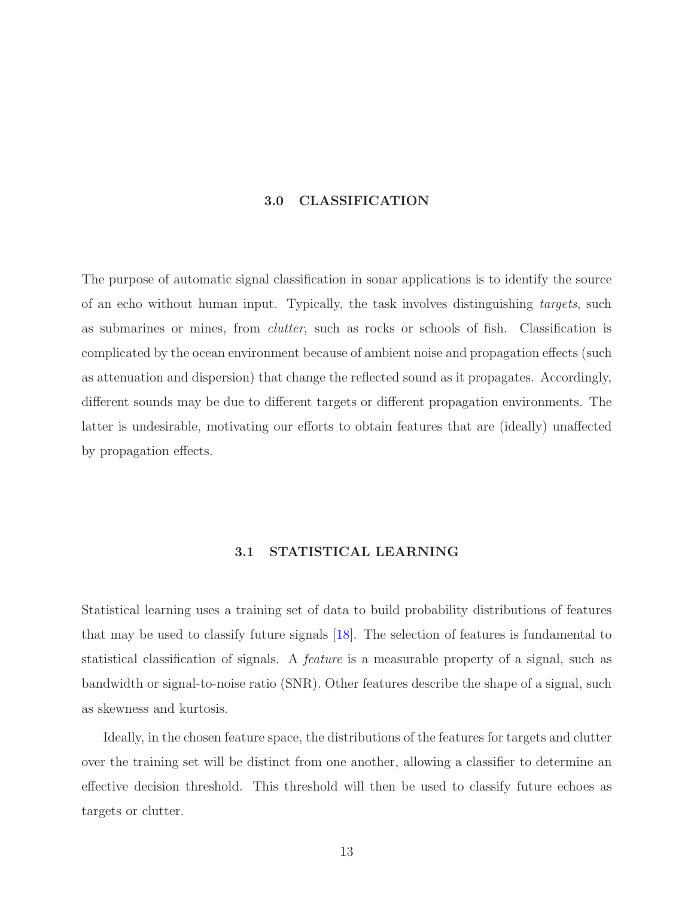# 3.0 CLASSIFICATION

The purpose of automatic signal classification in sonar applications is to identify the source of an echo without human input. Typically, the task involves distinguishing *targets*, such as submarines or mines, from *clutter*, such as rocks or schools of fish. Classification is complicated by the ocean environment because of ambient noise and propagation effects (such as attenuation and dispersion) that change the reflected sound as it propagates. Accordingly, different sounds may be due to different targets or different propagation environments. The latter is undesirable, motivating our efforts to obtain features that are (ideally) unaffected by propagation effects.

## 3.1 STATISTICAL LEARNING

Statistical learning uses a training set of data to build probability distributions of features that may be used to classify future signals [18]. The selection of features is fundamental to statistical classification of signals. A *feature* is a measurable property of a signal, such as bandwidth or signal-to-noise ratio (SNR). Other features describe the shape of a signal, such as skewness and kurtosis.

Ideally, in the chosen feature space, the distributions of the features for targets and clutter over the training set will be distinct from one another, allowing a classifier to determine an effective decision threshold. This threshold will then be used to classify future echoes as targets or clutter.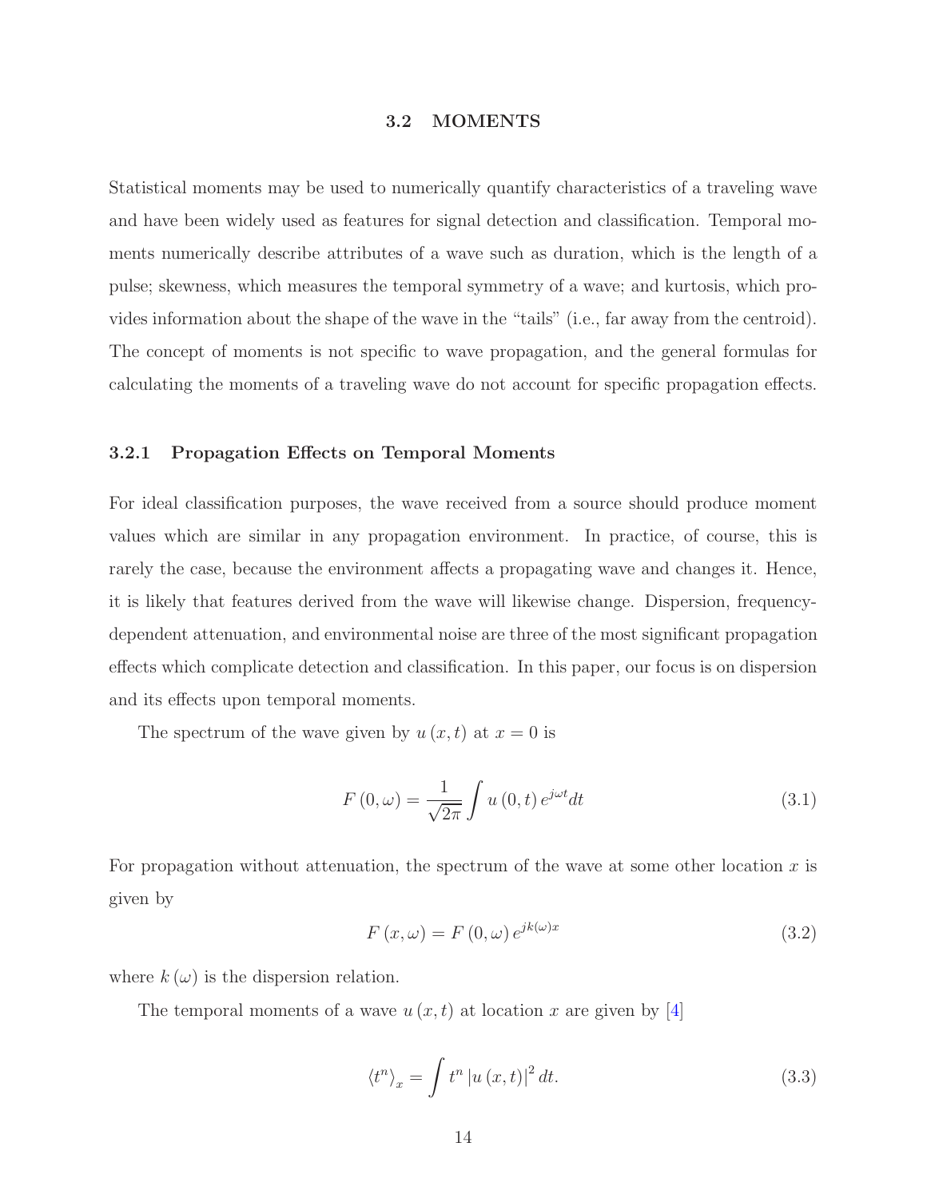## 3.2 MOMENTS

Statistical moments may be used to numerically quantify characteristics of a traveling wave and have been widely used as features for signal detection and classification. Temporal moments numerically describe attributes of a wave such as duration, which is the length of a pulse; skewness, which measures the temporal symmetry of a wave; and kurtosis, which provides information about the shape of the wave in the "tails" (i.e., far away from the centroid). The concept of moments is not specific to wave propagation, and the general formulas for calculating the moments of a traveling wave do not account for specific propagation effects.

### 3.2.1 Propagation Effects on Temporal Moments

For ideal classification purposes, the wave received from a source should produce moment values which are similar in any propagation environment. In practice, of course, this is rarely the case, because the environment affects a propagating wave and changes it. Hence, it is likely that features derived from the wave will likewise change. Dispersion, frequency-dependent attenuation, and environmental noise are three of the most significant propagation effects which complicate detection and classification. In this paper, our focus is on dispersion and its effects upon temporal moments.

The spectrum of the wave given by $u(x,t)$ at $x = 0$ is

$$F(0,\omega) = \frac{1}{\sqrt{2\pi}} \int u(0,t)\, e^{j\omega t} dt \tag{3.1}$$

For propagation without attenuation, the spectrum of the wave at some other location $x$ is given by

$$F(x,\omega) = F(0,\omega)\, e^{jk(\omega)x} \tag{3.2}$$

where $k(\omega)$ is the dispersion relation.

The temporal moments of a wave $u(x,t)$ at location $x$ are given by [4]

$$\langle t^n \rangle_x = \int t^n \left| u(x,t) \right|^2 dt. \tag{3.3}$$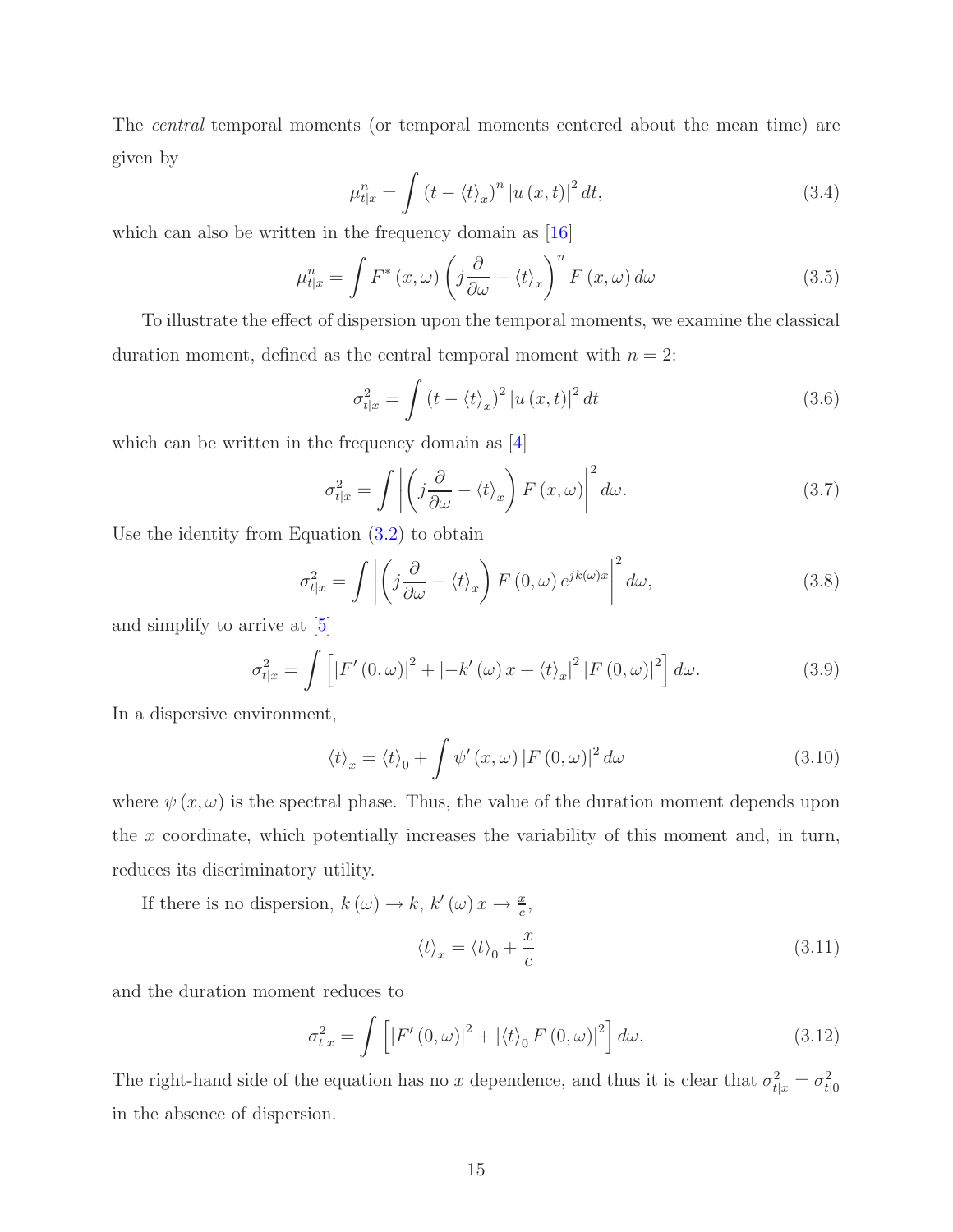The *central* temporal moments (or temporal moments centered about the mean time) are given by

$$\mu_{t|x}^{n} = \int \left(t - \langle t \rangle_x\right)^n \left|u\left(x,t\right)\right|^2 dt, \tag{3.4}$$

which can also be written in the frequency domain as [16]

$$\mu_{t|x}^{n} = \int F^{*}\left(x,\omega\right) \left(j\frac{\partial}{\partial \omega} - \langle t \rangle_x\right)^n F\left(x,\omega\right) d\omega \tag{3.5}$$

To illustrate the effect of dispersion upon the temporal moments, we examine the classical duration moment, defined as the central temporal moment with $n = 2$:

$$\sigma_{t|x}^{2} = \int \left(t - \langle t \rangle_x\right)^2 \left|u\left(x,t\right)\right|^2 dt \tag{3.6}$$

which can be written in the frequency domain as [4]

$$\sigma_{t|x}^{2} = \int \left| \left(j\frac{\partial}{\partial \omega} - \langle t \rangle_x\right) F\left(x,\omega\right) \right|^2 d\omega. \tag{3.7}$$

Use the identity from Equation (3.2) to obtain

$$\sigma_{t|x}^{2} = \int \left| \left(j\frac{\partial}{\partial \omega} - \langle t \rangle_x\right) F\left(0,\omega\right) e^{jk(\omega)x} \right|^2 d\omega, \tag{3.8}$$

and simplify to arrive at [5]

$$\sigma_{t|x}^{2} = \int \left[ \left|F'\left(0,\omega\right)\right|^2 + \left|-k'\left(\omega\right)x + \langle t \rangle_x\right|^2 \left|F\left(0,\omega\right)\right|^2 \right] d\omega. \tag{3.9}$$

In a dispersive environment,

$$\langle t \rangle_x = \langle t \rangle_0 + \int \psi'\left(x,\omega\right) \left|F\left(0,\omega\right)\right|^2 d\omega \tag{3.10}$$

where $\psi\left(x,\omega\right)$ is the spectral phase. Thus, the value of the duration moment depends upon the $x$ coordinate, which potentially increases the variability of this moment and, in turn, reduces its discriminatory utility.

If there is no dispersion, $k\left(\omega\right) \to k$, $k'\left(\omega\right)x \to \frac{x}{c}$,

$$\langle t \rangle_x = \langle t \rangle_0 + \frac{x}{c} \tag{3.11}$$

and the duration moment reduces to

$$\sigma_{t|x}^{2} = \int \left[ \left|F'\left(0,\omega\right)\right|^2 + \left|\langle t \rangle_0 F\left(0,\omega\right)\right|^2 \right] d\omega. \tag{3.12}$$

The right-hand side of the equation has no $x$ dependence, and thus it is clear that $\sigma_{t|x}^{2} = \sigma_{t|0}^{2}$ in the absence of dispersion.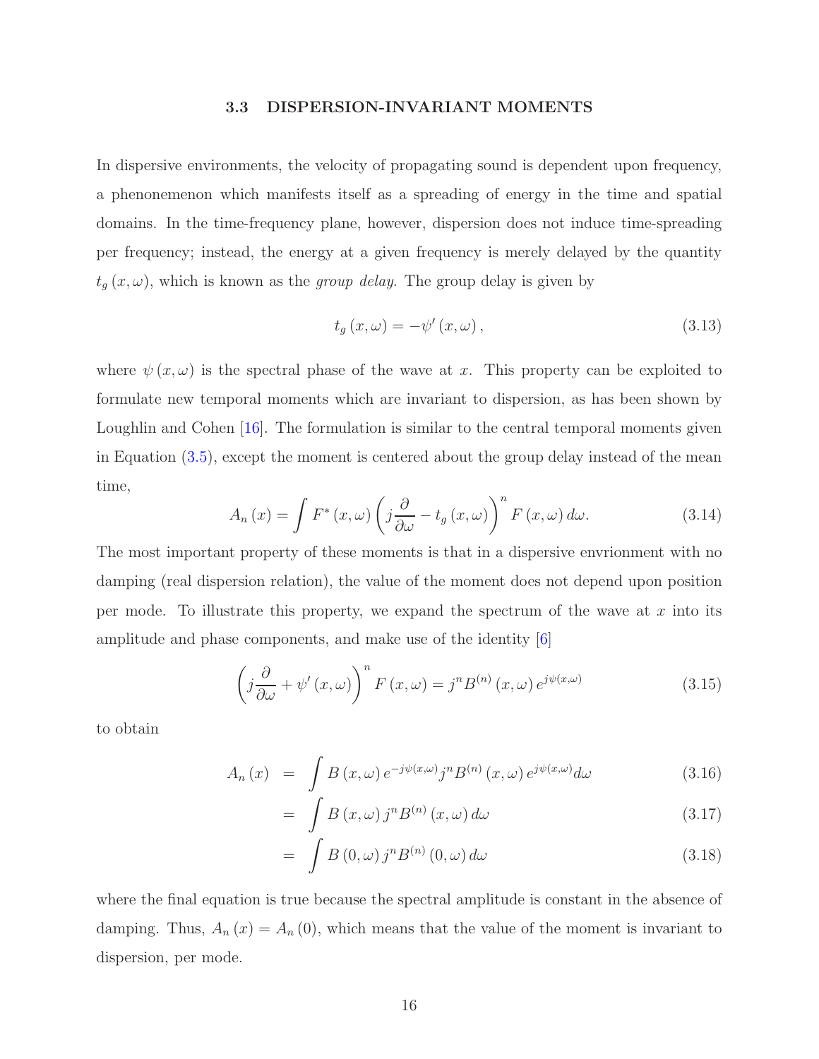### 3.3 DISPERSION-INVARIANT MOMENTS

In dispersive environments, the velocity of propagating sound is dependent upon frequency, a phenonemenon which manifests itself as a spreading of energy in the time and spatial domains. In the time-frequency plane, however, dispersion does not induce time-spreading per frequency; instead, the energy at a given frequency is merely delayed by the quantity $t_g(x, \omega)$, which is known as the *group delay*. The group delay is given by

$$t_g(x, \omega) = -\psi'(x, \omega), \tag{3.13}$$

where $\psi(x, \omega)$ is the spectral phase of the wave at $x$. This property can be exploited to formulate new temporal moments which are invariant to dispersion, as has been shown by Loughlin and Cohen [16]. The formulation is similar to the central temporal moments given in Equation (3.5), except the moment is centered about the group delay instead of the mean time,

$$A_n(x) = \int F^*(x, \omega) \left( j\frac{\partial}{\partial \omega} - t_g(x, \omega) \right)^n F(x, \omega)\, d\omega. \tag{3.14}$$

The most important property of these moments is that in a dispersive envrionment with no damping (real dispersion relation), the value of the moment does not depend upon position per mode. To illustrate this property, we expand the spectrum of the wave at $x$ into its amplitude and phase components, and make use of the identity [6]

$$\left( j\frac{\partial}{\partial \omega} + \psi'(x, \omega) \right)^n F(x, \omega) = j^n B^{(n)}(x, \omega)\, e^{j\psi(x,\omega)} \tag{3.15}$$

to obtain

$$A_n(x) = \int B(x, \omega)\, e^{-j\psi(x,\omega)} j^n B^{(n)}(x, \omega)\, e^{j\psi(x,\omega)} d\omega \tag{3.16}$$

$$= \int B(x, \omega)\, j^n B^{(n)}(x, \omega)\, d\omega \tag{3.17}$$

$$= \int B(0, \omega)\, j^n B^{(n)}(0, \omega)\, d\omega \tag{3.18}$$

where the final equation is true because the spectral amplitude is constant in the absence of damping. Thus, $A_n(x) = A_n(0)$, which means that the value of the moment is invariant to dispersion, per mode.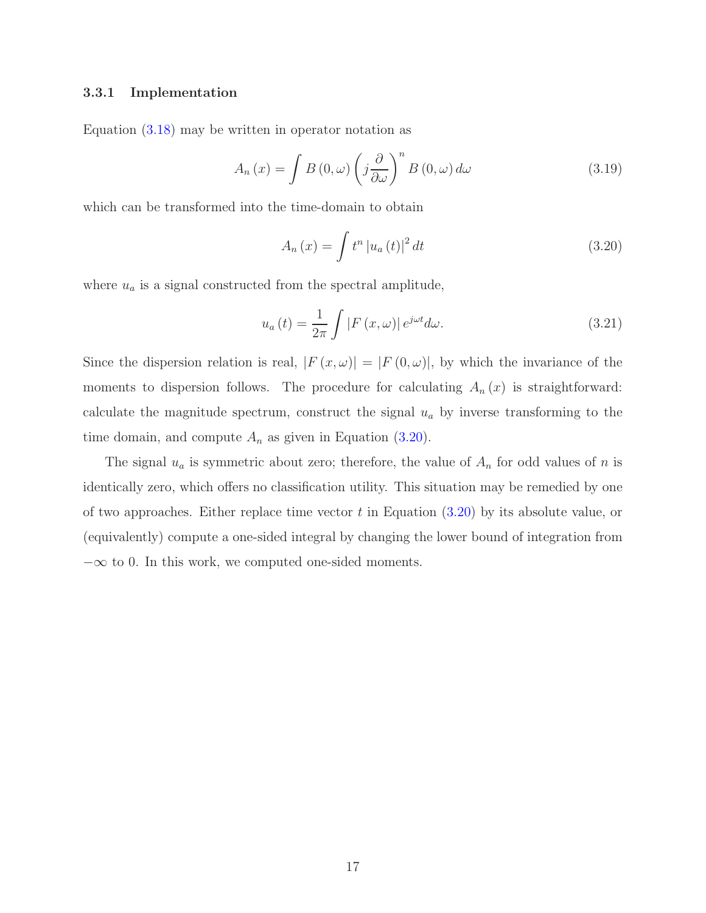### 3.3.1 Implementation

Equation (3.18) may be written in operator notation as

$$A_n(x) = \int B(0,\omega) \left( j \frac{\partial}{\partial \omega} \right)^n B(0,\omega)\, d\omega \tag{3.19}$$

which can be transformed into the time-domain to obtain

$$A_n(x) = \int t^n \left| u_a(t) \right|^2 dt \tag{3.20}$$

where $u_a$ is a signal constructed from the spectral amplitude,

$$u_a(t) = \frac{1}{2\pi} \int \left| F(x,\omega) \right| e^{j\omega t} d\omega. \tag{3.21}$$

Since the dispersion relation is real, $|F(x,\omega)| = |F(0,\omega)|$, by which the invariance of the moments to dispersion follows. The procedure for calculating $A_n(x)$ is straightforward: calculate the magnitude spectrum, construct the signal $u_a$ by inverse transforming to the time domain, and compute $A_n$ as given in Equation (3.20).

The signal $u_a$ is symmetric about zero; therefore, the value of $A_n$ for odd values of $n$ is identically zero, which offers no classification utility. This situation may be remedied by one of two approaches. Either replace time vector $t$ in Equation (3.20) by its absolute value, or (equivalently) compute a one-sided integral by changing the lower bound of integration from $-\infty$ to 0. In this work, we computed one-sided moments.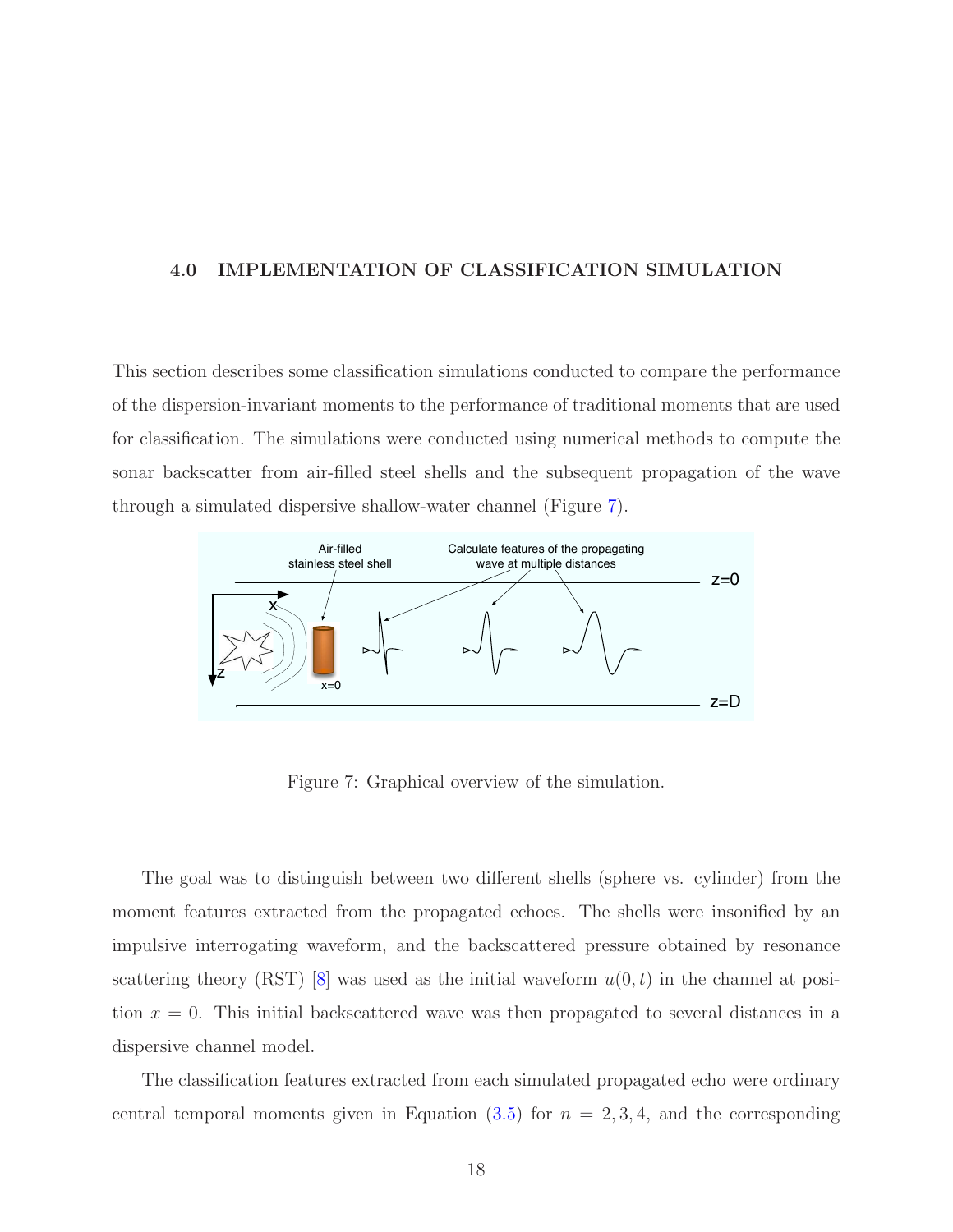# 4.0 IMPLEMENTATION OF CLASSIFICATION SIMULATION

This section describes some classification simulations conducted to compare the performance of the dispersion-invariant moments to the performance of traditional moments that are used for classification. The simulations were conducted using numerical methods to compute the sonar backscatter from air-filled steel shells and the subsequent propagation of the wave through a simulated dispersive shallow-water channel (Figure 7).

Figure 7: Graphical overview of the simulation.

The goal was to distinguish between two different shells (sphere vs. cylinder) from the moment features extracted from the propagated echoes. The shells were insonified by an impulsive interrogating waveform, and the backscattered pressure obtained by resonance scattering theory (RST) [8] was used as the initial waveform $u(0, t)$ in the channel at position $x = 0$. This initial backscattered wave was then propagated to several distances in a dispersive channel model.

The classification features extracted from each simulated propagated echo were ordinary central temporal moments given in Equation (3.5) for $n = 2, 3, 4$, and the corresponding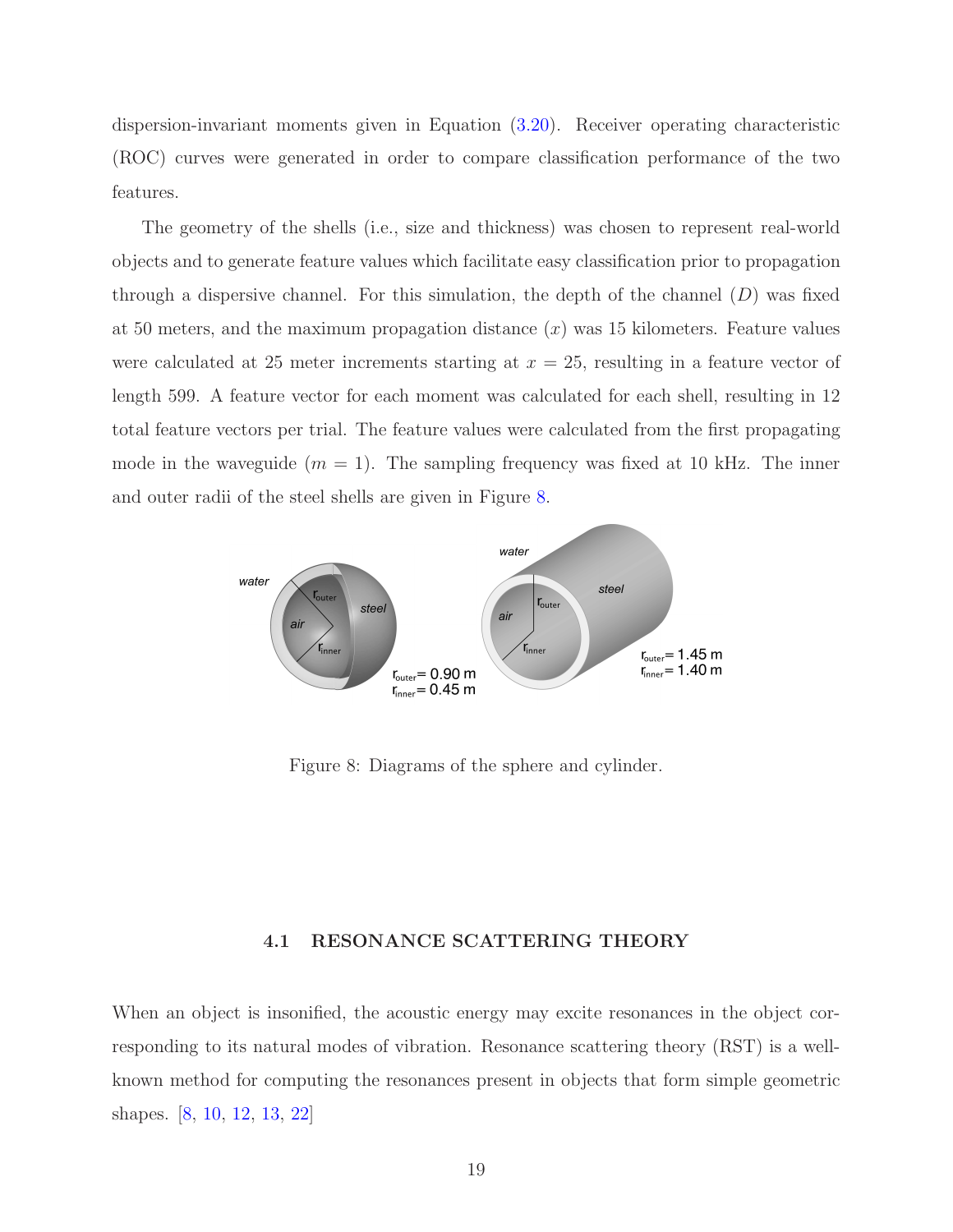dispersion-invariant moments given in Equation (3.20). Receiver operating characteristic (ROC) curves were generated in order to compare classification performance of the two features.

The geometry of the shells (i.e., size and thickness) was chosen to represent real-world objects and to generate feature values which facilitate easy classification prior to propagation through a dispersive channel. For this simulation, the depth of the channel ($D$) was fixed at 50 meters, and the maximum propagation distance ($x$) was 15 kilometers. Feature values were calculated at 25 meter increments starting at $x = 25$, resulting in a feature vector of length 599. A feature vector for each moment was calculated for each shell, resulting in 12 total feature vectors per trial. The feature values were calculated from the first propagating mode in the waveguide ($m = 1$). The sampling frequency was fixed at 10 kHz. The inner and outer radii of the steel shells are given in Figure 8.

Figure 8: Diagrams of the sphere and cylinder.

### 4.1 RESONANCE SCATTERING THEORY

When an object is insonified, the acoustic energy may excite resonances in the object corresponding to its natural modes of vibration. Resonance scattering theory (RST) is a well-known method for computing the resonances present in objects that form simple geometric shapes. [8, 10, 12, 13, 22]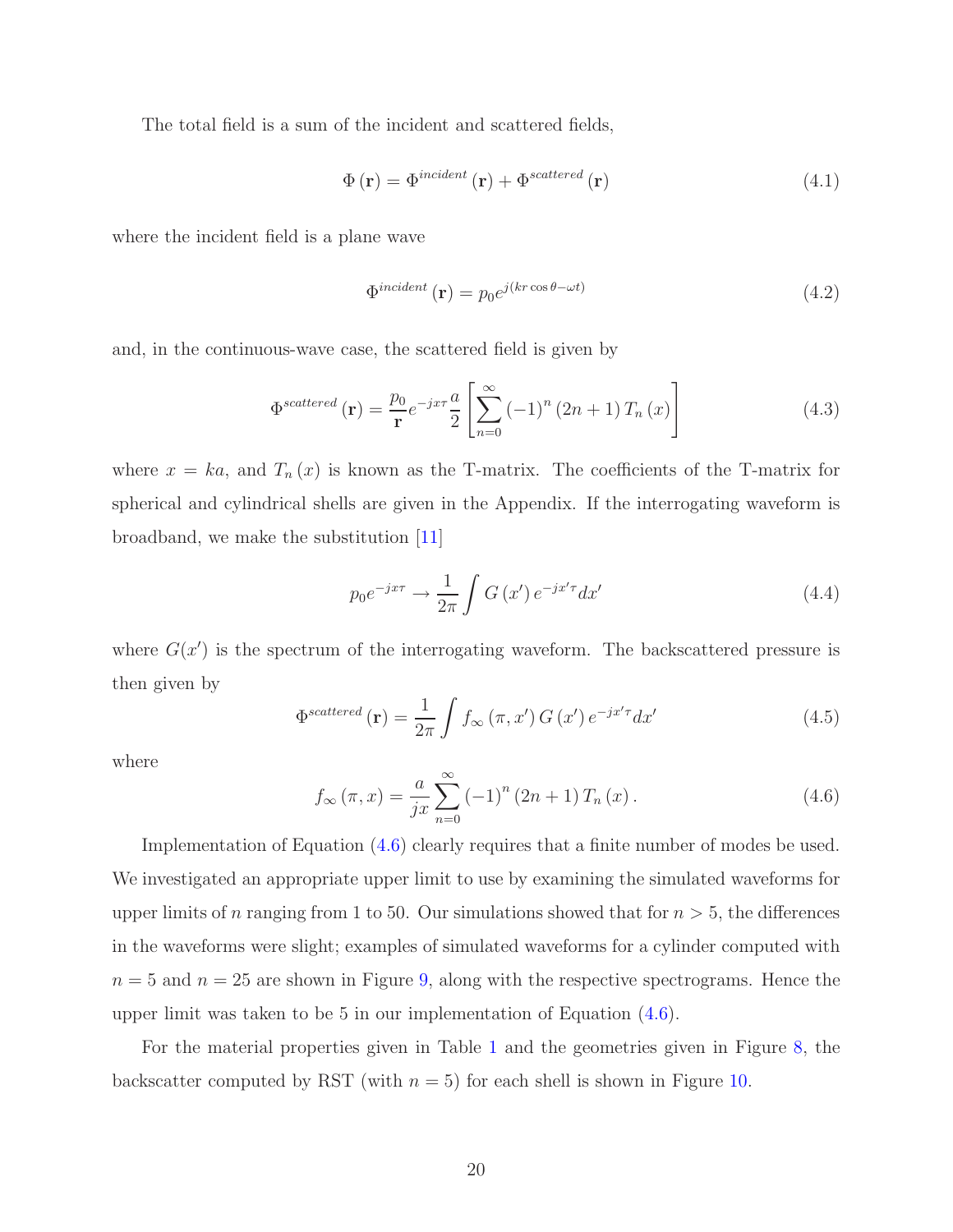The total field is a sum of the incident and scattered fields,

$$\Phi(\mathbf{r}) = \Phi^{incident}(\mathbf{r}) + \Phi^{scattered}(\mathbf{r}) \tag{4.1}$$

where the incident field is a plane wave

$$\Phi^{incident}(\mathbf{r}) = p_0 e^{j(kr\cos\theta - \omega t)} \tag{4.2}$$

and, in the continuous-wave case, the scattered field is given by

$$\Phi^{scattered}(\mathbf{r}) = \frac{p_0}{\mathbf{r}} e^{-jx\tau} \frac{a}{2} \left[ \sum_{n=0}^{\infty} (-1)^n (2n+1) T_n(x) \right] \tag{4.3}$$

where $x = ka$, and $T_n(x)$ is known as the T-matrix. The coefficients of the T-matrix for spherical and cylindrical shells are given in the Appendix. If the interrogating waveform is broadband, we make the substitution [11]

$$p_0 e^{-jx\tau} \rightarrow \frac{1}{2\pi} \int G(x') e^{-jx'\tau} dx' \tag{4.4}$$

where $G(x')$ is the spectrum of the interrogating waveform. The backscattered pressure is then given by

$$\Phi^{scattered}(\mathbf{r}) = \frac{1}{2\pi} \int f_{\infty}(\pi, x') G(x') e^{-jx'\tau} dx' \tag{4.5}$$

where

$$f_{\infty}(\pi, x) = \frac{a}{jx} \sum_{n=0}^{\infty} (-1)^n (2n+1) T_n(x). \tag{4.6}$$

Implementation of Equation (4.6) clearly requires that a finite number of modes be used. We investigated an appropriate upper limit to use by examining the simulated waveforms for upper limits of $n$ ranging from 1 to 50. Our simulations showed that for $n > 5$, the differences in the waveforms were slight; examples of simulated waveforms for a cylinder computed with $n = 5$ and $n = 25$ are shown in Figure 9, along with the respective spectrograms. Hence the upper limit was taken to be 5 in our implementation of Equation (4.6).

For the material properties given in Table 1 and the geometries given in Figure 8, the backscatter computed by RST (with $n = 5$) for each shell is shown in Figure 10.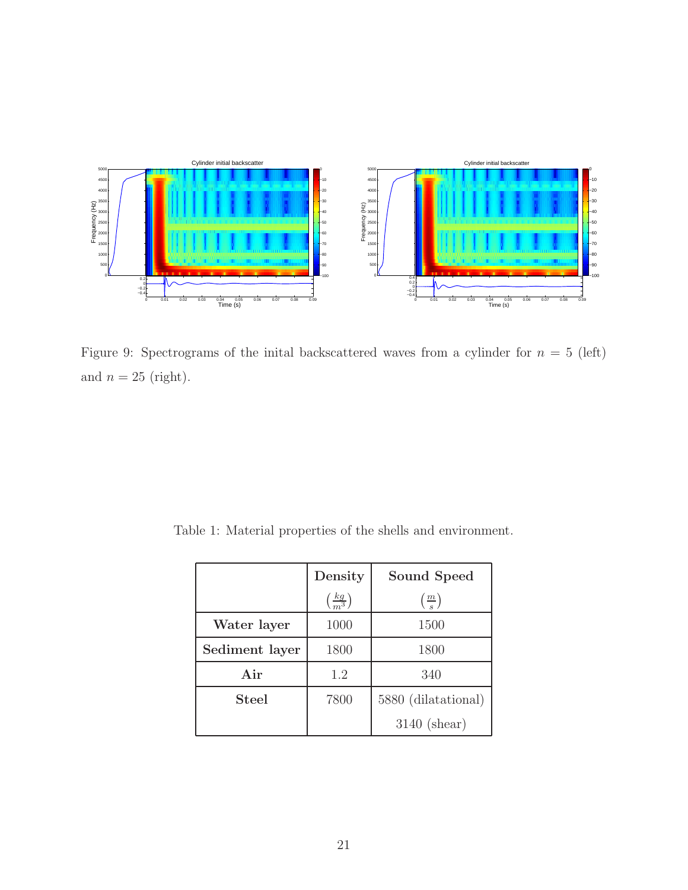Figure 9: Spectrograms of the inital backscattered waves from a cylinder for $n = 5$ (left) and $n = 25$ (right).

Table 1: Material properties of the shells and environment.

| | **Density** $\left(\frac{kg}{m^3}\right)$ | **Sound Speed** $\left(\frac{m}{s}\right)$ |
|---|---|---|
| **Water layer** | 1000 | 1500 |
| **Sediment layer** | 1800 | 1800 |
| **Air** | 1.2 | 340 |
| **Steel** | 7800 | 5880 (dilatational) |
| | | 3140 (shear) |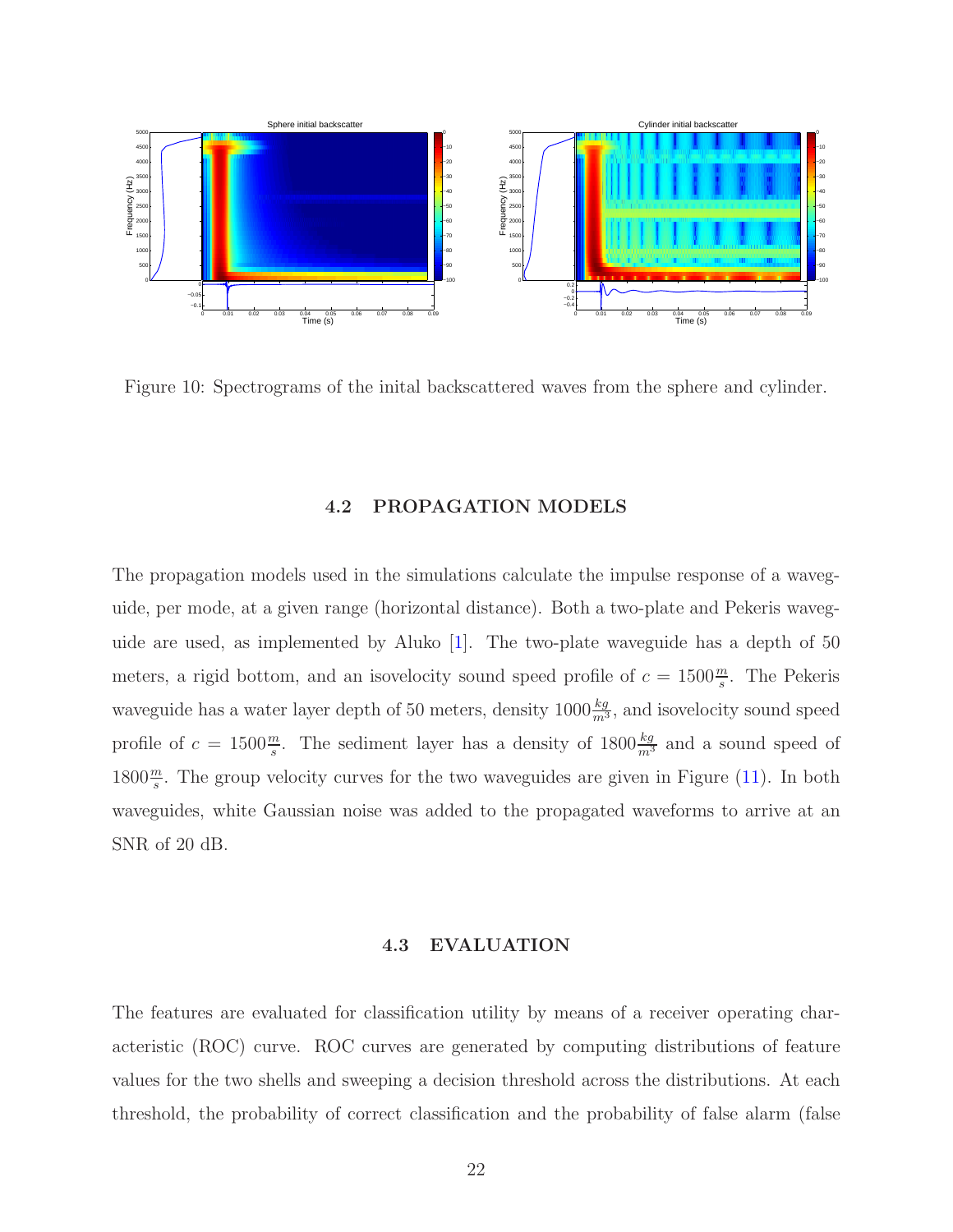Figure 10: Spectrograms of the inital backscattered waves from the sphere and cylinder.

### 4.2 PROPAGATION MODELS

The propagation models used in the simulations calculate the impulse response of a waveguide, per mode, at a given range (horizontal distance). Both a two-plate and Pekeris waveguide are used, as implemented by Aluko [1]. The two-plate waveguide has a depth of 50 meters, a rigid bottom, and an isovelocity sound speed profile of $c = 1500\frac{m}{s}$. The Pekeris waveguide has a water layer depth of 50 meters, density $1000\frac{kg}{m^3}$, and isovelocity sound speed profile of $c = 1500\frac{m}{s}$. The sediment layer has a density of $1800\frac{kg}{m^3}$ and a sound speed of $1800\frac{m}{s}$. The group velocity curves for the two waveguides are given in Figure (11). In both waveguides, white Gaussian noise was added to the propagated waveforms to arrive at an SNR of 20 dB.

### 4.3 EVALUATION

The features are evaluated for classification utility by means of a receiver operating characteristic (ROC) curve. ROC curves are generated by computing distributions of feature values for the two shells and sweeping a decision threshold across the distributions. At each threshold, the probability of correct classification and the probability of false alarm (false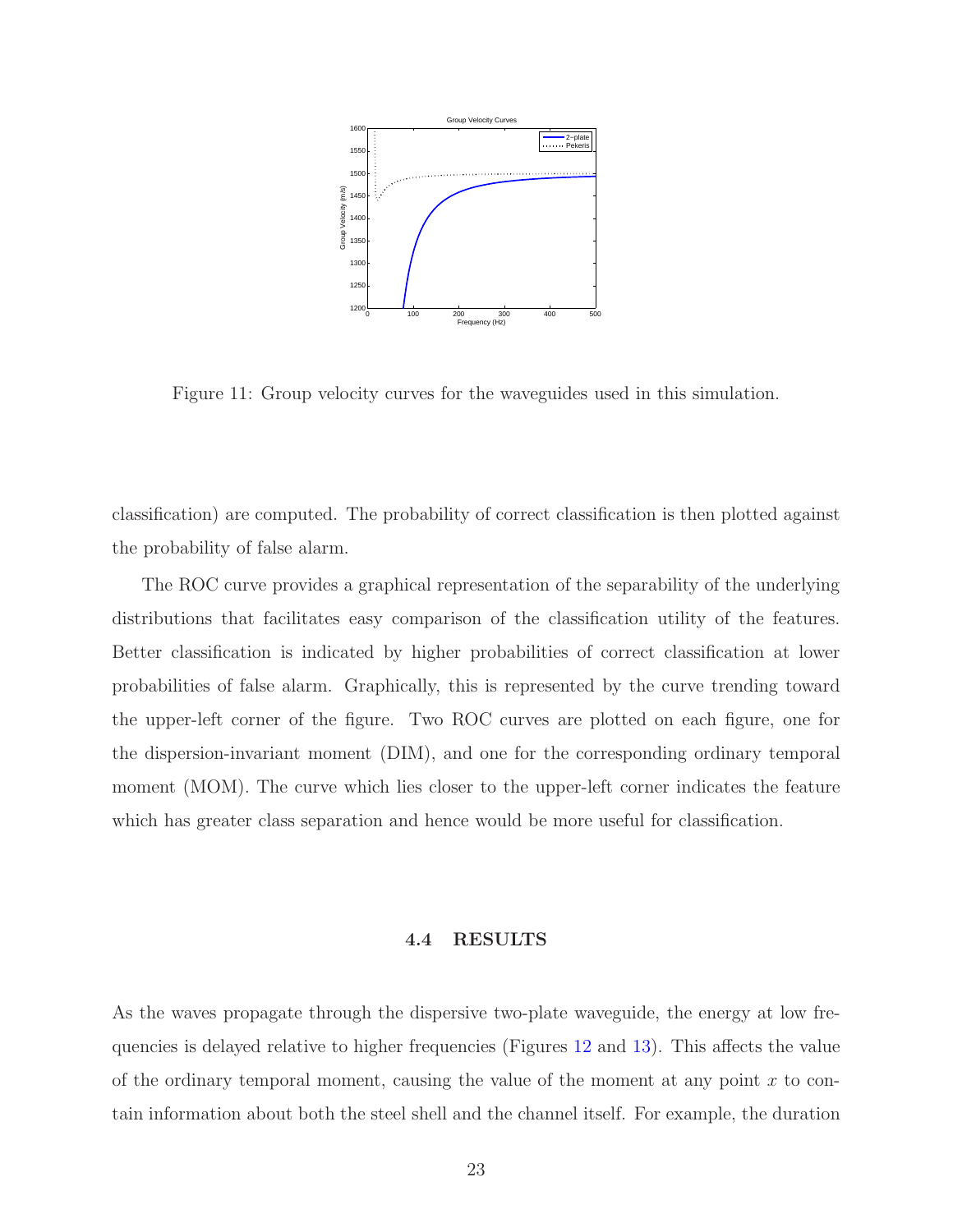Figure 11: Group velocity curves for the waveguides used in this simulation.

classification) are computed. The probability of correct classification is then plotted against the probability of false alarm.

The ROC curve provides a graphical representation of the separability of the underlying distributions that facilitates easy comparison of the classification utility of the features. Better classification is indicated by higher probabilities of correct classification at lower probabilities of false alarm. Graphically, this is represented by the curve trending toward the upper-left corner of the figure. Two ROC curves are plotted on each figure, one for the dispersion-invariant moment (DIM), and one for the corresponding ordinary temporal moment (MOM). The curve which lies closer to the upper-left corner indicates the feature which has greater class separation and hence would be more useful for classification.

### 4.4 RESULTS

As the waves propagate through the dispersive two-plate waveguide, the energy at low frequencies is delayed relative to higher frequencies (Figures 12 and 13). This affects the value of the ordinary temporal moment, causing the value of the moment at any point $x$ to contain information about both the steel shell and the channel itself. For example, the duration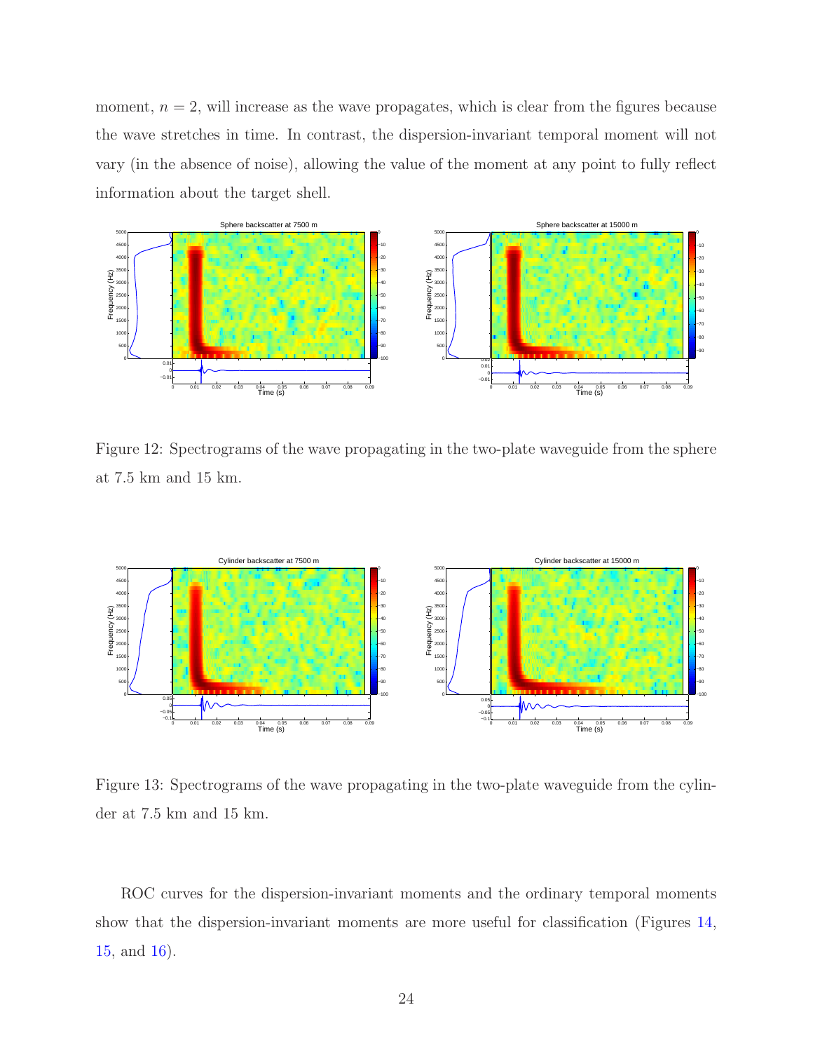moment, $n = 2$, will increase as the wave propagates, which is clear from the figures because the wave stretches in time. In contrast, the dispersion-invariant temporal moment will not vary (in the absence of noise), allowing the value of the moment at any point to fully reflect information about the target shell.

Figure 12: Spectrograms of the wave propagating in the two-plate waveguide from the sphere at 7.5 km and 15 km.

Figure 13: Spectrograms of the wave propagating in the two-plate waveguide from the cylinder at 7.5 km and 15 km.

ROC curves for the dispersion-invariant moments and the ordinary temporal moments show that the dispersion-invariant moments are more useful for classification (Figures 14, 15, and 16).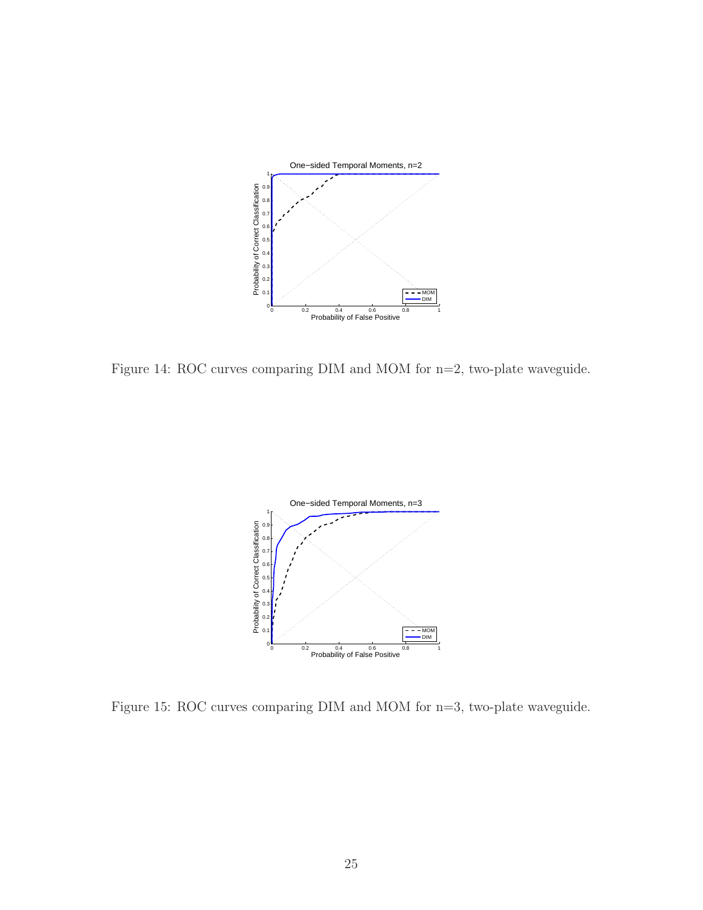Figure 14: ROC curves comparing DIM and MOM for n=2, two-plate waveguide.

Figure 15: ROC curves comparing DIM and MOM for n=3, two-plate waveguide.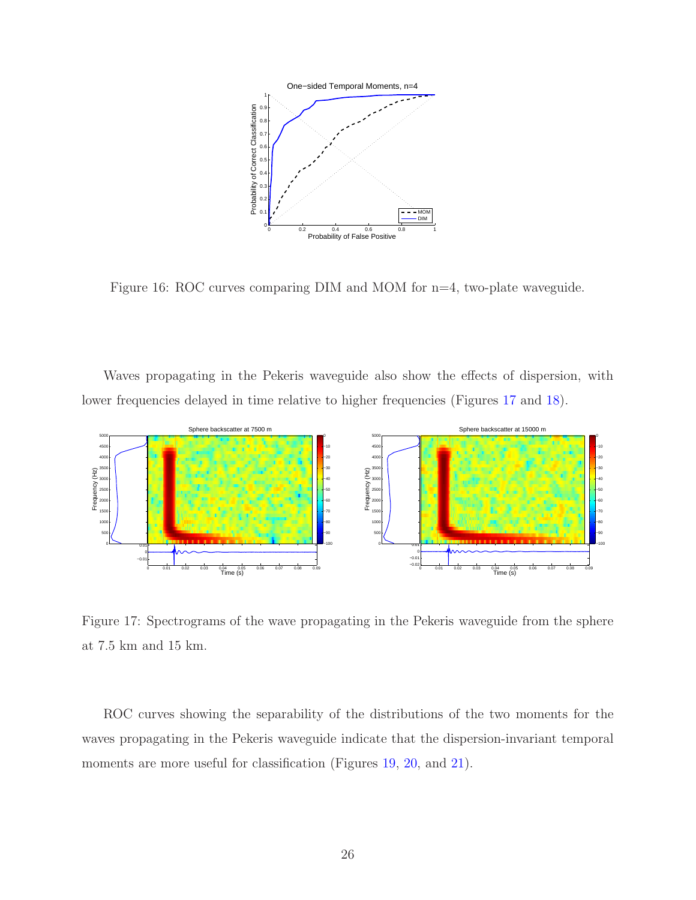Figure 16: ROC curves comparing DIM and MOM for n=4, two-plate waveguide.

Waves propagating in the Pekeris waveguide also show the effects of dispersion, with lower frequencies delayed in time relative to higher frequencies (Figures 17 and 18).

Figure 17: Spectrograms of the wave propagating in the Pekeris waveguide from the sphere at 7.5 km and 15 km.

ROC curves showing the separability of the distributions of the two moments for the waves propagating in the Pekeris waveguide indicate that the dispersion-invariant temporal moments are more useful for classification (Figures 19, 20, and 21).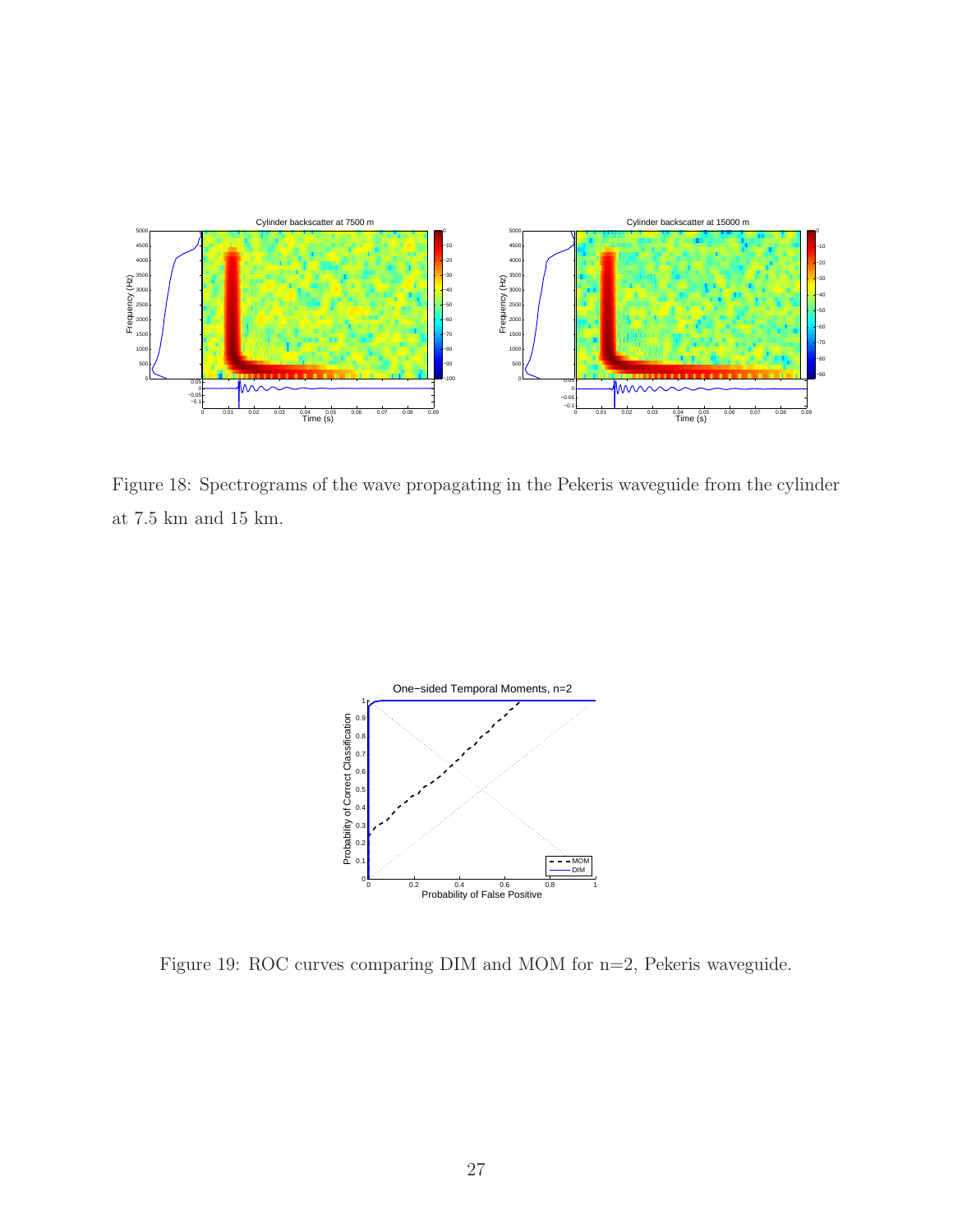Figure 18: Spectrograms of the wave propagating in the Pekeris waveguide from the cylinder at 7.5 km and 15 km.

Figure 19: ROC curves comparing DIM and MOM for n=2, Pekeris waveguide.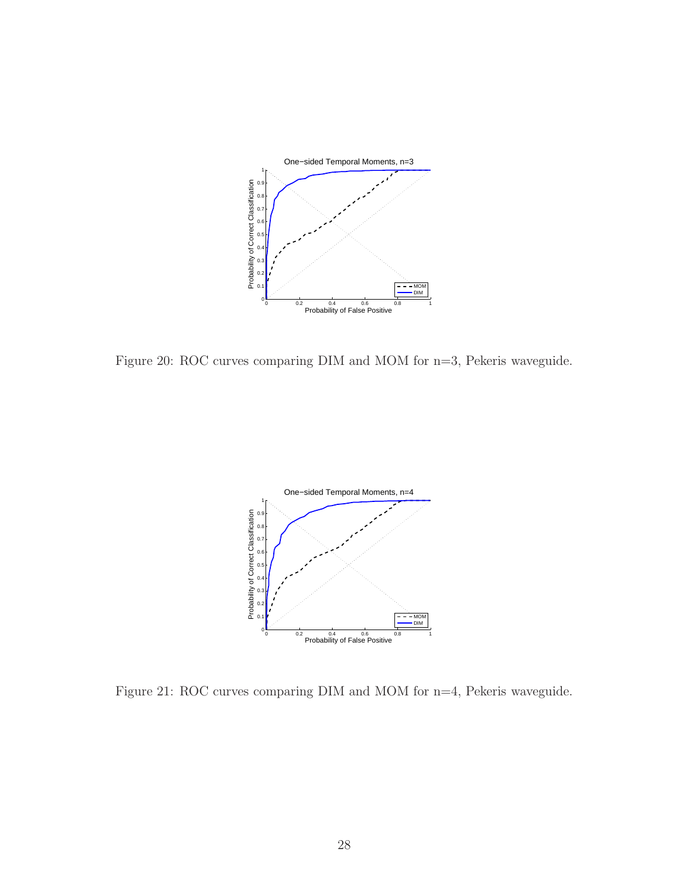Figure 20: ROC curves comparing DIM and MOM for n=3, Pekeris waveguide.

Figure 21: ROC curves comparing DIM and MOM for n=4, Pekeris waveguide.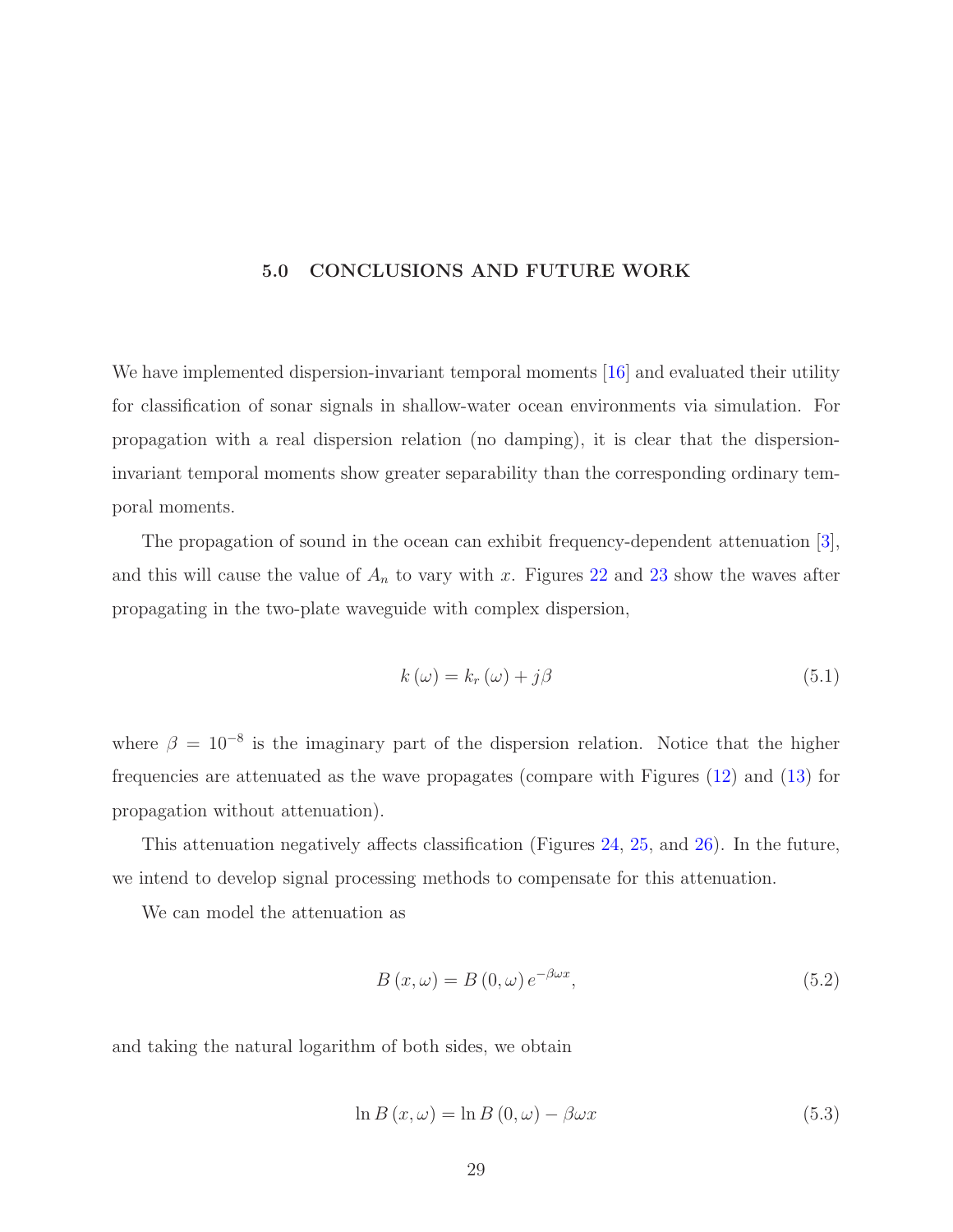# 5.0 CONCLUSIONS AND FUTURE WORK

We have implemented dispersion-invariant temporal moments [16] and evaluated their utility for classification of sonar signals in shallow-water ocean environments via simulation. For propagation with a real dispersion relation (no damping), it is clear that the dispersion-invariant temporal moments show greater separability than the corresponding ordinary temporal moments.

The propagation of sound in the ocean can exhibit frequency-dependent attenuation [3], and this will cause the value of $A_n$ to vary with $x$. Figures 22 and 23 show the waves after propagating in the two-plate waveguide with complex dispersion,

$$k(\omega) = k_r(\omega) + j\beta \tag{5.1}$$

where $\beta = 10^{-8}$ is the imaginary part of the dispersion relation. Notice that the higher frequencies are attenuated as the wave propagates (compare with Figures (12) and (13) for propagation without attenuation).

This attenuation negatively affects classification (Figures 24, 25, and 26). In the future, we intend to develop signal processing methods to compensate for this attenuation.

We can model the attenuation as

$$B(x, \omega) = B(0, \omega)\, e^{-\beta \omega x}, \tag{5.2}$$

and taking the natural logarithm of both sides, we obtain

$$\ln B(x, \omega) = \ln B(0, \omega) - \beta \omega x \tag{5.3}$$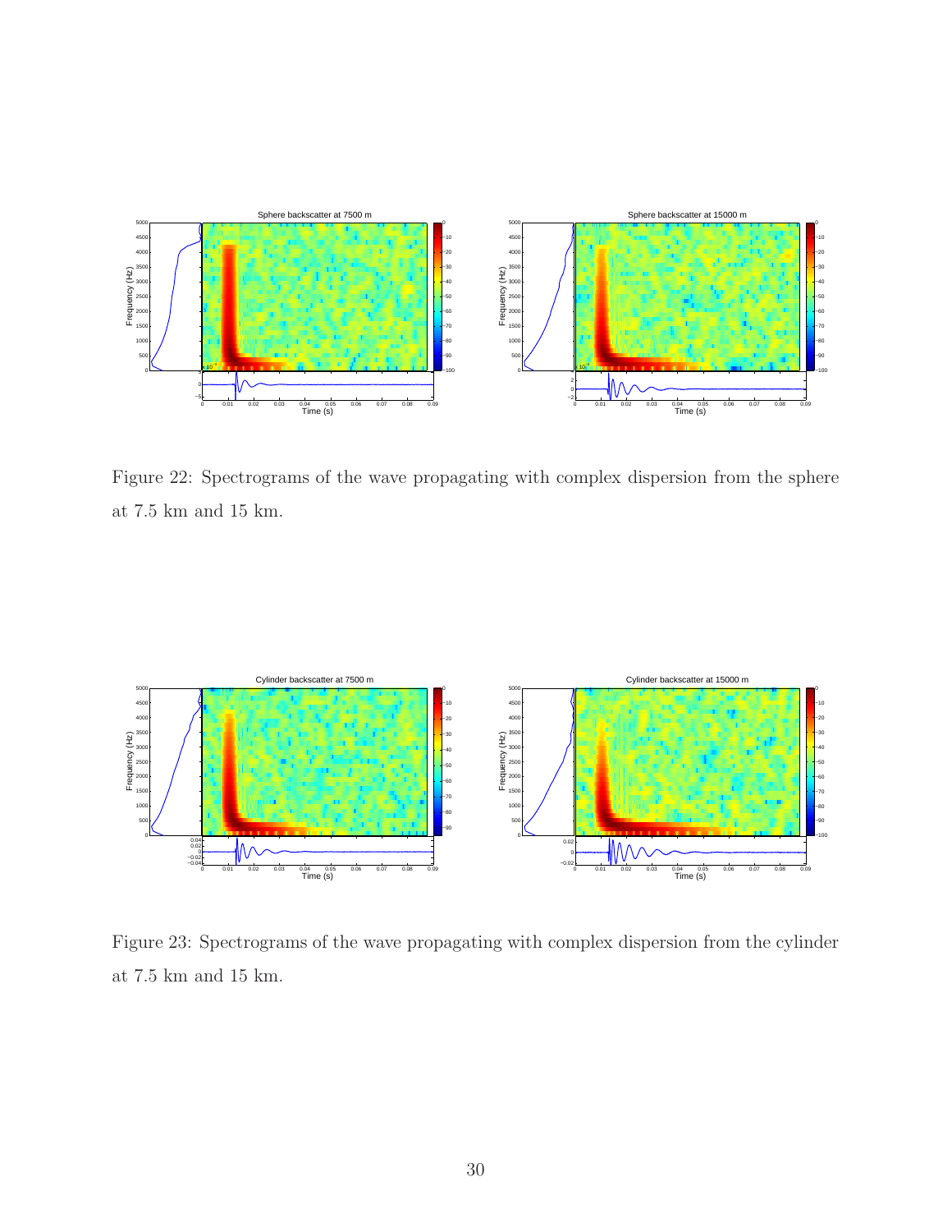Figure 22: Spectrograms of the wave propagating with complex dispersion from the sphere at 7.5 km and 15 km.

Figure 23: Spectrograms of the wave propagating with complex dispersion from the cylinder at 7.5 km and 15 km.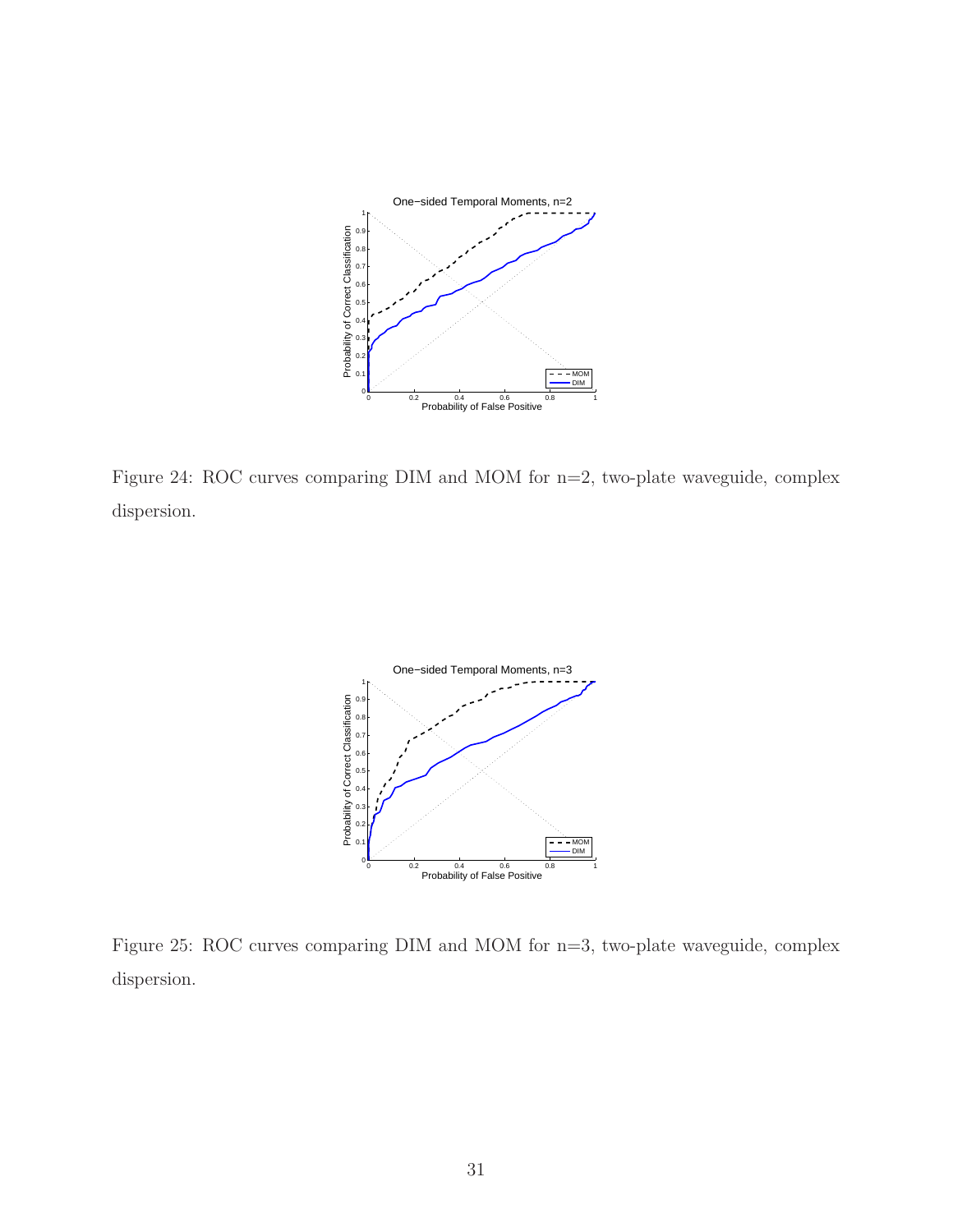Figure 24: ROC curves comparing DIM and MOM for n=2, two-plate waveguide, complex dispersion.

Figure 25: ROC curves comparing DIM and MOM for n=3, two-plate waveguide, complex dispersion.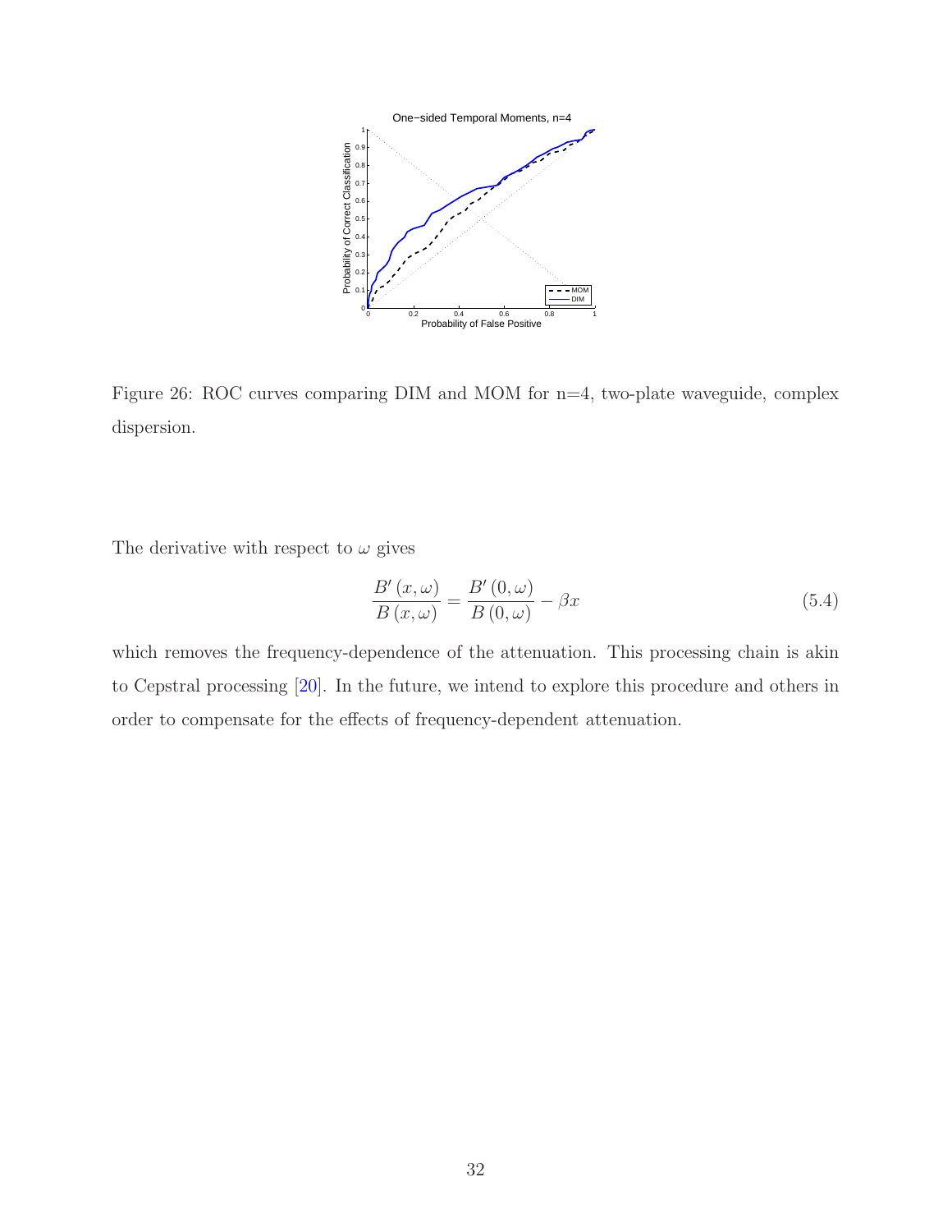Figure 26: ROC curves comparing DIM and MOM for n=4, two-plate waveguide, complex dispersion.

The derivative with respect to $\omega$ gives

$$\frac{B'(x,\omega)}{B(x,\omega)} = \frac{B'(0,\omega)}{B(0,\omega)} - \beta x \tag{5.4}$$

which removes the frequency-dependence of the attenuation. This processing chain is akin to Cepstral processing [20]. In the future, we intend to explore this procedure and others in order to compensate for the effects of frequency-dependent attenuation.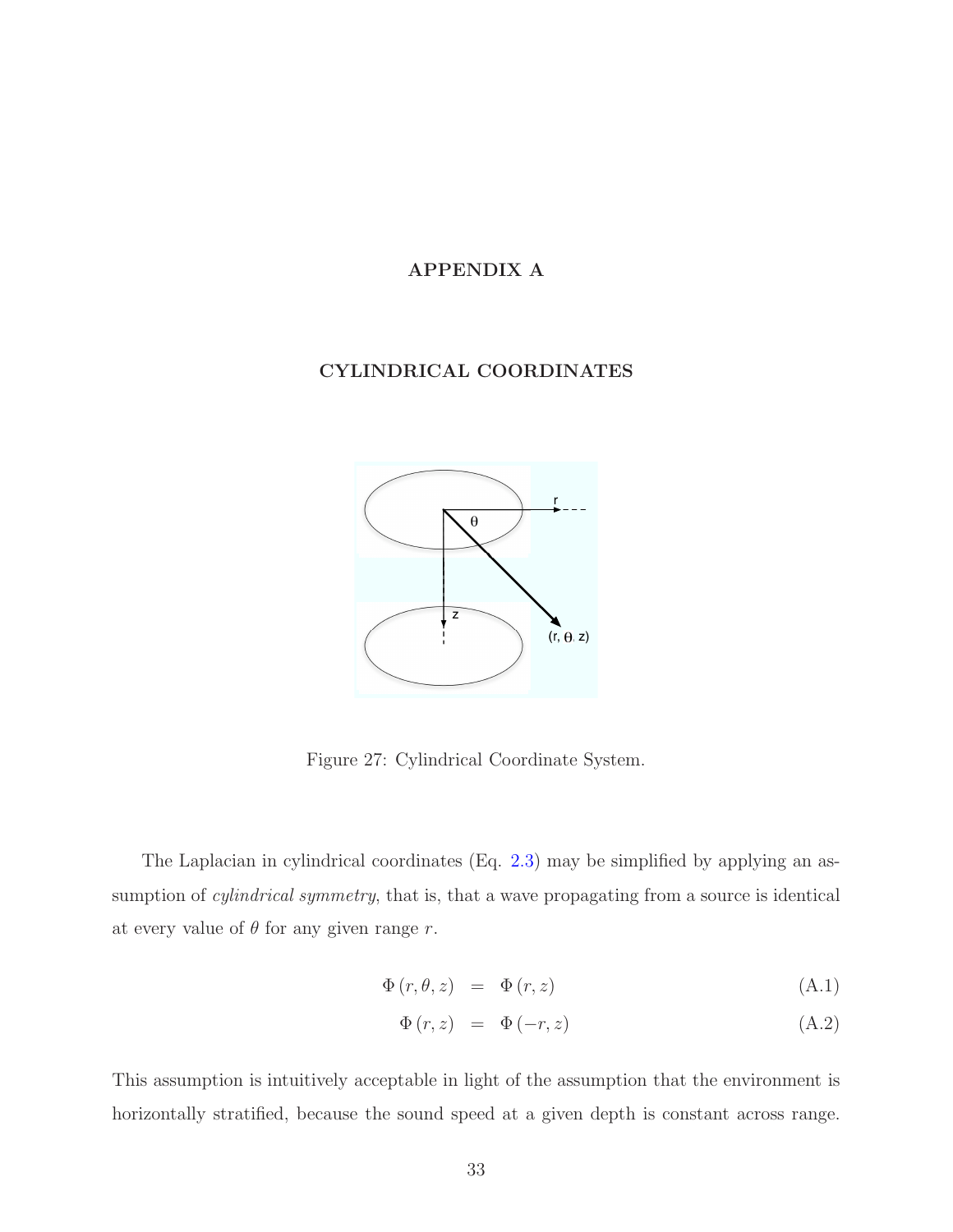# APPENDIX A

## CYLINDRICAL COORDINATES

Figure 27: Cylindrical Coordinate System.

The Laplacian in cylindrical coordinates (Eq. 2.3) may be simplified by applying an assumption of *cylindrical symmetry*, that is, that a wave propagating from a source is identical at every value of $\theta$ for any given range $r$.

$$\Phi(r, \theta, z) = \Phi(r, z) \tag{A.1}$$

$$\Phi(r, z) = \Phi(-r, z) \tag{A.2}$$

This assumption is intuitively acceptable in light of the assumption that the environment is horizontally stratified, because the sound speed at a given depth is constant across range.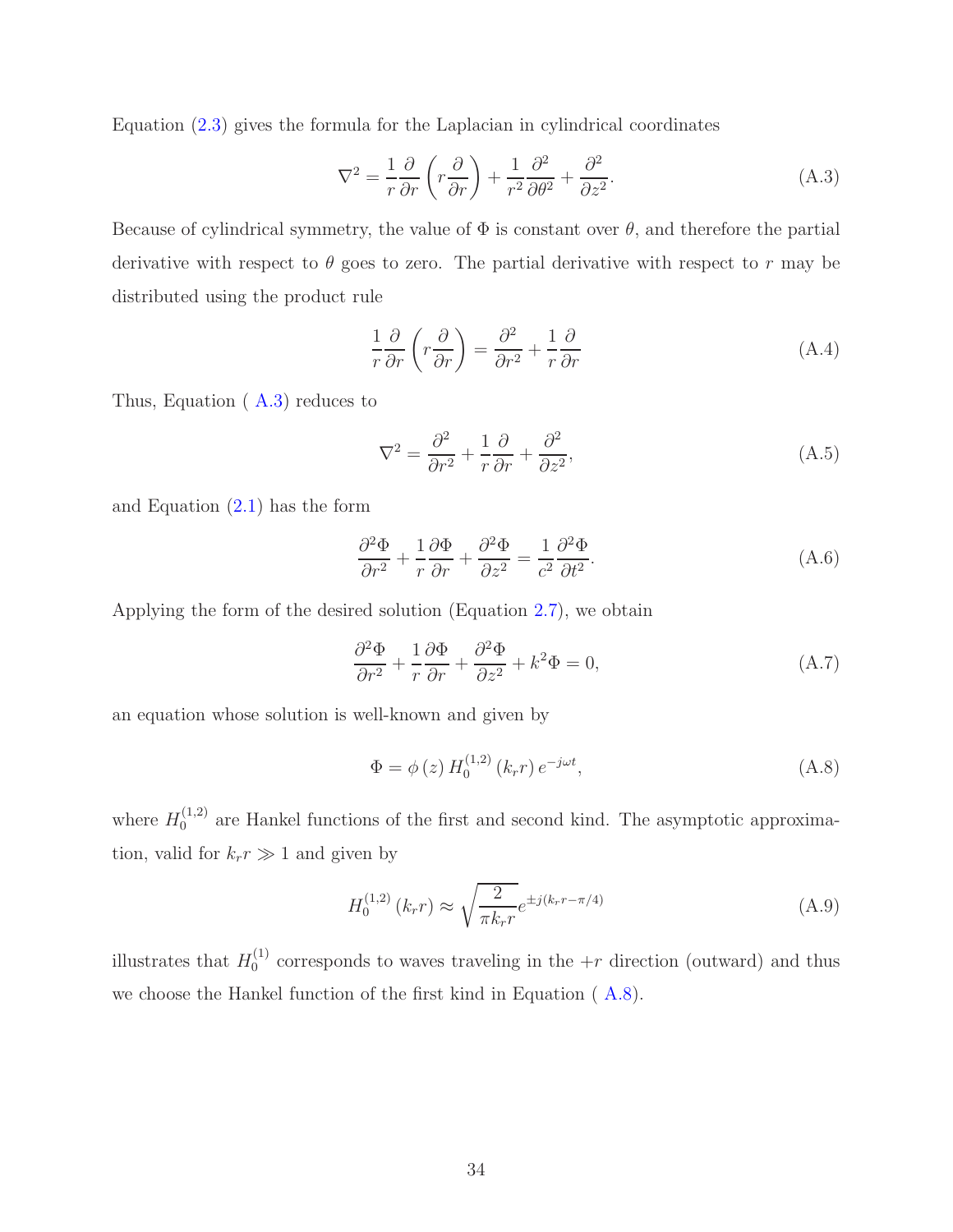Equation (2.3) gives the formula for the Laplacian in cylindrical coordinates

$$\nabla^2 = \frac{1}{r}\frac{\partial}{\partial r}\left(r\frac{\partial}{\partial r}\right) + \frac{1}{r^2}\frac{\partial^2}{\partial \theta^2} + \frac{\partial^2}{\partial z^2}. \tag{A.3}$$

Because of cylindrical symmetry, the value of $\Phi$ is constant over $\theta$, and therefore the partial derivative with respect to $\theta$ goes to zero. The partial derivative with respect to $r$ may be distributed using the product rule

$$\frac{1}{r}\frac{\partial}{\partial r}\left(r\frac{\partial}{\partial r}\right) = \frac{\partial^2}{\partial r^2} + \frac{1}{r}\frac{\partial}{\partial r} \tag{A.4}$$

Thus, Equation ( A.3) reduces to

$$\nabla^2 = \frac{\partial^2}{\partial r^2} + \frac{1}{r}\frac{\partial}{\partial r} + \frac{\partial^2}{\partial z^2}, \tag{A.5}$$

and Equation (2.1) has the form

$$\frac{\partial^2 \Phi}{\partial r^2} + \frac{1}{r}\frac{\partial \Phi}{\partial r} + \frac{\partial^2 \Phi}{\partial z^2} = \frac{1}{c^2}\frac{\partial^2 \Phi}{\partial t^2}. \tag{A.6}$$

Applying the form of the desired solution (Equation 2.7), we obtain

$$\frac{\partial^2 \Phi}{\partial r^2} + \frac{1}{r}\frac{\partial \Phi}{\partial r} + \frac{\partial^2 \Phi}{\partial z^2} + k^2\Phi = 0, \tag{A.7}$$

an equation whose solution is well-known and given by

$$\Phi = \phi\left(z\right) H_0^{(1,2)}\left(k_r r\right) e^{-j\omega t}, \tag{A.8}$$

where $H_0^{(1,2)}$ are Hankel functions of the first and second kind. The asymptotic approximation, valid for $k_r r \gg 1$ and given by

$$H_0^{(1,2)}\left(k_r r\right) \approx \sqrt{\frac{2}{\pi k_r r}} e^{\pm j(k_r r - \pi/4)} \tag{A.9}$$

illustrates that $H_0^{(1)}$ corresponds to waves traveling in the $+r$ direction (outward) and thus we choose the Hankel function of the first kind in Equation ( A.8).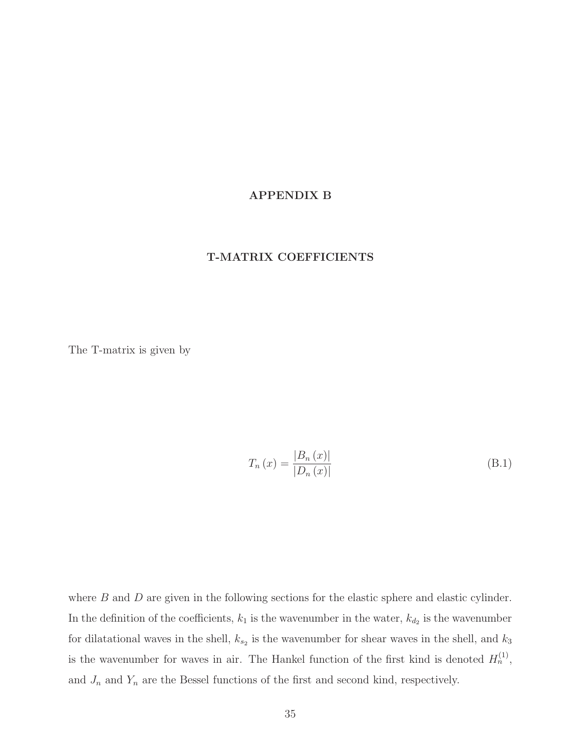# APPENDIX B

## T-MATRIX COEFFICIENTS

The T-matrix is given by

$$T_n(x) = \frac{|B_n(x)|}{|D_n(x)|} \tag{B.1}$$

where $B$ and $D$ are given in the following sections for the elastic sphere and elastic cylinder. In the definition of the coefficients, $k_1$ is the wavenumber in the water, $k_{d_2}$ is the wavenumber for dilatational waves in the shell, $k_{s_2}$ is the wavenumber for shear waves in the shell, and $k_3$ is the wavenumber for waves in air. The Hankel function of the first kind is denoted $H_n^{(1)}$, and $J_n$ and $Y_n$ are the Bessel functions of the first and second kind, respectively.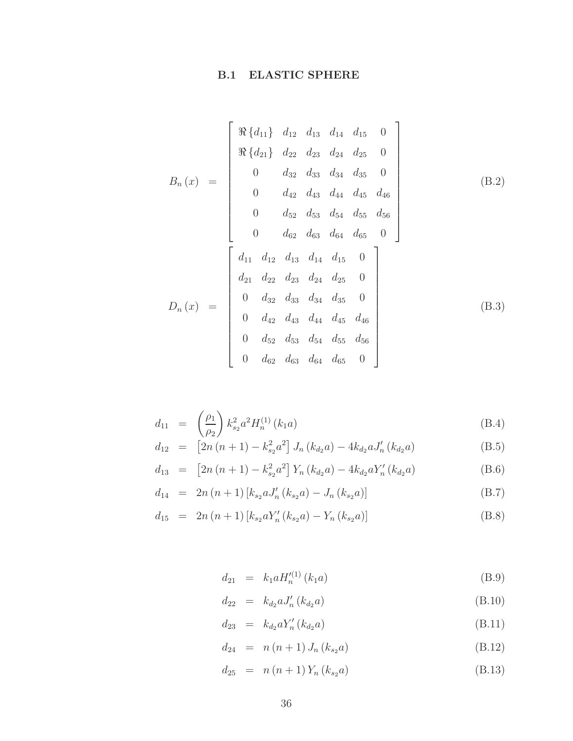### B.1 ELASTIC SPHERE

$$
B_n(x) = \begin{bmatrix} \Re\{d_{11}\} & d_{12} & d_{13} & d_{14} & d_{15} & 0 \\ \Re\{d_{21}\} & d_{22} & d_{23} & d_{24} & d_{25} & 0 \\ 0 & d_{32} & d_{33} & d_{34} & d_{35} & 0 \\ 0 & d_{42} & d_{43} & d_{44} & d_{45} & d_{46} \\ 0 & d_{52} & d_{53} & d_{54} & d_{55} & d_{56} \\ 0 & d_{62} & d_{63} & d_{64} & d_{65} & 0 \end{bmatrix} \tag{B.2}
$$

$$
D_n(x) = \begin{bmatrix} d_{11} & d_{12} & d_{13} & d_{14} & d_{15} & 0 \\ d_{21} & d_{22} & d_{23} & d_{24} & d_{25} & 0 \\ 0 & d_{32} & d_{33} & d_{34} & d_{35} & 0 \\ 0 & d_{42} & d_{43} & d_{44} & d_{45} & d_{46} \\ 0 & d_{52} & d_{53} & d_{54} & d_{55} & d_{56} \\ 0 & d_{62} & d_{63} & d_{64} & d_{65} & 0 \end{bmatrix} \tag{B.3}
$$

$$
d_{11} = \left(\frac{\rho_1}{\rho_2}\right) k_{s_2}^2 a^2 H_n^{(1)}(k_1 a) \tag{B.4}
$$

$$
d_{12} = \left[2n(n+1) - k_{s_2}^2 a^2\right] J_n(k_{d_2} a) - 4 k_{d_2} a J_n'(k_{d_2} a) \tag{B.5}
$$

$$
d_{13} = \left[2n(n+1) - k_{s_2}^2 a^2\right] Y_n(k_{d_2} a) - 4 k_{d_2} a Y_n'(k_{d_2} a) \tag{B.6}
$$

$$
d_{14} = 2n(n+1)\left[k_{s_2} a J_n'(k_{s_2} a) - J_n(k_{s_2} a)\right] \tag{B.7}
$$

$$
d_{15} = 2n(n+1)\left[k_{s_2} a Y_n'(k_{s_2} a) - Y_n(k_{s_2} a)\right] \tag{B.8}
$$

$$
d_{21} = k_1 a H_n'^{(1)}(k_1 a) \tag{B.9}
$$

$$
d_{22} = k_{d_2} a J_n'(k_{d_2} a) \tag{B.10}
$$

$$
d_{23} = k_{d_2} a Y_n'(k_{d_2} a) \tag{B.11}
$$

$$
d_{24} = n(n+1) J_n(k_{s_2} a) \tag{B.12}
$$

$$
d_{25} = n(n+1) Y_n(k_{s_2} a) \tag{B.13}
$$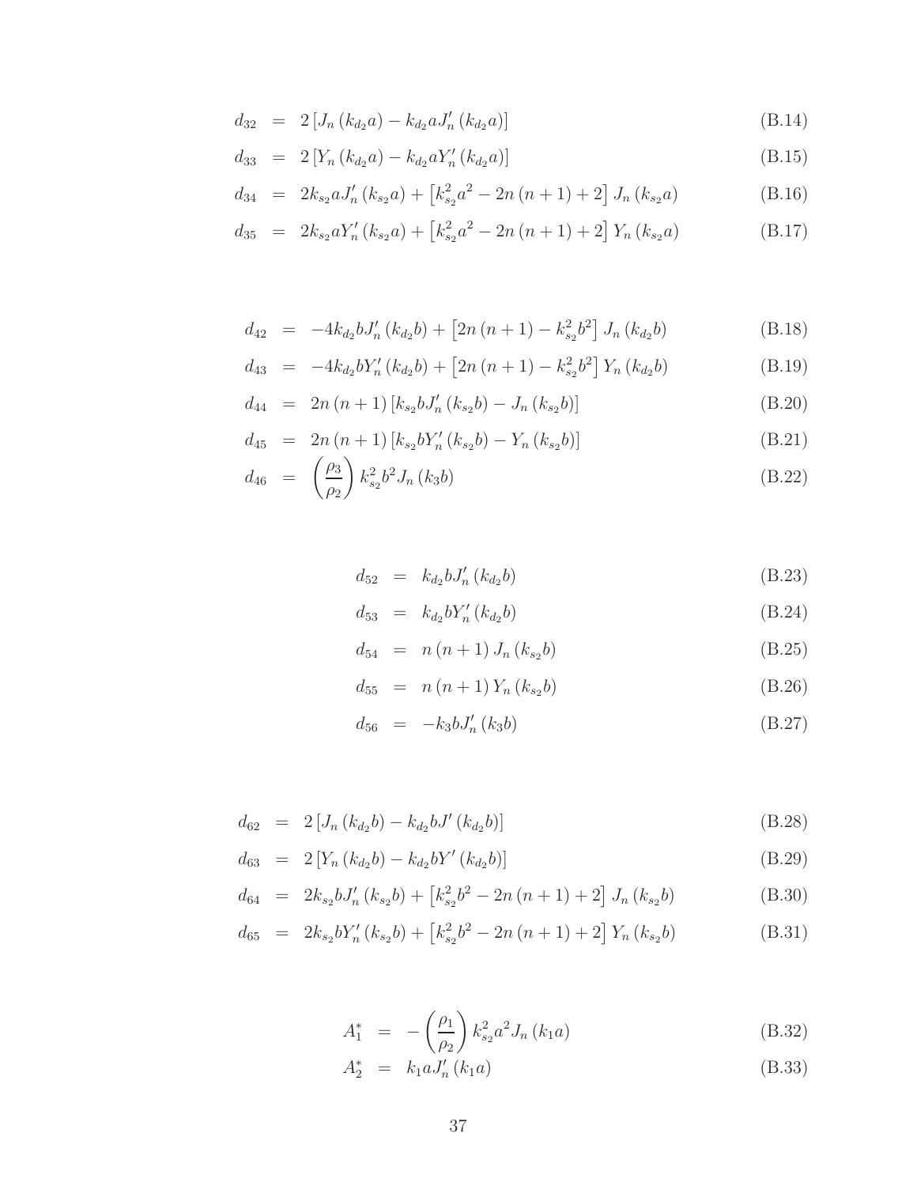$$d_{32} = 2\left[J_n\left(k_{d_2}a\right) - k_{d_2}aJ_n'\left(k_{d_2}a\right)\right] \quad \text{(B.14)}$$

$$d_{33} = 2\left[Y_n\left(k_{d_2}a\right) - k_{d_2}aY_n'\left(k_{d_2}a\right)\right] \quad \text{(B.15)}$$

$$d_{34} = 2k_{s_2}aJ_n'\left(k_{s_2}a\right) + \left[k_{s_2}^2a^2 - 2n\left(n+1\right) + 2\right]J_n\left(k_{s_2}a\right) \quad \text{(B.16)}$$

$$d_{35} = 2k_{s_2}aY_n'\left(k_{s_2}a\right) + \left[k_{s_2}^2a^2 - 2n\left(n+1\right) + 2\right]Y_n\left(k_{s_2}a\right) \quad \text{(B.17)}$$

$$d_{42} = -4k_{d_2}bJ_n'\left(k_{d_2}b\right) + \left[2n\left(n+1\right) - k_{s_2}^2b^2\right]J_n\left(k_{d_2}b\right) \quad \text{(B.18)}$$

$$d_{43} = -4k_{d_2}bY_n'\left(k_{d_2}b\right) + \left[2n\left(n+1\right) - k_{s_2}^2b^2\right]Y_n\left(k_{d_2}b\right) \quad \text{(B.19)}$$

$$d_{44} = 2n\left(n+1\right)\left[k_{s_2}bJ_n'\left(k_{s_2}b\right) - J_n\left(k_{s_2}b\right)\right] \quad \text{(B.20)}$$

$$d_{45} = 2n\left(n+1\right)\left[k_{s_2}bY_n'\left(k_{s_2}b\right) - Y_n\left(k_{s_2}b\right)\right] \quad \text{(B.21)}$$

$$d_{46} = \left(\frac{\rho_3}{\rho_2}\right)k_{s_2}^2b^2J_n\left(k_3b\right) \quad \text{(B.22)}$$

$$d_{52} = k_{d_2}bJ_n'\left(k_{d_2}b\right) \quad \text{(B.23)}$$

$$d_{53} = k_{d_2}bY_n'\left(k_{d_2}b\right) \quad \text{(B.24)}$$

$$d_{54} = n\left(n+1\right)J_n\left(k_{s_2}b\right) \quad \text{(B.25)}$$

$$d_{55} = n\left(n+1\right)Y_n\left(k_{s_2}b\right) \quad \text{(B.26)}$$

$$d_{56} = -k_3bJ_n'\left(k_3b\right) \quad \text{(B.27)}$$

$$d_{62} = 2\left[J_n\left(k_{d_2}b\right) - k_{d_2}bJ'\left(k_{d_2}b\right)\right] \quad \text{(B.28)}$$

$$d_{63} = 2\left[Y_n\left(k_{d_2}b\right) - k_{d_2}bY'\left(k_{d_2}b\right)\right] \quad \text{(B.29)}$$

$$d_{64} = 2k_{s_2}bJ_n'\left(k_{s_2}b\right) + \left[k_{s_2}^2b^2 - 2n\left(n+1\right) + 2\right]J_n\left(k_{s_2}b\right) \quad \text{(B.30)}$$

$$d_{65} = 2k_{s_2}bY_n'\left(k_{s_2}b\right) + \left[k_{s_2}^2b^2 - 2n\left(n+1\right) + 2\right]Y_n\left(k_{s_2}b\right) \quad \text{(B.31)}$$

$$A_1^* = -\left(\frac{\rho_1}{\rho_2}\right)k_{s_2}^2a^2J_n\left(k_1a\right) \quad \text{(B.32)}$$

$$A_2^* = k_1aJ_n'\left(k_1a\right) \quad \text{(B.33)}$$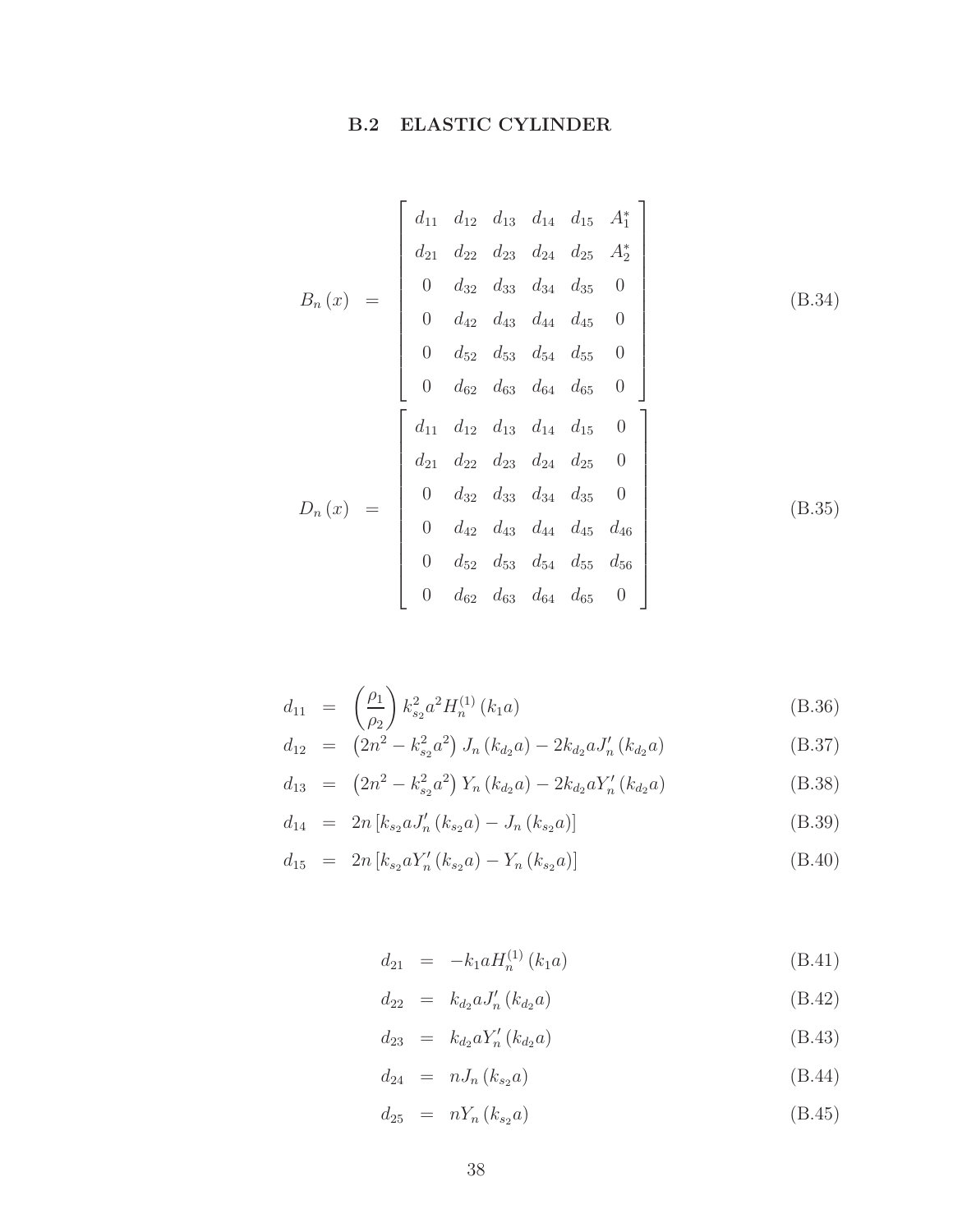## B.2 ELASTIC CYLINDER

$$
B_n(x) = \begin{bmatrix} d_{11} & d_{12} & d_{13} & d_{14} & d_{15} & A_1^* \\ d_{21} & d_{22} & d_{23} & d_{24} & d_{25} & A_2^* \\ 0 & d_{32} & d_{33} & d_{34} & d_{35} & 0 \\ 0 & d_{42} & d_{43} & d_{44} & d_{45} & 0 \\ 0 & d_{52} & d_{53} & d_{54} & d_{55} & 0 \\ 0 & d_{62} & d_{63} & d_{64} & d_{65} & 0 \end{bmatrix} \tag{B.34}
$$

$$
D_n(x) = \begin{bmatrix} d_{11} & d_{12} & d_{13} & d_{14} & d_{15} & 0 \\ d_{21} & d_{22} & d_{23} & d_{24} & d_{25} & 0 \\ 0 & d_{32} & d_{33} & d_{34} & d_{35} & 0 \\ 0 & d_{42} & d_{43} & d_{44} & d_{45} & d_{46} \\ 0 & d_{52} & d_{53} & d_{54} & d_{55} & d_{56} \\ 0 & d_{62} & d_{63} & d_{64} & d_{65} & 0 \end{bmatrix} \tag{B.35}
$$

$$
d_{11} = \left(\frac{\rho_1}{\rho_2}\right) k_{s_2}^2 a^2 H_n^{(1)}(k_1 a) \tag{B.36}
$$

$$
d_{12} = \left(2n^2 - k_{s_2}^2 a^2\right) J_n(k_{d_2} a) - 2k_{d_2} a J_n'(k_{d_2} a) \tag{B.37}
$$

$$
d_{13} = \left(2n^2 - k_{s_2}^2 a^2\right) Y_n(k_{d_2} a) - 2k_{d_2} a Y_n'(k_{d_2} a) \tag{B.38}
$$

$$
d_{14} = 2n\left[k_{s_2} a J_n'(k_{s_2} a) - J_n(k_{s_2} a)\right] \tag{B.39}
$$

$$
d_{15} = 2n\left[k_{s_2} a Y_n'(k_{s_2} a) - Y_n(k_{s_2} a)\right] \tag{B.40}
$$

$$
d_{21} = -k_1 a H_n^{(1)}(k_1 a) \tag{B.41}
$$

$$
d_{22} = k_{d_2} a J_n'(k_{d_2} a) \tag{B.42}
$$

$$
d_{23} = k_{d_2} a Y_n'(k_{d_2} a) \tag{B.43}
$$

$$
d_{24} = n J_n(k_{s_2} a) \tag{B.44}
$$

$$
d_{25} = n Y_n(k_{s_2} a) \tag{B.45}
$$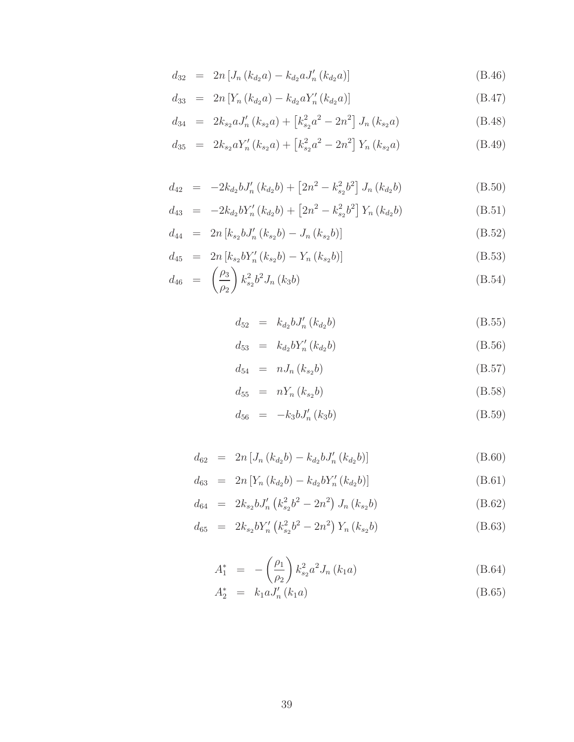$$d_{32} = 2n\left[J_n\left(k_{d_2}a\right) - k_{d_2}aJ_n'\left(k_{d_2}a\right)\right] \tag{B.46}$$

$$d_{33} = 2n\left[Y_n\left(k_{d_2}a\right) - k_{d_2}aY_n'\left(k_{d_2}a\right)\right] \tag{B.47}$$

$$d_{34} = 2k_{s_2}aJ_n'\left(k_{s_2}a\right) + \left[k_{s_2}^2a^2 - 2n^2\right]J_n\left(k_{s_2}a\right) \tag{B.48}$$

$$d_{35} = 2k_{s_2}aY_n'\left(k_{s_2}a\right) + \left[k_{s_2}^2a^2 - 2n^2\right]Y_n\left(k_{s_2}a\right) \tag{B.49}$$

$$d_{42} = -2k_{d_2}bJ_n'\left(k_{d_2}b\right) + \left[2n^2 - k_{s_2}^2b^2\right]J_n\left(k_{d_2}b\right) \tag{B.50}$$

$$d_{43} = -2k_{d_2}bY_n'\left(k_{d_2}b\right) + \left[2n^2 - k_{s_2}^2b^2\right]Y_n\left(k_{d_2}b\right) \tag{B.51}$$

$$d_{44} = 2n\left[k_{s_2}bJ_n'\left(k_{s_2}b\right) - J_n\left(k_{s_2}b\right)\right] \tag{B.52}$$

$$d_{45} = 2n\left[k_{s_2}bY_n'\left(k_{s_2}b\right) - Y_n\left(k_{s_2}b\right)\right] \tag{B.53}$$

$$d_{46} = \left(\frac{\rho_3}{\rho_2}\right)k_{s_2}^2b^2J_n\left(k_3b\right) \tag{B.54}$$

$$d_{52} = k_{d_2}bJ_n'\left(k_{d_2}b\right) \tag{B.55}$$

$$d_{53} = k_{d_2}bY_n'\left(k_{d_2}b\right) \tag{B.56}$$

$$d_{54} = nJ_n\left(k_{s_2}b\right) \tag{B.57}$$

$$d_{55} = nY_n\left(k_{s_2}b\right) \tag{B.58}$$

$$d_{56} = -k_3bJ_n'\left(k_3b\right) \tag{B.59}$$

$$d_{62} = 2n\left[J_n\left(k_{d_2}b\right) - k_{d_2}bJ_n'\left(k_{d_2}b\right)\right] \tag{B.60}$$

$$d_{63} = 2n\left[Y_n\left(k_{d_2}b\right) - k_{d_2}bY_n'\left(k_{d_2}b\right)\right] \tag{B.61}$$

$$d_{64} = 2k_{s_2}bJ_n'\left(k_{s_2}^2b^2 - 2n^2\right)J_n\left(k_{s_2}b\right) \tag{B.62}$$

$$d_{65} = 2k_{s_2}bY_n'\left(k_{s_2}^2b^2 - 2n^2\right)Y_n\left(k_{s_2}b\right) \tag{B.63}$$

$$A_1^* = -\left(\frac{\rho_1}{\rho_2}\right)k_{s_2}^2a^2J_n\left(k_1a\right) \tag{B.64}$$

$$A_2^* = k_1aJ_n'\left(k_1a\right) \tag{B.65}$$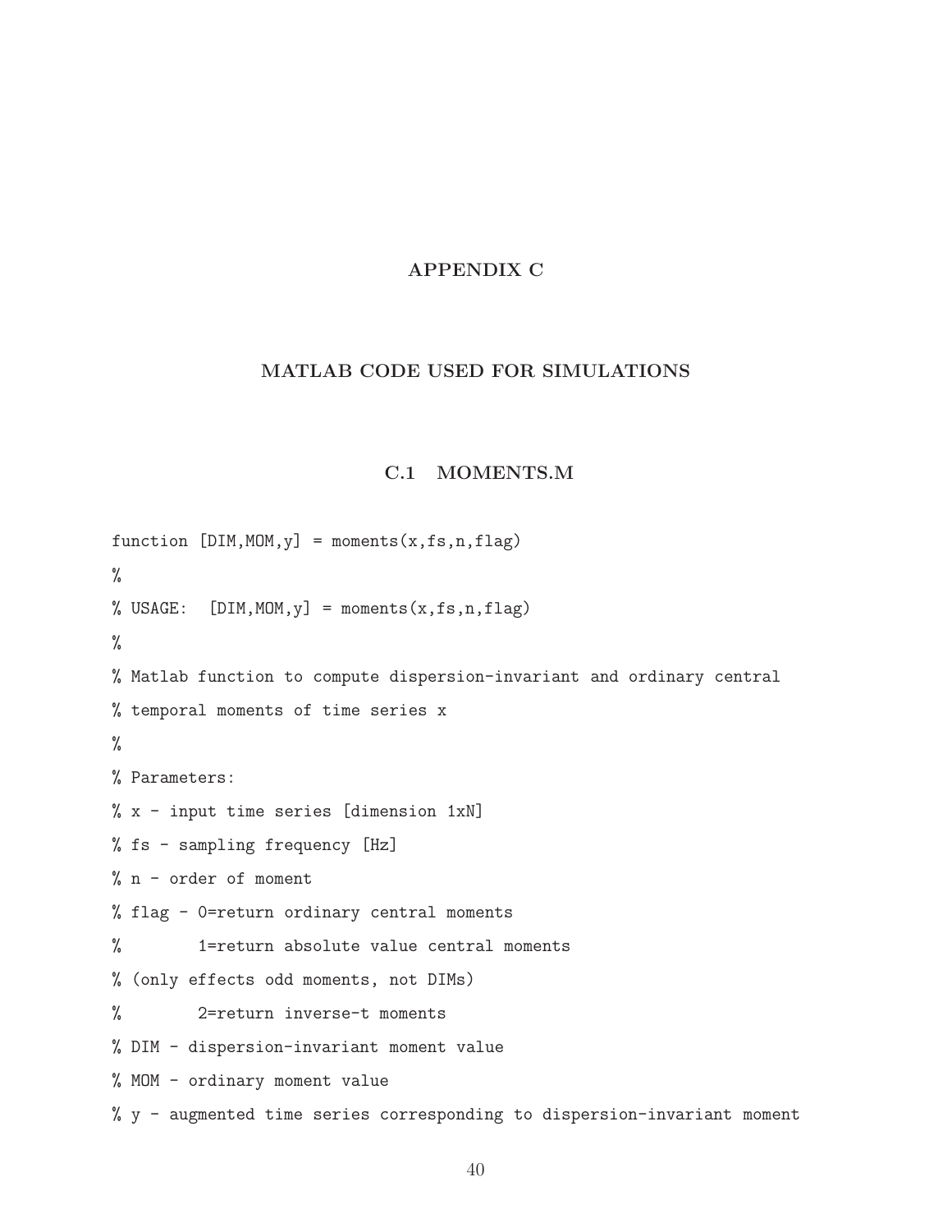# APPENDIX C

# MATLAB CODE USED FOR SIMULATIONS

## C.1 MOMENTS.M

```
function [DIM,MOM,y] = moments(x,fs,n,flag)
%
% USAGE:  [DIM,MOM,y] = moments(x,fs,n,flag)
%
% Matlab function to compute dispersion-invariant and ordinary central
% temporal moments of time series x
%
% Parameters:
% x - input time series [dimension 1xN]
% fs - sampling frequency [Hz]
% n - order of moment
% flag - 0=return ordinary central moments
%        1=return absolute value central moments
% (only effects odd moments, not DIMs)
%        2=return inverse-t moments
% DIM - dispersion-invariant moment value
% MOM - ordinary moment value
% y - augmented time series corresponding to dispersion-invariant moment
```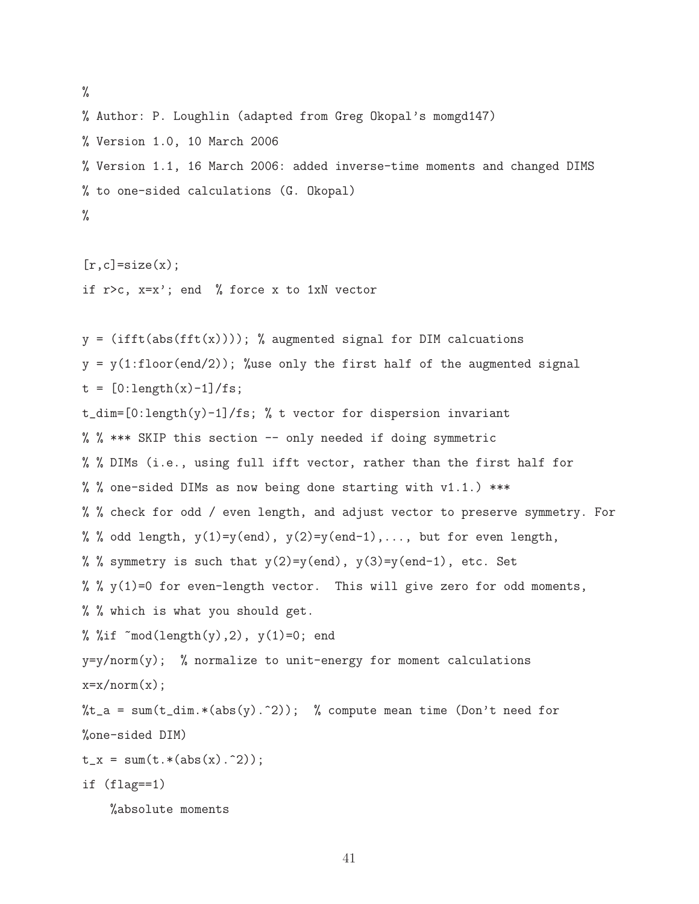```
%
% Author: P. Loughlin (adapted from Greg Okopal's momgd147)
% Version 1.0, 10 March 2006
% Version 1.1, 16 March 2006: added inverse-time moments and changed DIMS
% to one-sided calculations (G. Okopal)
%

[r,c]=size(x);
if r>c, x=x'; end  % force x to 1xN vector

y = (ifft(abs(fft(x)))); % augmented signal for DIM calcuations
y = y(1:floor(end/2)); %use only the first half of the augmented signal
t = [0:length(x)-1]/fs;
t_dim=[0:length(y)-1]/fs; % t vector for dispersion invariant
% % *** SKIP this section -- only needed if doing symmetric
% % DIMs (i.e., using full ifft vector, rather than the first half for
% % one-sided DIMs as now being done starting with v1.1.) ***
% % check for odd / even length, and adjust vector to preserve symmetry. For
% % odd length, y(1)=y(end), y(2)=y(end-1),..., but for even length,
% % symmetry is such that y(2)=y(end), y(3)=y(end-1), etc. Set
% % y(1)=0 for even-length vector.  This will give zero for odd moments,
% % which is what you should get.
% %if ~mod(length(y),2), y(1)=0; end
y=y/norm(y);  % normalize to unit-energy for moment calculations
x=x/norm(x);
%t_a = sum(t_dim.*(abs(y).^2));  % compute mean time (Don't need for
%one-sided DIM)
t_x = sum(t.*(abs(x).^2));
if (flag==1)
    %absolute moments
```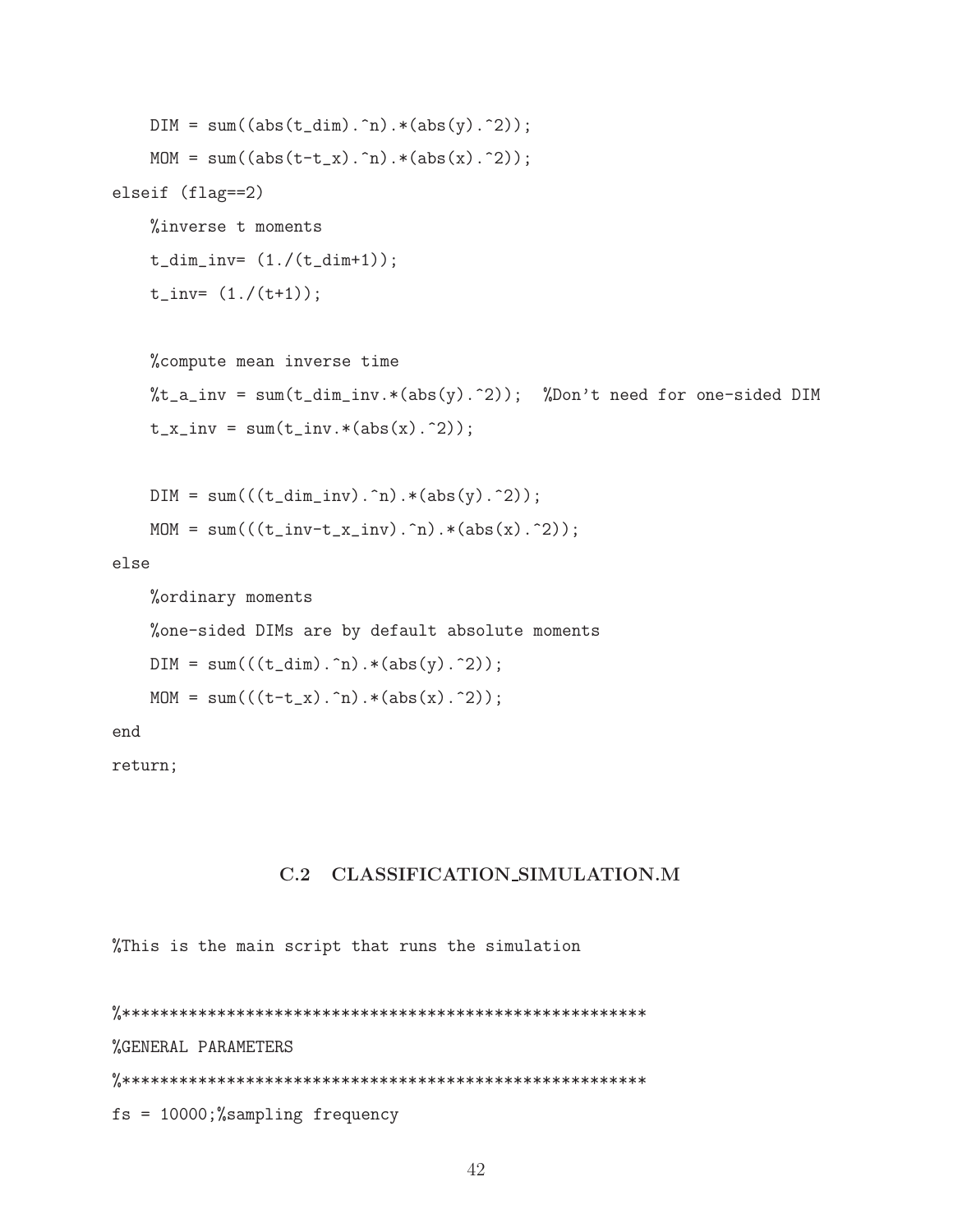```
    DIM = sum((abs(t_dim).^n).*(abs(y).^2));
    MOM = sum((abs(t-t_x).^n).*(abs(x).^2));
elseif (flag==2)
    %inverse t moments
    t_dim_inv= (1./(t_dim+1));
    t_inv= (1./(t+1));

    %compute mean inverse time
    %t_a_inv = sum(t_dim_inv.*(abs(y).^2));  %Don't need for one-sided DIM
    t_x_inv = sum(t_inv.*(abs(x).^2));

    DIM = sum(((t_dim_inv).^n).*(abs(y).^2));
    MOM = sum(((t_inv-t_x_inv).^n).*(abs(x).^2));
else
    %ordinary moments
    %one-sided DIMs are by default absolute moments
    DIM = sum(((t_dim).^n).*(abs(y).^2));
    MOM = sum(((t-t_x).^n).*(abs(x).^2));
end
return;
```

### C.2 CLASSIFICATION_SIMULATION.M

```
%This is the main script that runs the simulation

%*****************************************************
%GENERAL PARAMETERS
%*****************************************************
fs = 10000;%sampling frequency
```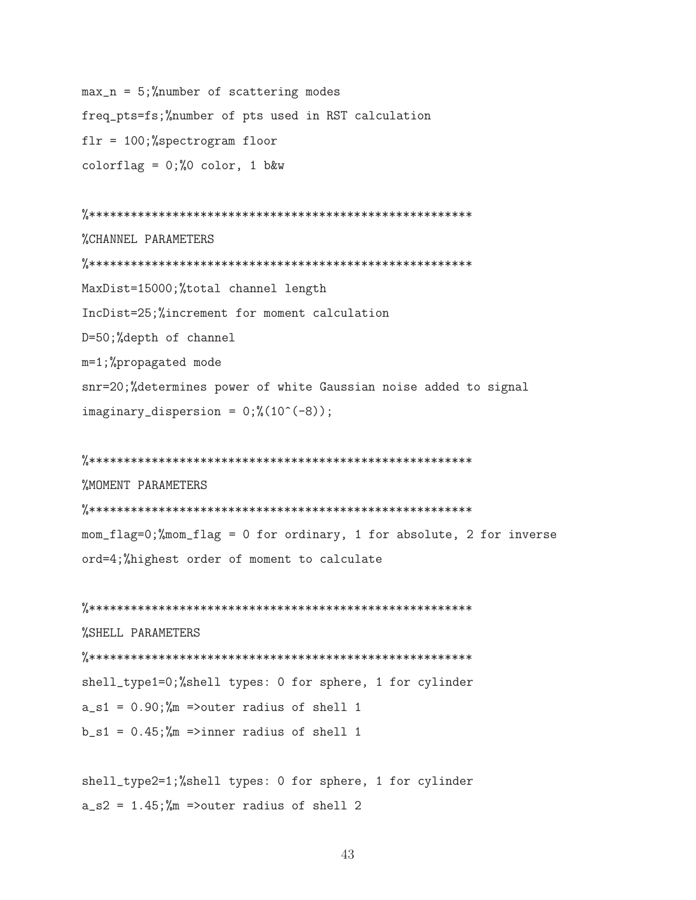```
max_n = 5;%number of scattering modes
freq_pts=fs;%number of pts used in RST calculation
flr = 100;%spectrogram floor
colorflag = 0;%0 color, 1 b&w

%*****************************************************
%CHANNEL PARAMETERS
%*****************************************************
MaxDist=15000;%total channel length
IncDist=25;%increment for moment calculation
D=50;%depth of channel
m=1;%propagated mode
snr=20;%determines power of white Gaussian noise added to signal
imaginary_dispersion = 0;%(10^(-8));

%*****************************************************
%MOMENT PARAMETERS
%*****************************************************
mom_flag=0;%mom_flag = 0 for ordinary, 1 for absolute, 2 for inverse
ord=4;%highest order of moment to calculate

%*****************************************************
%SHELL PARAMETERS
%*****************************************************
shell_type1=0;%shell types: 0 for sphere, 1 for cylinder
a_s1 = 0.90;%m =>outer radius of shell 1
b_s1 = 0.45;%m =>inner radius of shell 1

shell_type2=1;%shell types: 0 for sphere, 1 for cylinder
a_s2 = 1.45;%m =>outer radius of shell 2
```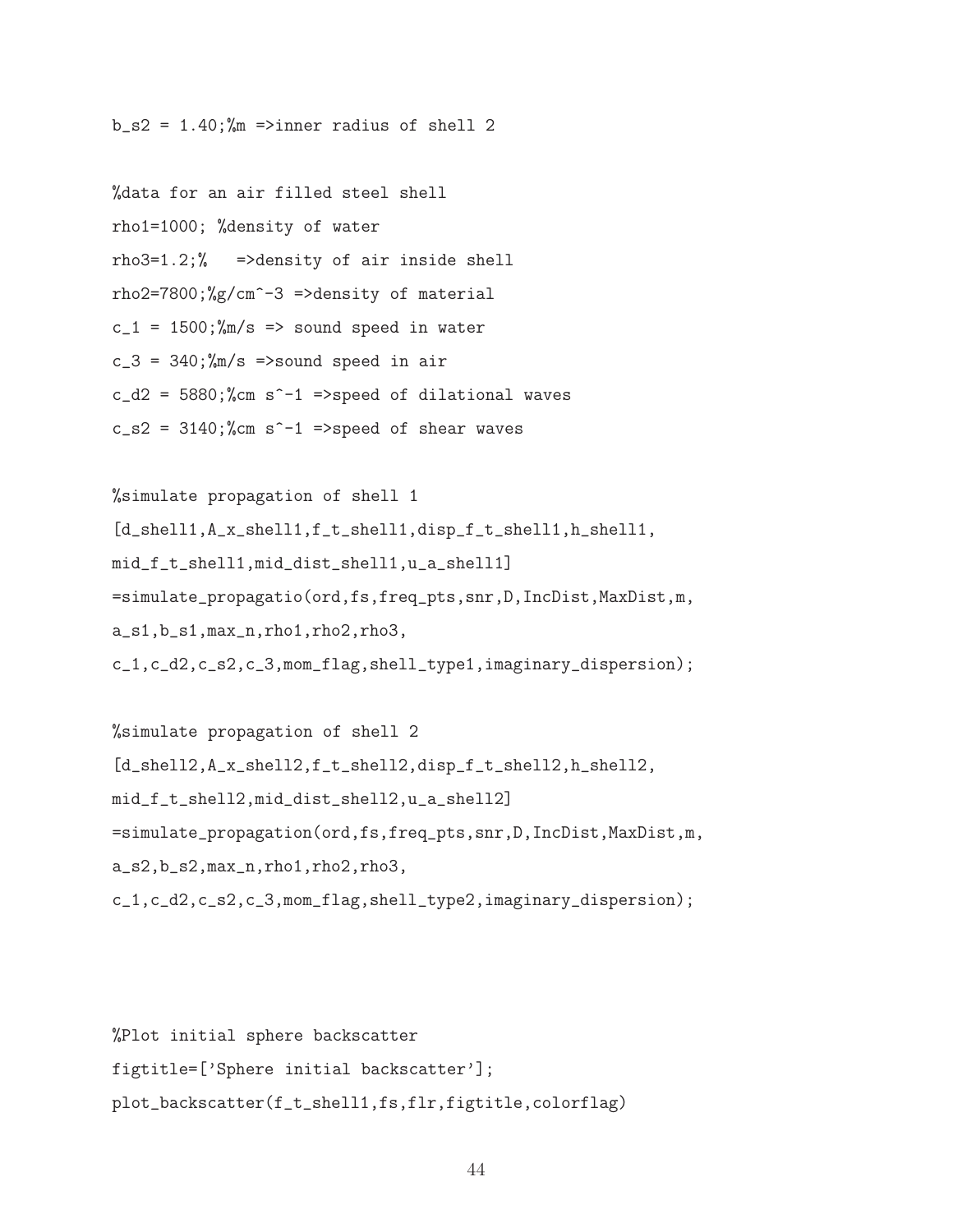```
b_s2 = 1.40;%m =>inner radius of shell 2

%data for an air filled steel shell
rho1=1000; %density of water
rho3=1.2;%   =>density of air inside shell
rho2=7800;%g/cm^-3 =>density of material
c_1 = 1500;%m/s => sound speed in water
c_3 = 340;%m/s =>sound speed in air
c_d2 = 5880;%cm s^-1 =>speed of dilational waves
c_s2 = 3140;%cm s^-1 =>speed of shear waves

%simulate propagation of shell 1
[d_shell1,A_x_shell1,f_t_shell1,disp_f_t_shell1,h_shell1,
mid_f_t_shell1,mid_dist_shell1,u_a_shell1]
=simulate_propagatio(ord,fs,freq_pts,snr,D,IncDist,MaxDist,m,
a_s1,b_s1,max_n,rho1,rho2,rho3,
c_1,c_d2,c_s2,c_3,mom_flag,shell_type1,imaginary_dispersion);

%simulate propagation of shell 2
[d_shell2,A_x_shell2,f_t_shell2,disp_f_t_shell2,h_shell2,
mid_f_t_shell2,mid_dist_shell2,u_a_shell2]
=simulate_propagation(ord,fs,freq_pts,snr,D,IncDist,MaxDist,m,
a_s2,b_s2,max_n,rho1,rho2,rho3,
c_1,c_d2,c_s2,c_3,mom_flag,shell_type2,imaginary_dispersion);



%Plot initial sphere backscatter
figtitle=['Sphere initial backscatter'];
plot_backscatter(f_t_shell1,fs,flr,figtitle,colorflag)
```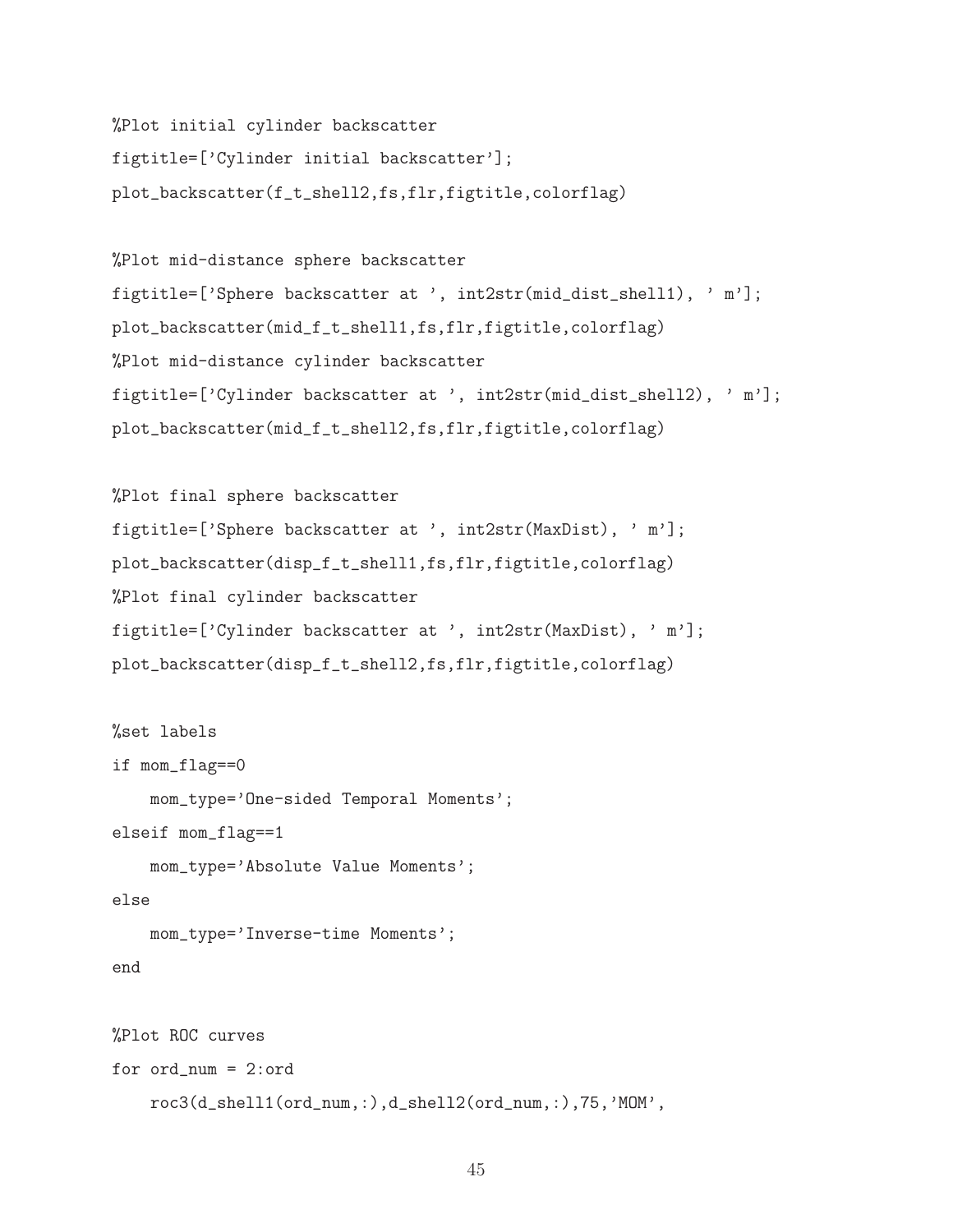```
%Plot initial cylinder backscatter
figtitle=['Cylinder initial backscatter'];
plot_backscatter(f_t_shell2,fs,flr,figtitle,colorflag)

%Plot mid-distance sphere backscatter
figtitle=['Sphere backscatter at ', int2str(mid_dist_shell1), ' m'];
plot_backscatter(mid_f_t_shell1,fs,flr,figtitle,colorflag)
%Plot mid-distance cylinder backscatter
figtitle=['Cylinder backscatter at ', int2str(mid_dist_shell2), ' m'];
plot_backscatter(mid_f_t_shell2,fs,flr,figtitle,colorflag)

%Plot final sphere backscatter
figtitle=['Sphere backscatter at ', int2str(MaxDist), ' m'];
plot_backscatter(disp_f_t_shell1,fs,flr,figtitle,colorflag)
%Plot final cylinder backscatter
figtitle=['Cylinder backscatter at ', int2str(MaxDist), ' m'];
plot_backscatter(disp_f_t_shell2,fs,flr,figtitle,colorflag)

%set labels
if mom_flag==0
    mom_type='One-sided Temporal Moments';
elseif mom_flag==1
    mom_type='Absolute Value Moments';
else
    mom_type='Inverse-time Moments';
end

%Plot ROC curves
for ord_num = 2:ord
    roc3(d_shell1(ord_num,:),d_shell2(ord_num,:),75,'MOM',
```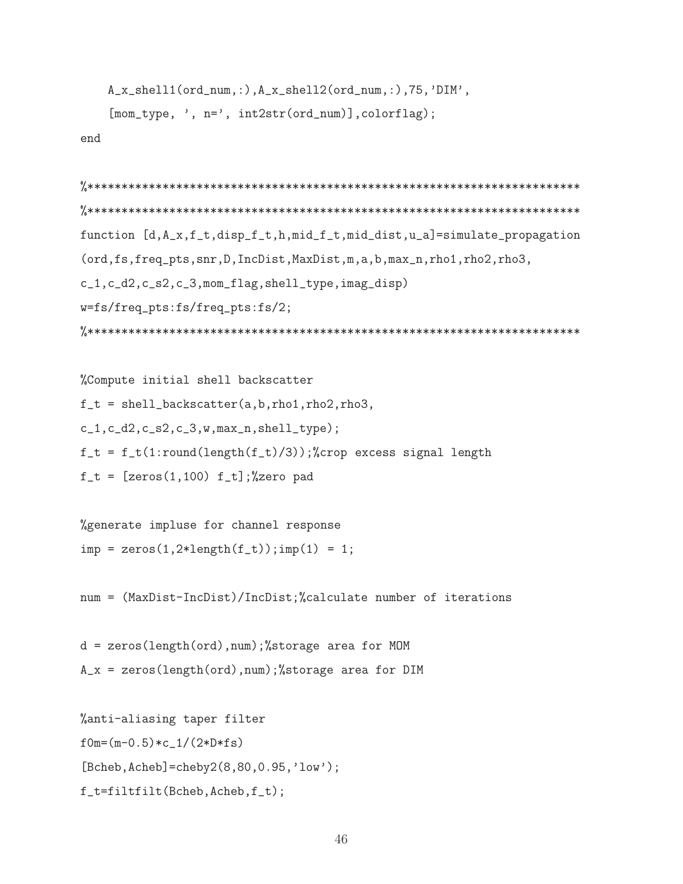```
    A_x_shell1(ord_num,:),A_x_shell2(ord_num,:),75,'DIM',
    [mom_type, ', n=', int2str(ord_num)],colorflag);
end

%**********************************************************************
%**********************************************************************
function [d,A_x,f_t,disp_f_t,h,mid_f_t,mid_dist,u_a]=simulate_propagation
(ord,fs,freq_pts,snr,D,IncDist,MaxDist,m,a,b,max_n,rho1,rho2,rho3,
c_1,c_d2,c_s2,c_3,mom_flag,shell_type,imag_disp)
w=fs/freq_pts:fs/freq_pts:fs/2;
%**********************************************************************

%Compute initial shell backscatter
f_t = shell_backscatter(a,b,rho1,rho2,rho3,
c_1,c_d2,c_s2,c_3,w,max_n,shell_type);
f_t = f_t(1:round(length(f_t)/3));%crop excess signal length
f_t = [zeros(1,100) f_t];%zero pad

%generate impluse for channel response
imp = zeros(1,2*length(f_t));imp(1) = 1;

num = (MaxDist-IncDist)/IncDist;%calculate number of iterations

d = zeros(length(ord),num);%storage area for MOM
A_x = zeros(length(ord),num);%storage area for DIM

%anti-aliasing taper filter
f0m=(m-0.5)*c_1/(2*D*fs)
[Bcheb,Acheb]=cheby2(8,80,0.95,'low');
f_t=filtfilt(Bcheb,Acheb,f_t);
```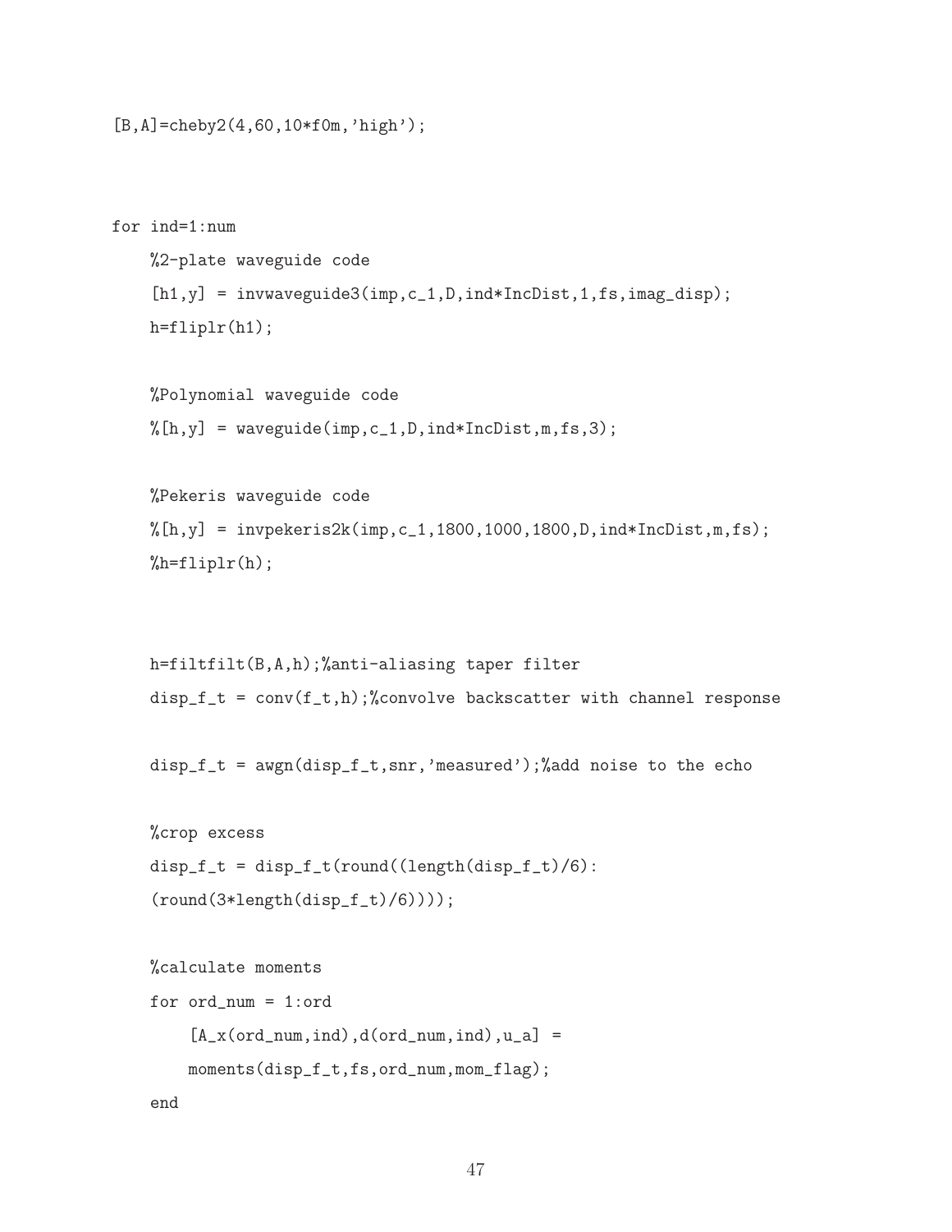```
[B,A]=cheby2(4,60,10*f0m,'high');


for ind=1:num
    %2-plate waveguide code
    [h1,y] = invwaveguide3(imp,c_1,D,ind*IncDist,1,fs,imag_disp);
    h=fliplr(h1);

    %Polynomial waveguide code
    %[h,y] = waveguide(imp,c_1,D,ind*IncDist,m,fs,3);

    %Pekeris waveguide code
    %[h,y] = invpekeris2k(imp,c_1,1800,1000,1800,D,ind*IncDist,m,fs);
    %h=fliplr(h);


    h=filtfilt(B,A,h);%anti-aliasing taper filter
    disp_f_t = conv(f_t,h);%convolve backscatter with channel response

    disp_f_t = awgn(disp_f_t,snr,'measured');%add noise to the echo

    %crop excess
    disp_f_t = disp_f_t(round((length(disp_f_t)/6):
    (round(3*length(disp_f_t)/6))));

    %calculate moments
    for ord_num = 1:ord
        [A_x(ord_num,ind),d(ord_num,ind),u_a] =
        moments(disp_f_t,fs,ord_num,mom_flag);
    end
```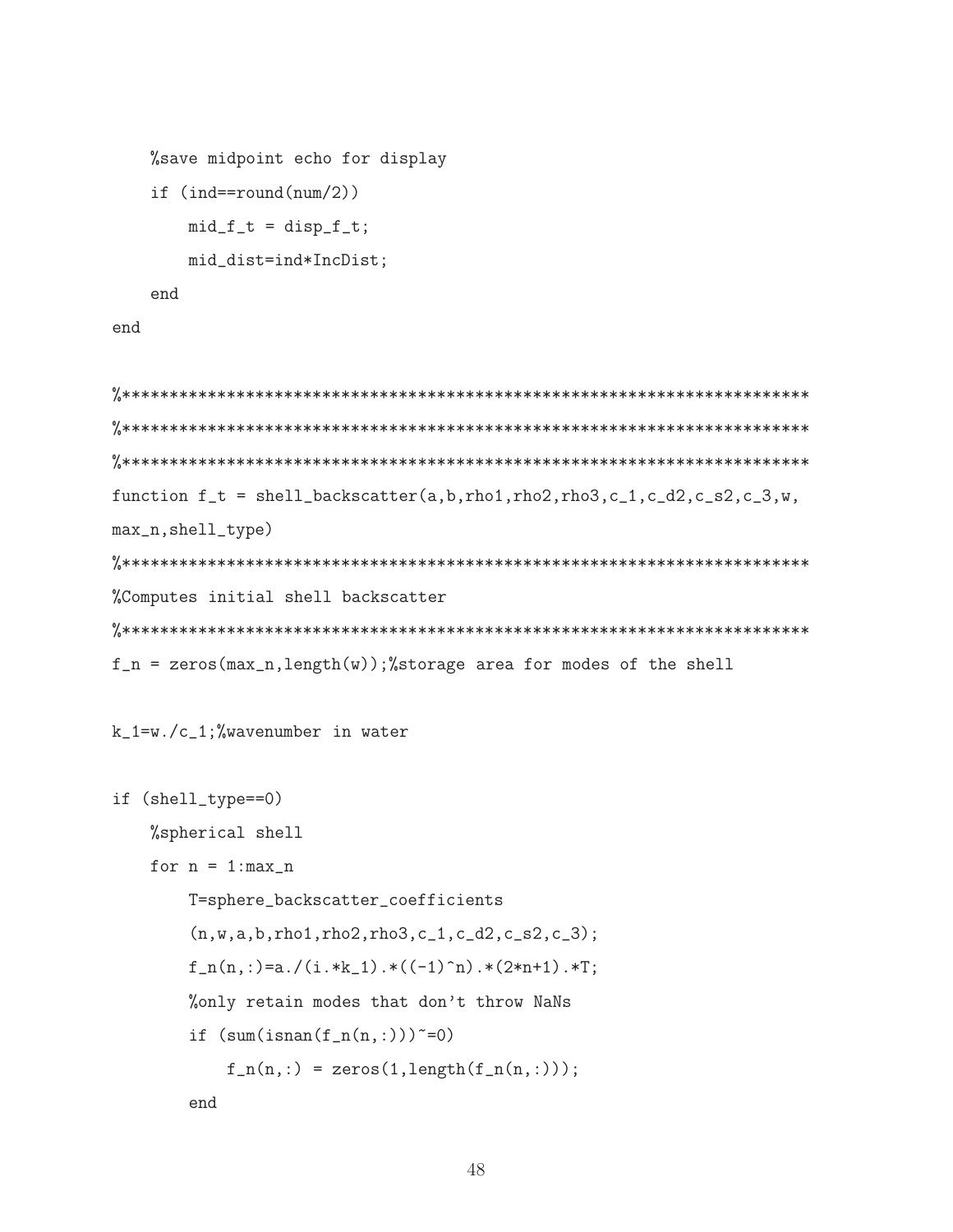```
    %save midpoint echo for display
    if (ind==round(num/2))
        mid_f_t = disp_f_t;
        mid_dist=ind*IncDist;
    end
end

%************************************************************************
%************************************************************************
%************************************************************************
function f_t = shell_backscatter(a,b,rho1,rho2,rho3,c_1,c_d2,c_s2,c_3,w,
max_n,shell_type)
%************************************************************************
%Computes initial shell backscatter
%************************************************************************
f_n = zeros(max_n,length(w));%storage area for modes of the shell

k_1=w./c_1;%wavenumber in water

if (shell_type==0)
    %spherical shell
    for n = 1:max_n
        T=sphere_backscatter_coefficients
        (n,w,a,b,rho1,rho2,rho3,c_1,c_d2,c_s2,c_3);
        f_n(n,:)=a./(i.*k_1).*((-1)^n).*(2*n+1).*T;
        %only retain modes that don't throw NaNs
        if (sum(isnan(f_n(n,:)))~=0)
            f_n(n,:) = zeros(1,length(f_n(n,:)));
        end
```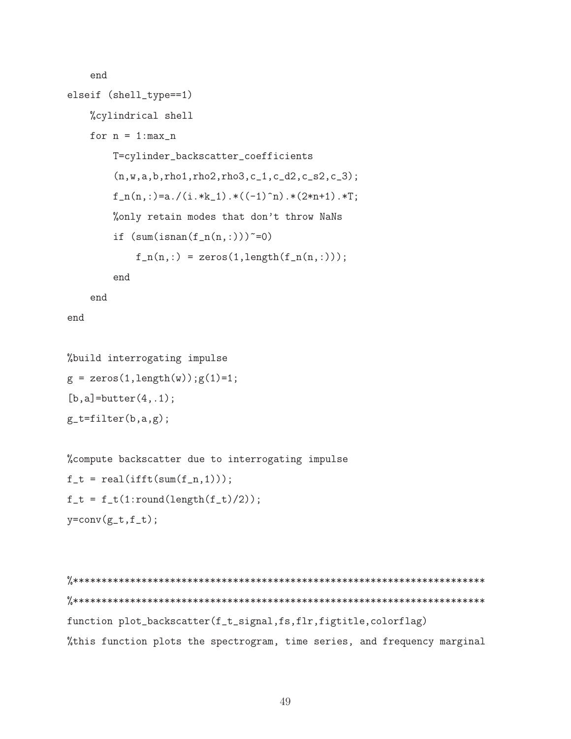```
    end
elseif (shell_type==1)
    %cylindrical shell
    for n = 1:max_n
        T=cylinder_backscatter_coefficients
        (n,w,a,b,rho1,rho2,rho3,c_1,c_d2,c_s2,c_3);
        f_n(n,:)=a./(i.*k_1).*((-1)^n).*(2*n+1).*T;
        %only retain modes that don't throw NaNs
        if (sum(isnan(f_n(n,:)))~=0)
            f_n(n,:) = zeros(1,length(f_n(n,:)));
        end
    end
end

%build interrogating impulse
g = zeros(1,length(w));g(1)=1;
[b,a]=butter(4,.1);
g_t=filter(b,a,g);

%compute backscatter due to interrogating impulse
f_t = real(ifft(sum(f_n,1)));
f_t = f_t(1:round(length(f_t)/2));
y=conv(g_t,f_t);


%************************************************************************
%************************************************************************
function plot_backscatter(f_t_signal,fs,flr,figtitle,colorflag)
%this function plots the spectrogram, time series, and frequency marginal
```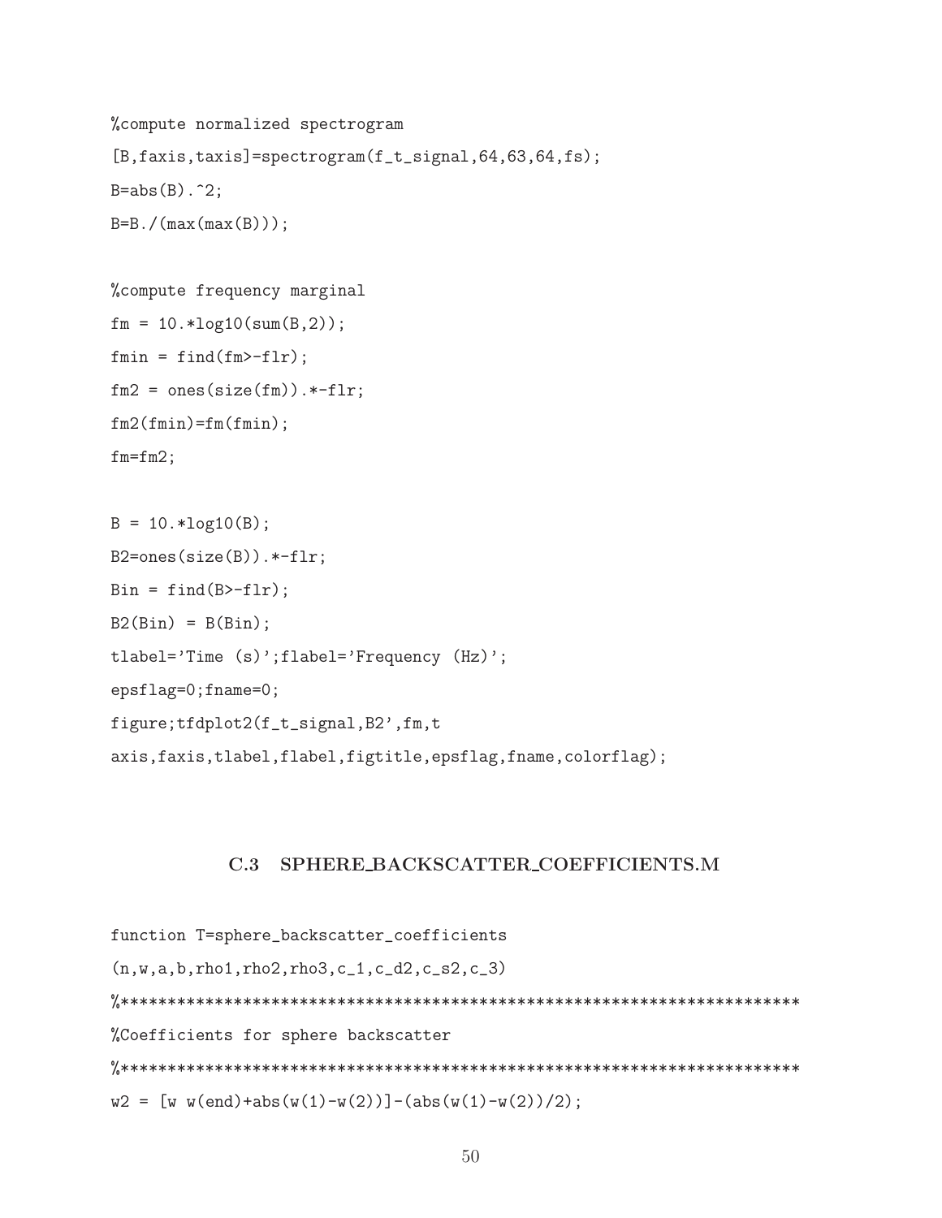```
%compute normalized spectrogram
[B,faxis,taxis]=spectrogram(f_t_signal,64,63,64,fs);
B=abs(B).^2;
B=B./(max(max(B)));

%compute frequency marginal
fm = 10.*log10(sum(B,2));
fmin = find(fm>-flr);
fm2 = ones(size(fm)).*-flr;
fm2(fmin)=fm(fmin);
fm=fm2;

B = 10.*log10(B);
B2=ones(size(B)).*-flr;
Bin = find(B>-flr);
B2(Bin) = B(Bin);
tlabel='Time (s)';flabel='Frequency (Hz)';
epsflag=0;fname=0;
figure;tfdplot2(f_t_signal,B2',fm,t
axis,faxis,tlabel,flabel,figtitle,epsflag,fname,colorflag);
```

## C.3 SPHERE_BACKSCATTER_COEFFICIENTS.M

```
function T=sphere_backscatter_coefficients
(n,w,a,b,rho1,rho2,rho3,c_1,c_d2,c_s2,c_3)
%***********************************************************************
%Coefficients for sphere backscatter
%***********************************************************************
w2 = [w w(end)+abs(w(1)-w(2))]-(abs(w(1)-w(2))/2);
```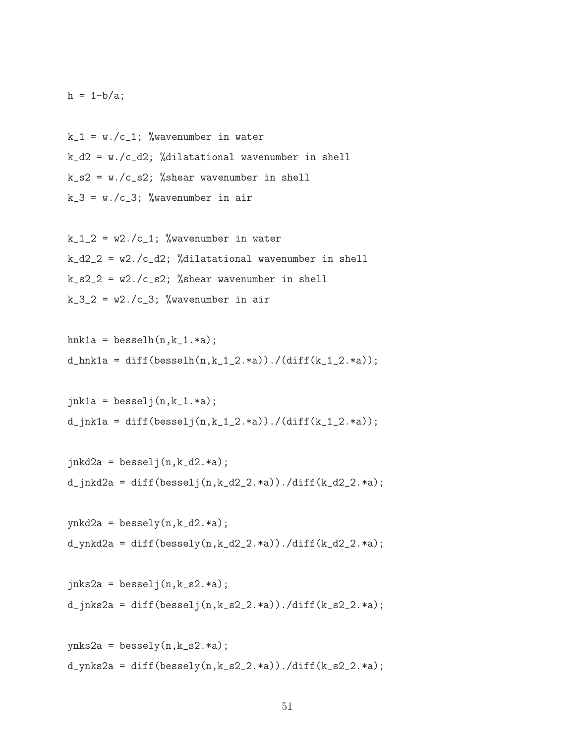```
h = 1-b/a;

k_1 = w./c_1; %wavenumber in water
k_d2 = w./c_d2; %dilatational wavenumber in shell
k_s2 = w./c_s2; %shear wavenumber in shell
k_3 = w./c_3; %wavenumber in air

k_1_2 = w2./c_1; %wavenumber in water
k_d2_2 = w2./c_d2; %dilatational wavenumber in shell
k_s2_2 = w2./c_s2; %shear wavenumber in shell
k_3_2 = w2./c_3; %wavenumber in air

hnk1a = besselh(n,k_1.*a);
d_hnk1a = diff(besselh(n,k_1_2.*a))./(diff(k_1_2.*a));

jnk1a = besselj(n,k_1.*a);
d_jnk1a = diff(besselj(n,k_1_2.*a))./(diff(k_1_2.*a));

jnkd2a = besselj(n,k_d2.*a);
d_jnkd2a = diff(besselj(n,k_d2_2.*a))./diff(k_d2_2.*a);

ynkd2a = bessely(n,k_d2.*a);
d_ynkd2a = diff(bessely(n,k_d2_2.*a))./diff(k_d2_2.*a);

jnks2a = besselj(n,k_s2.*a);
d_jnks2a = diff(besselj(n,k_s2_2.*a))./diff(k_s2_2.*a);

ynks2a = bessely(n,k_s2.*a);
d_ynks2a = diff(bessely(n,k_s2_2.*a))./diff(k_s2_2.*a);
```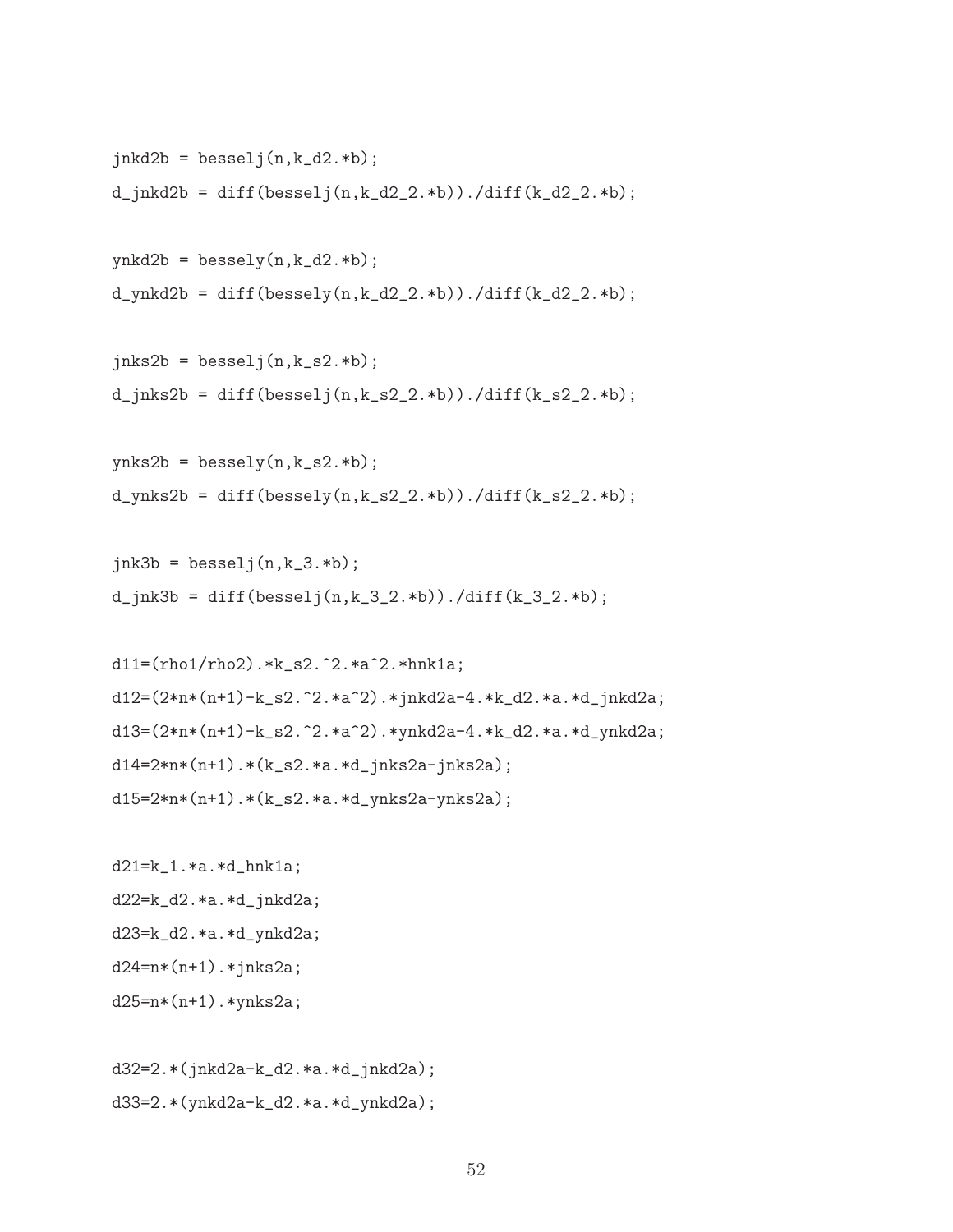```
jnkd2b = besselj(n,k_d2.*b);
d_jnkd2b = diff(besselj(n,k_d2_2.*b))./diff(k_d2_2.*b);

ynkd2b = bessely(n,k_d2.*b);
d_ynkd2b = diff(bessely(n,k_d2_2.*b))./diff(k_d2_2.*b);

jnks2b = besselj(n,k_s2.*b);
d_jnks2b = diff(besselj(n,k_s2_2.*b))./diff(k_s2_2.*b);

ynks2b = bessely(n,k_s2.*b);
d_ynks2b = diff(bessely(n,k_s2_2.*b))./diff(k_s2_2.*b);

jnk3b = besselj(n,k_3.*b);
d_jnk3b = diff(besselj(n,k_3_2.*b))./diff(k_3_2.*b);

d11=(rho1/rho2).*k_s2.^2.*a^2.*hnk1a;
d12=(2*n*(n+1)-k_s2.^2.*a^2).*jnkd2a-4.*k_d2.*a.*d_jnkd2a;
d13=(2*n*(n+1)-k_s2.^2.*a^2).*ynkd2a-4.*k_d2.*a.*d_ynkd2a;
d14=2*n*(n+1).*(k_s2.*a.*d_jnks2a-jnks2a);
d15=2*n*(n+1).*(k_s2.*a.*d_ynks2a-ynks2a);

d21=k_1.*a.*d_hnk1a;
d22=k_d2.*a.*d_jnkd2a;
d23=k_d2.*a.*d_ynkd2a;
d24=n*(n+1).*jnks2a;
d25=n*(n+1).*ynks2a;

d32=2.*(jnkd2a-k_d2.*a.*d_jnkd2a);
d33=2.*(ynkd2a-k_d2.*a.*d_ynkd2a);
```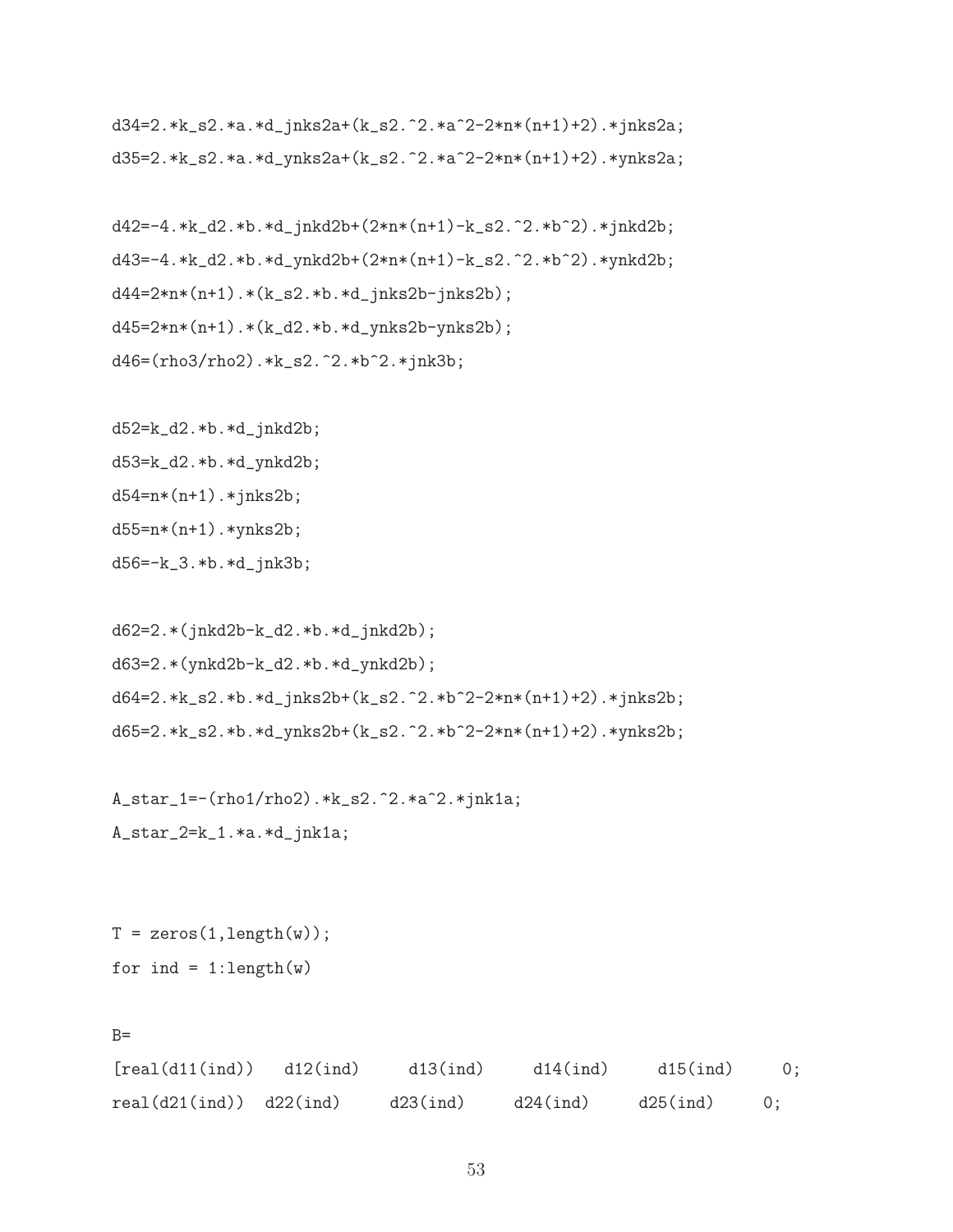```
d34=2.*k_s2.*a.*d_jnks2a+(k_s2.^2.*a^2-2*n*(n+1)+2).*jnks2a;
d35=2.*k_s2.*a.*d_ynks2a+(k_s2.^2.*a^2-2*n*(n+1)+2).*ynks2a;

d42=-4.*k_d2.*b.*d_jnkd2b+(2*n*(n+1)-k_s2.^2.*b^2).*jnkd2b;
d43=-4.*k_d2.*b.*d_ynkd2b+(2*n*(n+1)-k_s2.^2.*b^2).*ynkd2b;
d44=2*n*(n+1).*(k_s2.*b.*d_jnks2b-jnks2b);
d45=2*n*(n+1).*(k_d2.*b.*d_ynks2b-ynks2b);
d46=(rho3/rho2).*k_s2.^2.*b^2.*jnk3b;

d52=k_d2.*b.*d_jnkd2b;
d53=k_d2.*b.*d_ynkd2b;
d54=n*(n+1).*jnks2b;
d55=n*(n+1).*ynks2b;
d56=-k_3.*b.*d_jnk3b;

d62=2.*(jnkd2b-k_d2.*b.*d_jnkd2b);
d63=2.*(ynkd2b-k_d2.*b.*d_ynkd2b);
d64=2.*k_s2.*b.*d_jnks2b+(k_s2.^2.*b^2-2*n*(n+1)+2).*jnks2b;
d65=2.*k_s2.*b.*d_ynks2b+(k_s2.^2.*b^2-2*n*(n+1)+2).*ynks2b;

A_star_1=-(rho1/rho2).*k_s2.^2.*a^2.*jnk1a;
A_star_2=k_1.*a.*d_jnk1a;


T = zeros(1,length(w));
for ind = 1:length(w)

B=
[real(d11(ind))   d12(ind)     d13(ind)     d14(ind)     d15(ind)     0;
real(d21(ind))  d22(ind)     d23(ind)     d24(ind)     d25(ind)     0;
```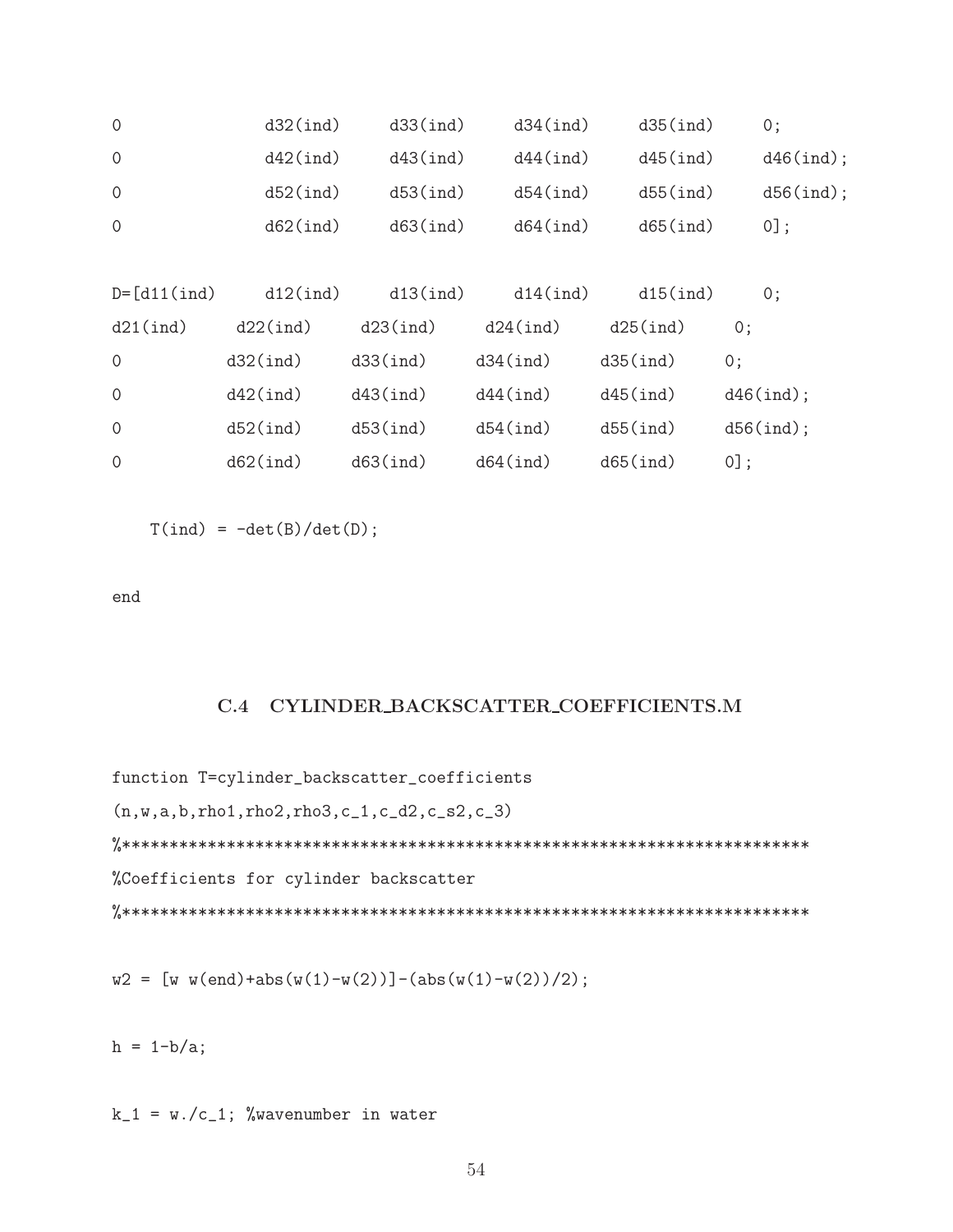```
0           d32(ind)    d33(ind)    d34(ind)    d35(ind)    0;
0           d42(ind)    d43(ind)    d44(ind)    d45(ind)    d46(ind);
0           d52(ind)    d53(ind)    d54(ind)    d55(ind)    d56(ind);
0           d62(ind)    d63(ind)    d64(ind)    d65(ind)    0];

D=[d11(ind)     d12(ind)    d13(ind)    d14(ind)    d15(ind)    0;
d21(ind)    d22(ind)    d23(ind)    d24(ind)    d25(ind)    0;
0           d32(ind)    d33(ind)    d34(ind)    d35(ind)    0;
0           d42(ind)    d43(ind)    d44(ind)    d45(ind)    d46(ind);
0           d52(ind)    d53(ind)    d54(ind)    d55(ind)    d56(ind);
0           d62(ind)    d63(ind)    d64(ind)    d65(ind)    0];

    T(ind) = -det(B)/det(D);

end
```

### C.4 CYLINDER_BACKSCATTER_COEFFICIENTS.M

```
function T=cylinder_backscatter_coefficients
(n,w,a,b,rho1,rho2,rho3,c_1,c_d2,c_s2,c_3)
%**********************************************************************
%Coefficients for cylinder backscatter
%**********************************************************************

w2 = [w w(end)+abs(w(1)-w(2))]-(abs(w(1)-w(2))/2);

h = 1-b/a;

k_1 = w./c_1; %wavenumber in water
```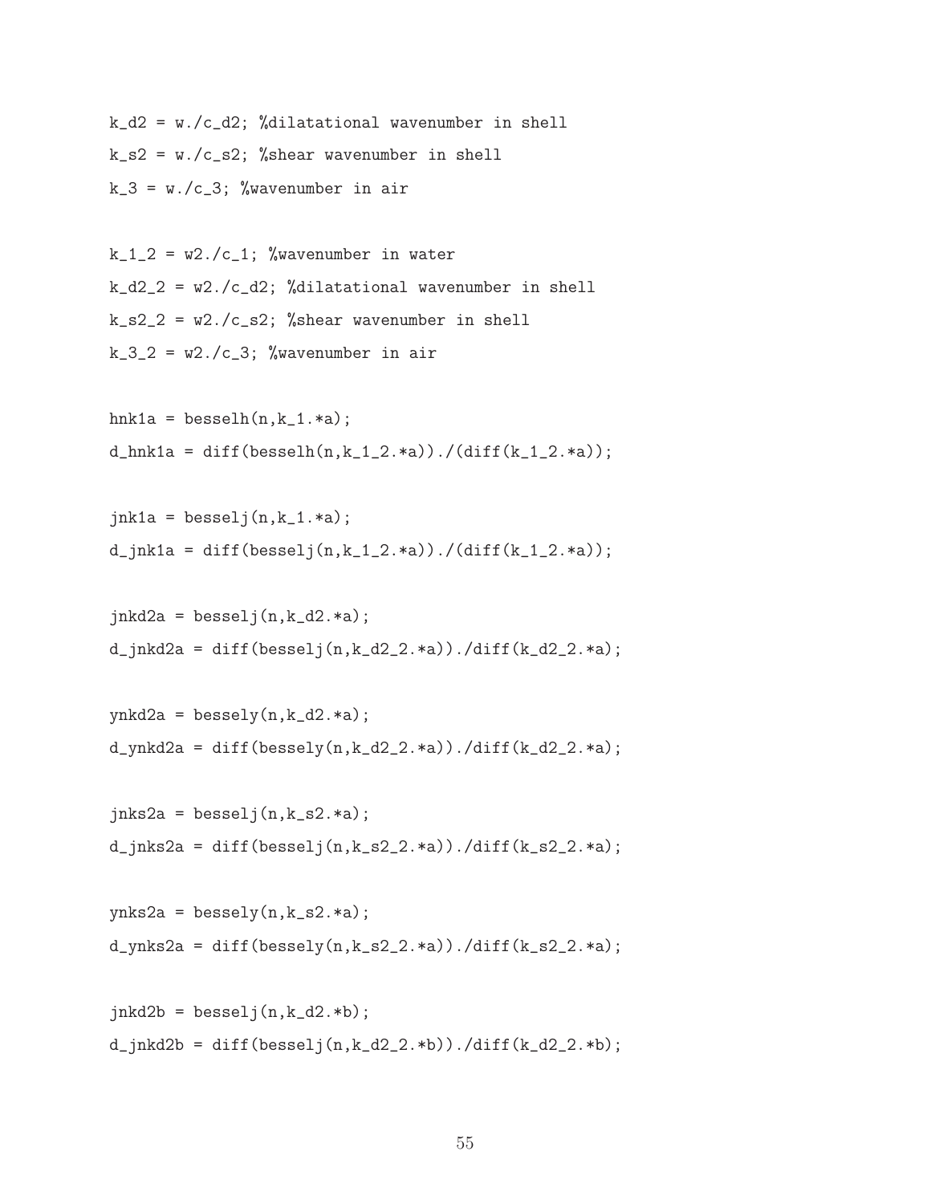```
k_d2 = w./c_d2; %dilatational wavenumber in shell
k_s2 = w./c_s2; %shear wavenumber in shell
k_3 = w./c_3; %wavenumber in air

k_1_2 = w2./c_1; %wavenumber in water
k_d2_2 = w2./c_d2; %dilatational wavenumber in shell
k_s2_2 = w2./c_s2; %shear wavenumber in shell
k_3_2 = w2./c_3; %wavenumber in air

hnk1a = besselh(n,k_1.*a);
d_hnk1a = diff(besselh(n,k_1_2.*a))./(diff(k_1_2.*a));

jnk1a = besselj(n,k_1.*a);
d_jnk1a = diff(besselj(n,k_1_2.*a))./(diff(k_1_2.*a));

jnkd2a = besselj(n,k_d2.*a);
d_jnkd2a = diff(besselj(n,k_d2_2.*a))./diff(k_d2_2.*a);

ynkd2a = bessely(n,k_d2.*a);
d_ynkd2a = diff(bessely(n,k_d2_2.*a))./diff(k_d2_2.*a);

jnks2a = besselj(n,k_s2.*a);
d_jnks2a = diff(besselj(n,k_s2_2.*a))./diff(k_s2_2.*a);

ynks2a = bessely(n,k_s2.*a);
d_ynks2a = diff(bessely(n,k_s2_2.*a))./diff(k_s2_2.*a);

jnkd2b = besselj(n,k_d2.*b);
d_jnkd2b = diff(besselj(n,k_d2_2.*b))./diff(k_d2_2.*b);
```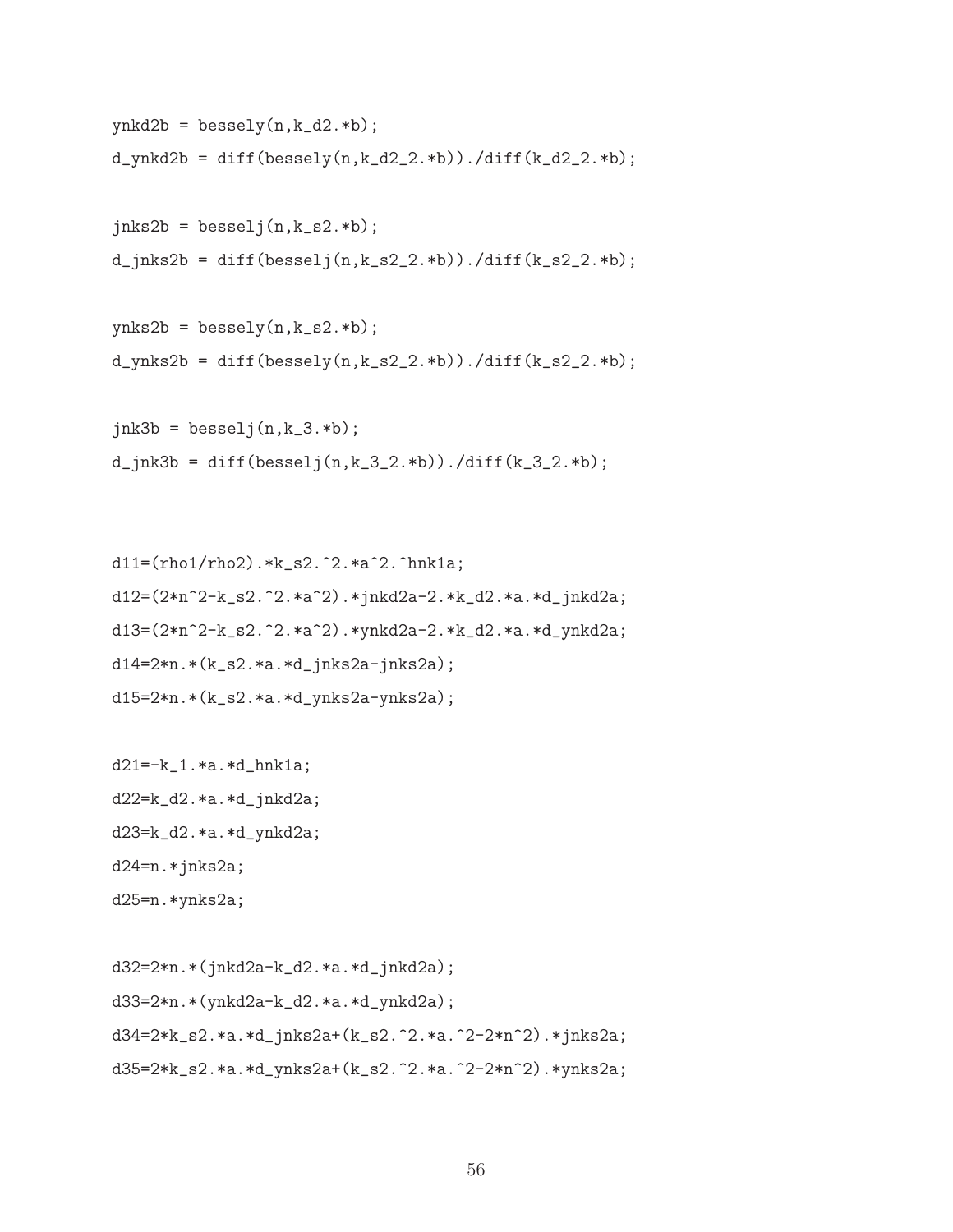```
ynkd2b = bessely(n,k_d2.*b);
d_ynkd2b = diff(bessely(n,k_d2_2.*b))./diff(k_d2_2.*b);

jnks2b = besselj(n,k_s2.*b);
d_jnks2b = diff(besselj(n,k_s2_2.*b))./diff(k_s2_2.*b);

ynks2b = bessely(n,k_s2.*b);
d_ynks2b = diff(bessely(n,k_s2_2.*b))./diff(k_s2_2.*b);

jnk3b = besselj(n,k_3.*b);
d_jnk3b = diff(besselj(n,k_3_2.*b))./diff(k_3_2.*b);



d11=(rho1/rho2).*k_s2.^2.*a^2.^hnk1a;
d12=(2*n^2-k_s2.^2.*a^2).*jnkd2a-2.*k_d2.*a.*d_jnkd2a;
d13=(2*n^2-k_s2.^2.*a^2).*ynkd2a-2.*k_d2.*a.*d_ynkd2a;
d14=2*n.*(k_s2.*a.*d_jnks2a-jnks2a);
d15=2*n.*(k_s2.*a.*d_ynks2a-ynks2a);

d21=-k_1.*a.*d_hnk1a;
d22=k_d2.*a.*d_jnkd2a;
d23=k_d2.*a.*d_ynkd2a;
d24=n.*jnks2a;
d25=n.*ynks2a;

d32=2*n.*(jnkd2a-k_d2.*a.*d_jnkd2a);
d33=2*n.*(ynkd2a-k_d2.*a.*d_ynkd2a);
d34=2*k_s2.*a.*d_jnks2a+(k_s2.^2.*a.^2-2*n^2).*jnks2a;
d35=2*k_s2.*a.*d_ynks2a+(k_s2.^2.*a.^2-2*n^2).*ynks2a;
```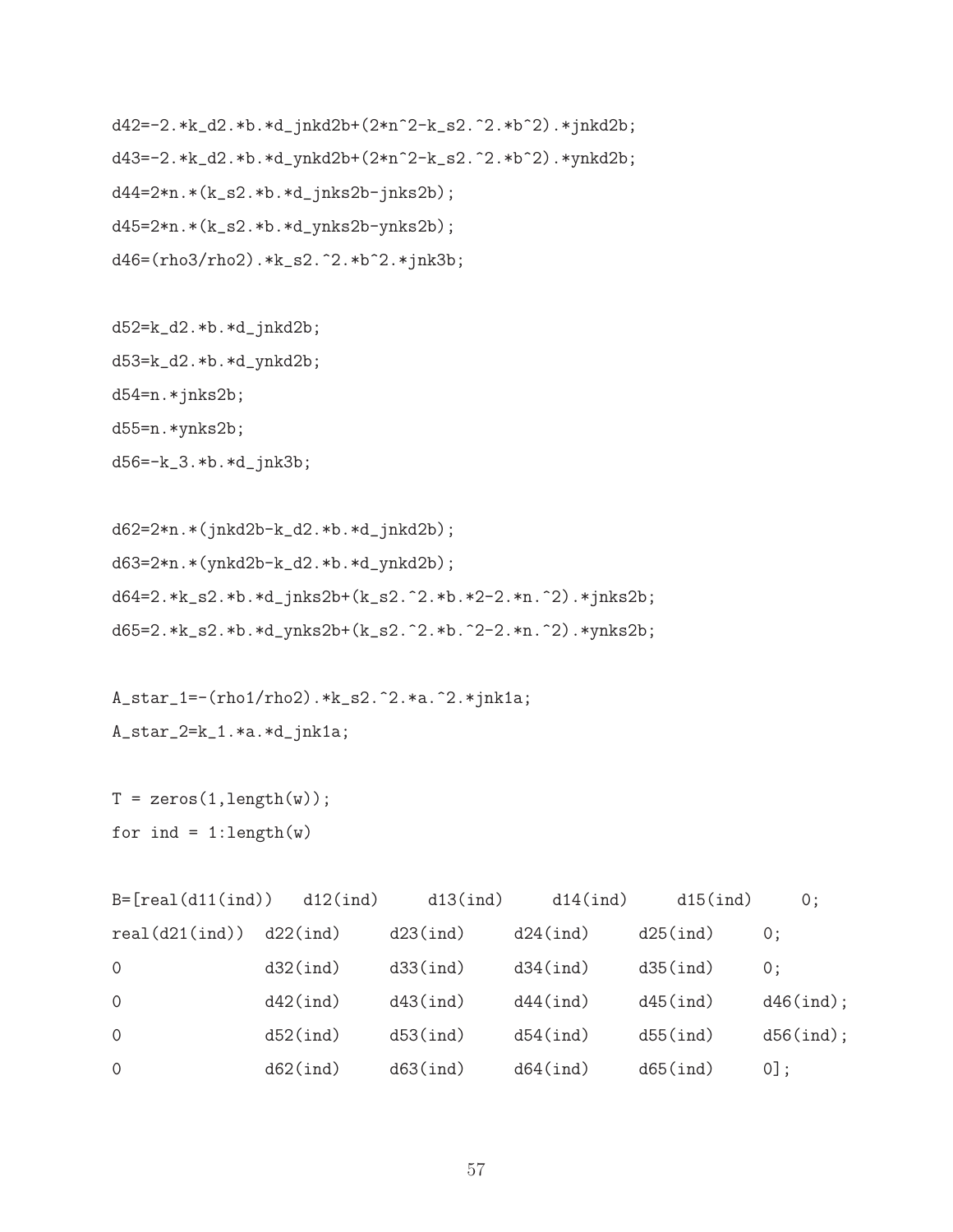```
d42=-2.*k_d2.*b.*d_jnkd2b+(2*n^2-k_s2.^2.*b^2).*jnkd2b;
d43=-2.*k_d2.*b.*d_ynkd2b+(2*n^2-k_s2.^2.*b^2).*ynkd2b;
d44=2*n.*(k_s2.*b.*d_jnks2b-jnks2b);
d45=2*n.*(k_s2.*b.*d_ynks2b-ynks2b);
d46=(rho3/rho2).*k_s2.^2.*b^2.*jnk3b;

d52=k_d2.*b.*d_jnkd2b;
d53=k_d2.*b.*d_ynkd2b;
d54=n.*jnks2b;
d55=n.*ynks2b;
d56=-k_3.*b.*d_jnk3b;

d62=2*n.*(jnkd2b-k_d2.*b.*d_jnkd2b);
d63=2*n.*(ynkd2b-k_d2.*b.*d_ynkd2b);
d64=2.*k_s2.*b.*d_jnks2b+(k_s2.^2.*b.*2-2.*n.^2).*jnks2b;
d65=2.*k_s2.*b.*d_ynks2b+(k_s2.^2.*b.^2-2.*n.^2).*ynks2b;

A_star_1=-(rho1/rho2).*k_s2.^2.*a.^2.*jnk1a;
A_star_2=k_1.*a.*d_jnk1a;

T = zeros(1,length(w));
for ind = 1:length(w)

B=[real(d11(ind))   d12(ind)     d13(ind)     d14(ind)     d15(ind)     0;
real(d21(ind))  d22(ind)     d23(ind)     d24(ind)     d25(ind)     0;
0               d32(ind)     d33(ind)     d34(ind)     d35(ind)     0;
0               d42(ind)     d43(ind)     d44(ind)     d45(ind)     d46(ind);
0               d52(ind)     d53(ind)     d54(ind)     d55(ind)     d56(ind);
0               d62(ind)     d63(ind)     d64(ind)     d65(ind)     0];
```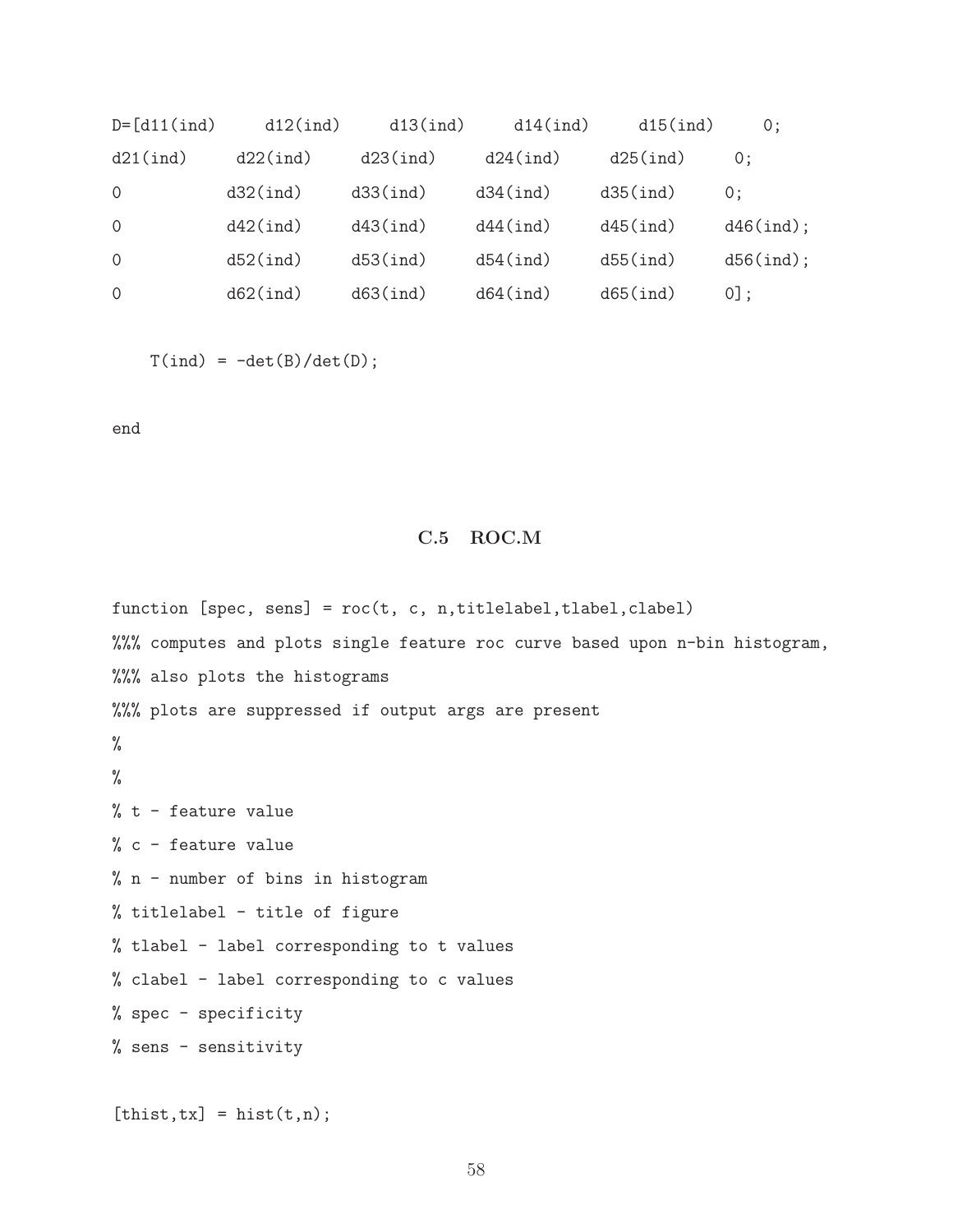```
D=[d11(ind)     d12(ind)     d13(ind)     d14(ind)     d15(ind)     0;
d21(ind)     d22(ind)     d23(ind)     d24(ind)     d25(ind)     0;
0           d32(ind)     d33(ind)     d34(ind)     d35(ind)     0;
0           d42(ind)     d43(ind)     d44(ind)     d45(ind)     d46(ind);
0           d52(ind)     d53(ind)     d54(ind)     d55(ind)     d56(ind);
0           d62(ind)     d63(ind)     d64(ind)     d65(ind)     0];

    T(ind) = -det(B)/det(D);

end
```

## C.5 ROC.M

```
function [spec, sens] = roc(t, c, n,titlelabel,tlabel,clabel)
%%% computes and plots single feature roc curve based upon n-bin histogram,
%%% also plots the histograms
%%% plots are suppressed if output args are present
%
%
% t - feature value
% c - feature value
% n - number of bins in histogram
% titlelabel - title of figure
% tlabel - label corresponding to t values
% clabel - label corresponding to c values
% spec - specificity
% sens - sensitivity

[thist,tx] = hist(t,n);
```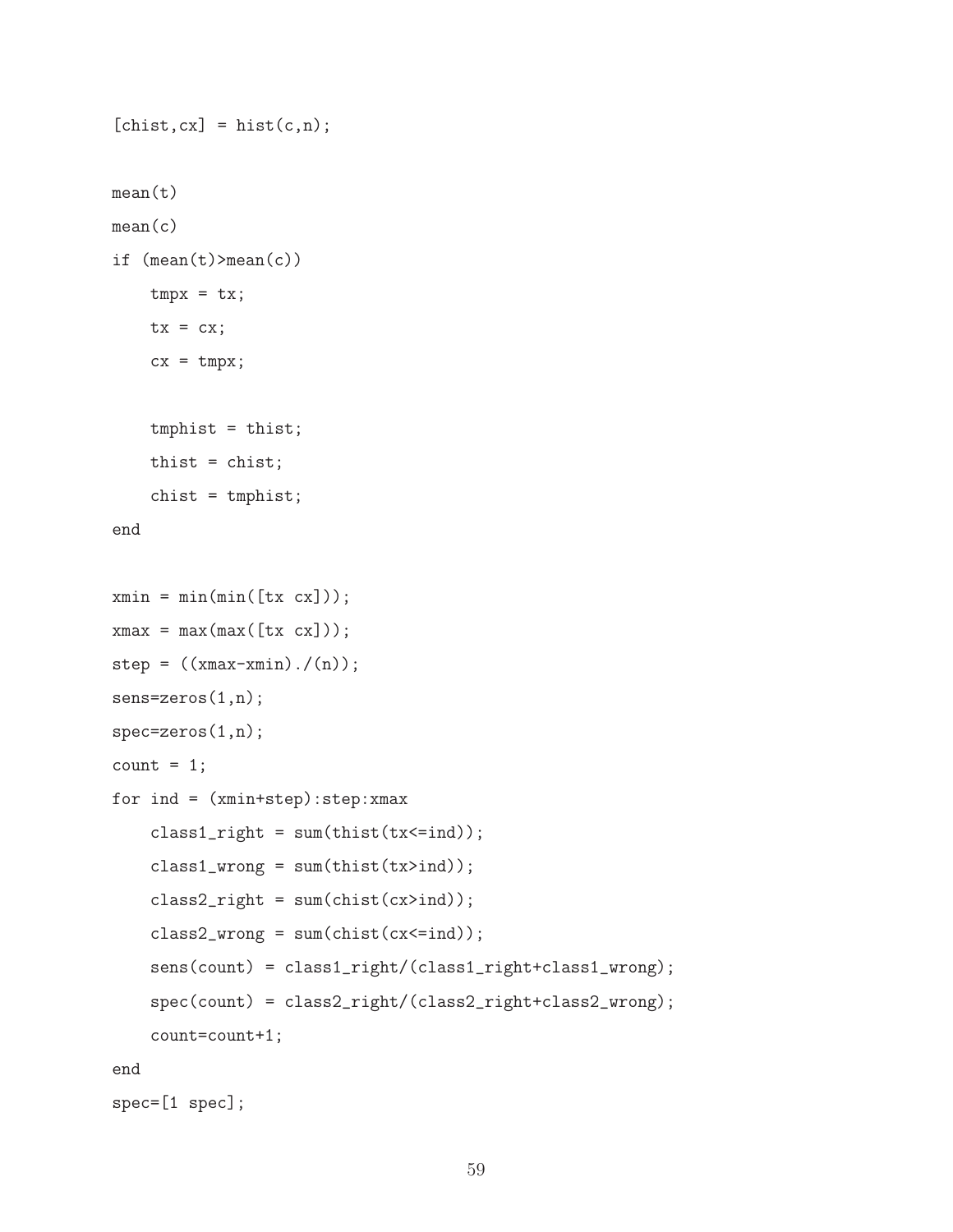```
[chist,cx] = hist(c,n);

mean(t)
mean(c)
if (mean(t)>mean(c))
    tmpx = tx;
    tx = cx;
    cx = tmpx;

    tmphist = thist;
    thist = chist;
    chist = tmphist;
end

xmin = min(min([tx cx]));
xmax = max(max([tx cx]));
step = ((xmax-xmin)./(n));
sens=zeros(1,n);
spec=zeros(1,n);
count = 1;
for ind = (xmin+step):step:xmax
    class1_right = sum(thist(tx<=ind));
    class1_wrong = sum(thist(tx>ind));
    class2_right = sum(chist(cx>ind));
    class2_wrong = sum(chist(cx<=ind));
    sens(count) = class1_right/(class1_right+class1_wrong);
    spec(count) = class2_right/(class2_right+class2_wrong);
    count=count+1;
end
spec=[1 spec];
```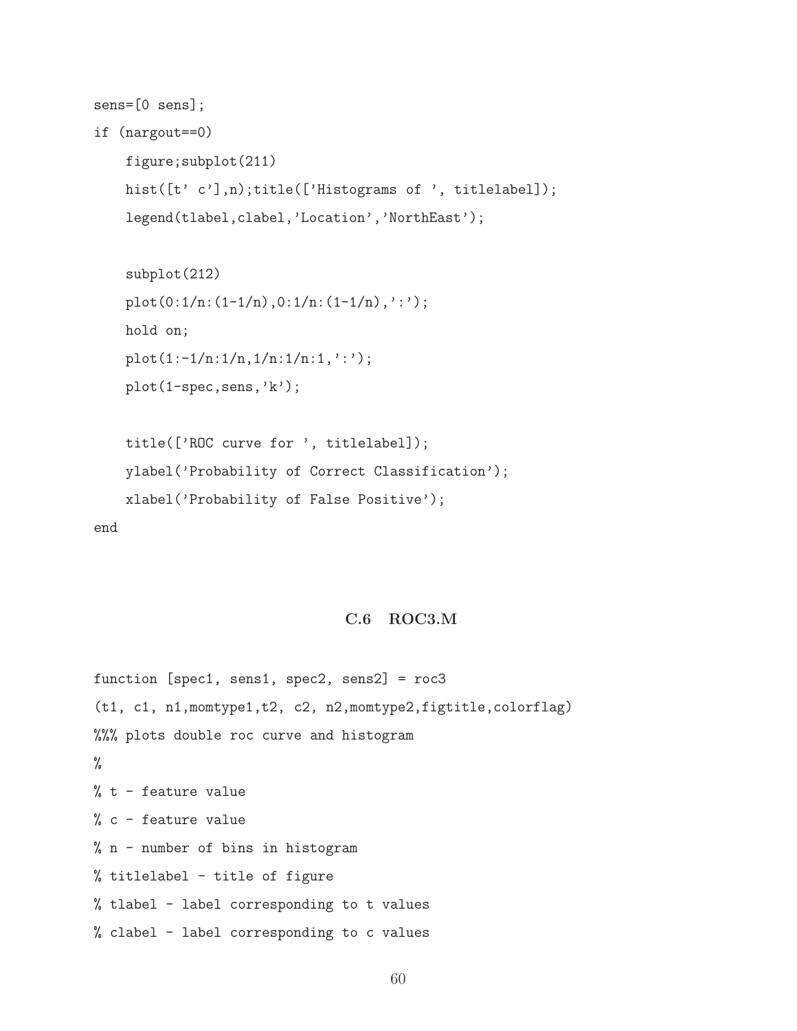```
sens=[0 sens];
if (nargout==0)
    figure;subplot(211)
    hist([t' c'],n);title(['Histograms of ', titlelabel]);
    legend(tlabel,clabel,'Location','NorthEast');

    subplot(212)
    plot(0:1/n:(1-1/n),0:1/n:(1-1/n),':');
    hold on;
    plot(1:-1/n:1/n,1/n:1/n:1,':');
    plot(1-spec,sens,'k');

    title(['ROC curve for ', titlelabel]);
    ylabel('Probability of Correct Classification');
    xlabel('Probability of False Positive');
end
```

### C.6 ROC3.M

```
function [spec1, sens1, spec2, sens2] = roc3
(t1, c1, n1,momtype1,t2, c2, n2,momtype2,figtitle,colorflag)
%%% plots double roc curve and histogram
%
% t - feature value
% c - feature value
% n - number of bins in histogram
% titlelabel - title of figure
% tlabel - label corresponding to t values
% clabel - label corresponding to c values
```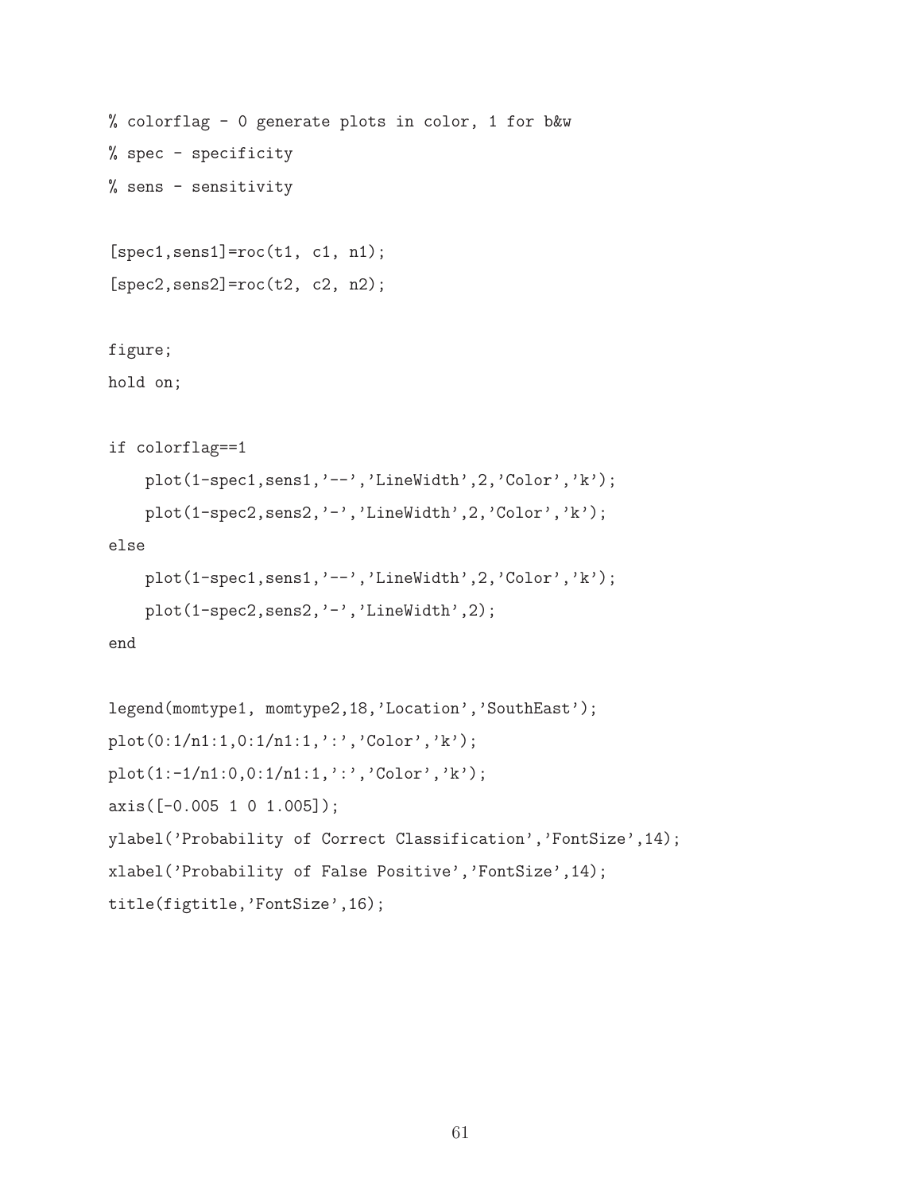```
% colorflag - 0 generate plots in color, 1 for b&w
% spec - specificity
% sens - sensitivity

[spec1,sens1]=roc(t1, c1, n1);
[spec2,sens2]=roc(t2, c2, n2);

figure;
hold on;

if colorflag==1
    plot(1-spec1,sens1,'--','LineWidth',2,'Color','k');
    plot(1-spec2,sens2,'-','LineWidth',2,'Color','k');
else
    plot(1-spec1,sens1,'--','LineWidth',2,'Color','k');
    plot(1-spec2,sens2,'-','LineWidth',2);
end

legend(momtype1, momtype2,18,'Location','SouthEast');
plot(0:1/n1:1,0:1/n1:1,':','Color','k');
plot(1:-1/n1:0,0:1/n1:1,':','Color','k');
axis([-0.005 1 0 1.005]);
ylabel('Probability of Correct Classification','FontSize',14);
xlabel('Probability of False Positive','FontSize',14);
title(figtitle,'FontSize',16);
```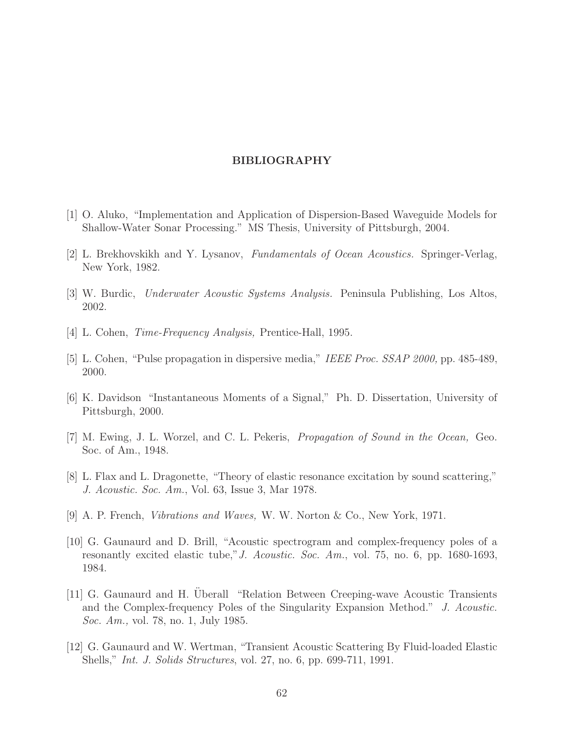# BIBLIOGRAPHY

[1] O. Aluko, "Implementation and Application of Dispersion-Based Waveguide Models for Shallow-Water Sonar Processing." MS Thesis, University of Pittsburgh, 2004.

[2] L. Brekhovskikh and Y. Lysanov, *Fundamentals of Ocean Acoustics.* Springer-Verlag, New York, 1982.

[3] W. Burdic, *Underwater Acoustic Systems Analysis.* Peninsula Publishing, Los Altos, 2002.

[4] L. Cohen, *Time-Frequency Analysis,* Prentice-Hall, 1995.

[5] L. Cohen, "Pulse propagation in dispersive media," *IEEE Proc. SSAP 2000,* pp. 485-489, 2000.

[6] K. Davidson "Instantaneous Moments of a Signal," Ph. D. Dissertation, University of Pittsburgh, 2000.

[7] M. Ewing, J. L. Worzel, and C. L. Pekeris, *Propagation of Sound in the Ocean,* Geo. Soc. of Am., 1948.

[8] L. Flax and L. Dragonette, "Theory of elastic resonance excitation by sound scattering," *J. Acoustic. Soc. Am.*, Vol. 63, Issue 3, Mar 1978.

[9] A. P. French, *Vibrations and Waves,* W. W. Norton & Co., New York, 1971.

[10] G. Gaunaurd and D. Brill, "Acoustic spectrogram and complex-frequency poles of a resonantly excited elastic tube,"*J. Acoustic. Soc. Am.*, vol. 75, no. 6, pp. 1680-1693, 1984.

[11] G. Gaunaurd and H. Überall "Relation Between Creeping-wave Acoustic Transients and the Complex-frequency Poles of the Singularity Expansion Method." *J. Acoustic. Soc. Am.,* vol. 78, no. 1, July 1985.

[12] G. Gaunaurd and W. Wertman, "Transient Acoustic Scattering By Fluid-loaded Elastic Shells," *Int. J. Solids Structures*, vol. 27, no. 6, pp. 699-711, 1991.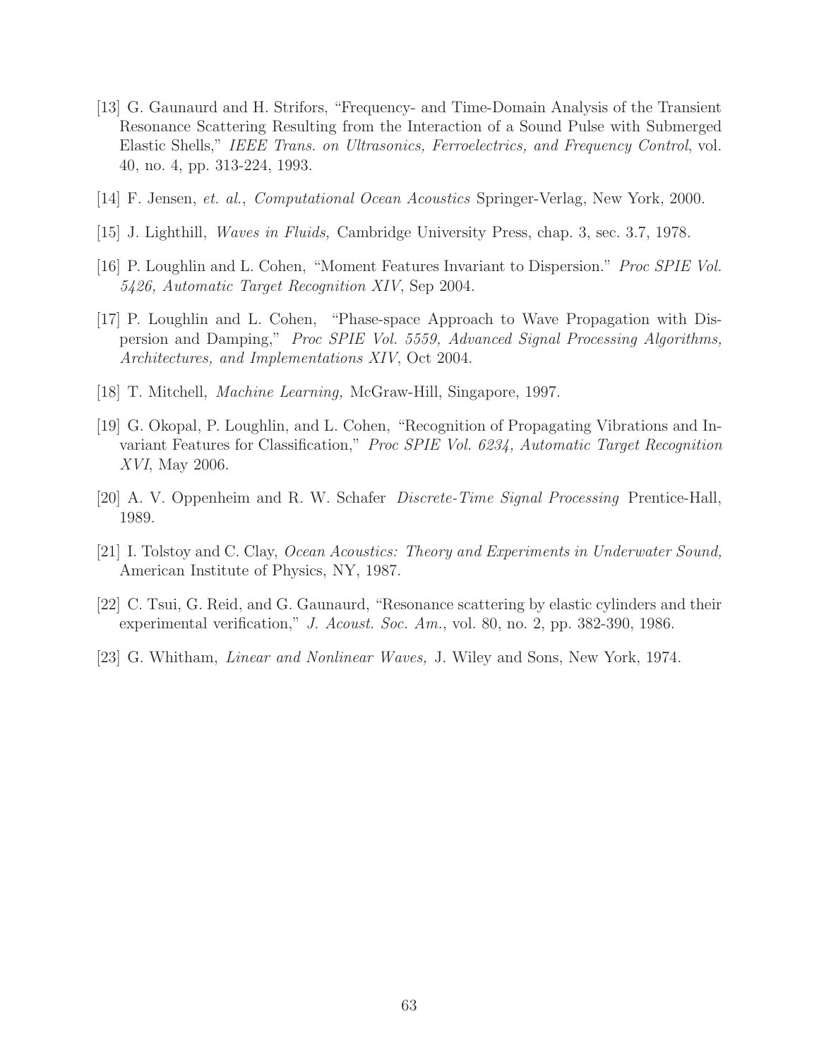[13] G. Gaunaurd and H. Strifors, "Frequency- and Time-Domain Analysis of the Transient Resonance Scattering Resulting from the Interaction of a Sound Pulse with Submerged Elastic Shells," *IEEE Trans. on Ultrasonics, Ferroelectrics, and Frequency Control*, vol. 40, no. 4, pp. 313-224, 1993.

[14] F. Jensen, *et. al.*, *Computational Ocean Acoustics* Springer-Verlag, New York, 2000.

[15] J. Lighthill, *Waves in Fluids,* Cambridge University Press, chap. 3, sec. 3.7, 1978.

[16] P. Loughlin and L. Cohen, "Moment Features Invariant to Dispersion." *Proc SPIE Vol. 5426, Automatic Target Recognition XIV*, Sep 2004.

[17] P. Loughlin and L. Cohen, "Phase-space Approach to Wave Propagation with Dispersion and Damping," *Proc SPIE Vol. 5559, Advanced Signal Processing Algorithms, Architectures, and Implementations XIV*, Oct 2004.

[18] T. Mitchell, *Machine Learning,* McGraw-Hill, Singapore, 1997.

[19] G. Okopal, P. Loughlin, and L. Cohen, "Recognition of Propagating Vibrations and Invariant Features for Classification," *Proc SPIE Vol. 6234, Automatic Target Recognition XVI*, May 2006.

[20] A. V. Oppenheim and R. W. Schafer *Discrete-Time Signal Processing* Prentice-Hall, 1989.

[21] I. Tolstoy and C. Clay, *Ocean Acoustics: Theory and Experiments in Underwater Sound,* American Institute of Physics, NY, 1987.

[22] C. Tsui, G. Reid, and G. Gaunaurd, "Resonance scattering by elastic cylinders and their experimental verification," *J. Acoust. Soc. Am.*, vol. 80, no. 2, pp. 382-390, 1986.

[23] G. Whitham, *Linear and Nonlinear Waves,* J. Wiley and Sons, New York, 1974.